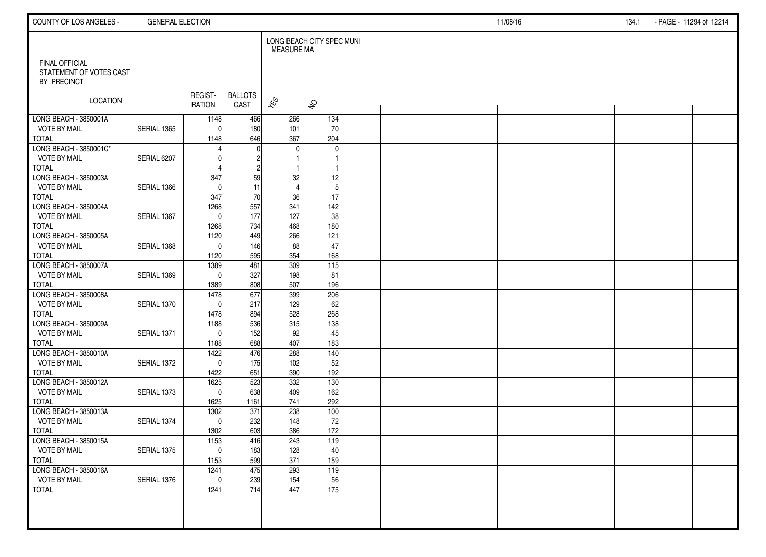FINAL OFFICIAL
STATEMENT OF VOTES CAST
BY PRECINCT

LONG BEACH CITY SPEC MUNI
MEASURE MA

| LOCATION | | REGISTRATION | BALLOTS CAST | YES | NO |
|---|---|---|---|---|---|
| LONG BEACH - 3850001A | | 1148 | 466 | 266 | 134 |
| VOTE BY MAIL | SERIAL 1365 | 0 | 180 | 101 | 70 |
| TOTAL | | 1148 | 646 | 367 | 204 |
| LONG BEACH - 3850001C* | | 4 | 0 | 0 | 0 |
| VOTE BY MAIL | SERIAL 6207 | 0 | 2 | 1 | 1 |
| TOTAL | | 4 | 2 | 1 | 1 |
| LONG BEACH - 3850003A | | 347 | 59 | 32 | 12 |
| VOTE BY MAIL | SERIAL 1366 | 0 | 11 | 4 | 5 |
| TOTAL | | 347 | 70 | 36 | 17 |
| LONG BEACH - 3850004A | | 1268 | 557 | 341 | 142 |
| VOTE BY MAIL | SERIAL 1367 | 0 | 177 | 127 | 38 |
| TOTAL | | 1268 | 734 | 468 | 180 |
| LONG BEACH - 3850005A | | 1120 | 449 | 266 | 121 |
| VOTE BY MAIL | SERIAL 1368 | 0 | 146 | 88 | 47 |
| TOTAL | | 1120 | 595 | 354 | 168 |
| LONG BEACH - 3850007A | | 1389 | 481 | 309 | 115 |
| VOTE BY MAIL | SERIAL 1369 | 0 | 327 | 198 | 81 |
| TOTAL | | 1389 | 808 | 507 | 196 |
| LONG BEACH - 3850008A | | 1478 | 677 | 399 | 206 |
| VOTE BY MAIL | SERIAL 1370 | 0 | 217 | 129 | 62 |
| TOTAL | | 1478 | 894 | 528 | 268 |
| LONG BEACH - 3850009A | | 1188 | 536 | 315 | 138 |
| VOTE BY MAIL | SERIAL 1371 | 0 | 152 | 92 | 45 |
| TOTAL | | 1188 | 688 | 407 | 183 |
| LONG BEACH - 3850010A | | 1422 | 476 | 288 | 140 |
| VOTE BY MAIL | SERIAL 1372 | 0 | 175 | 102 | 52 |
| TOTAL | | 1422 | 651 | 390 | 192 |
| LONG BEACH - 3850012A | | 1625 | 523 | 332 | 130 |
| VOTE BY MAIL | SERIAL 1373 | 0 | 638 | 409 | 162 |
| TOTAL | | 1625 | 1161 | 741 | 292 |
| LONG BEACH - 3850013A | | 1302 | 371 | 238 | 100 |
| VOTE BY MAIL | SERIAL 1374 | 0 | 232 | 148 | 72 |
| TOTAL | | 1302 | 603 | 386 | 172 |
| LONG BEACH - 3850015A | | 1153 | 416 | 243 | 119 |
| VOTE BY MAIL | SERIAL 1375 | 0 | 183 | 128 | 40 |
| TOTAL | | 1153 | 599 | 371 | 159 |
| LONG BEACH - 3850016A | | 1241 | 475 | 293 | 119 |
| VOTE BY MAIL | SERIAL 1376 | 0 | 239 | 154 | 56 |
| TOTAL | | 1241 | 714 | 447 | 175 |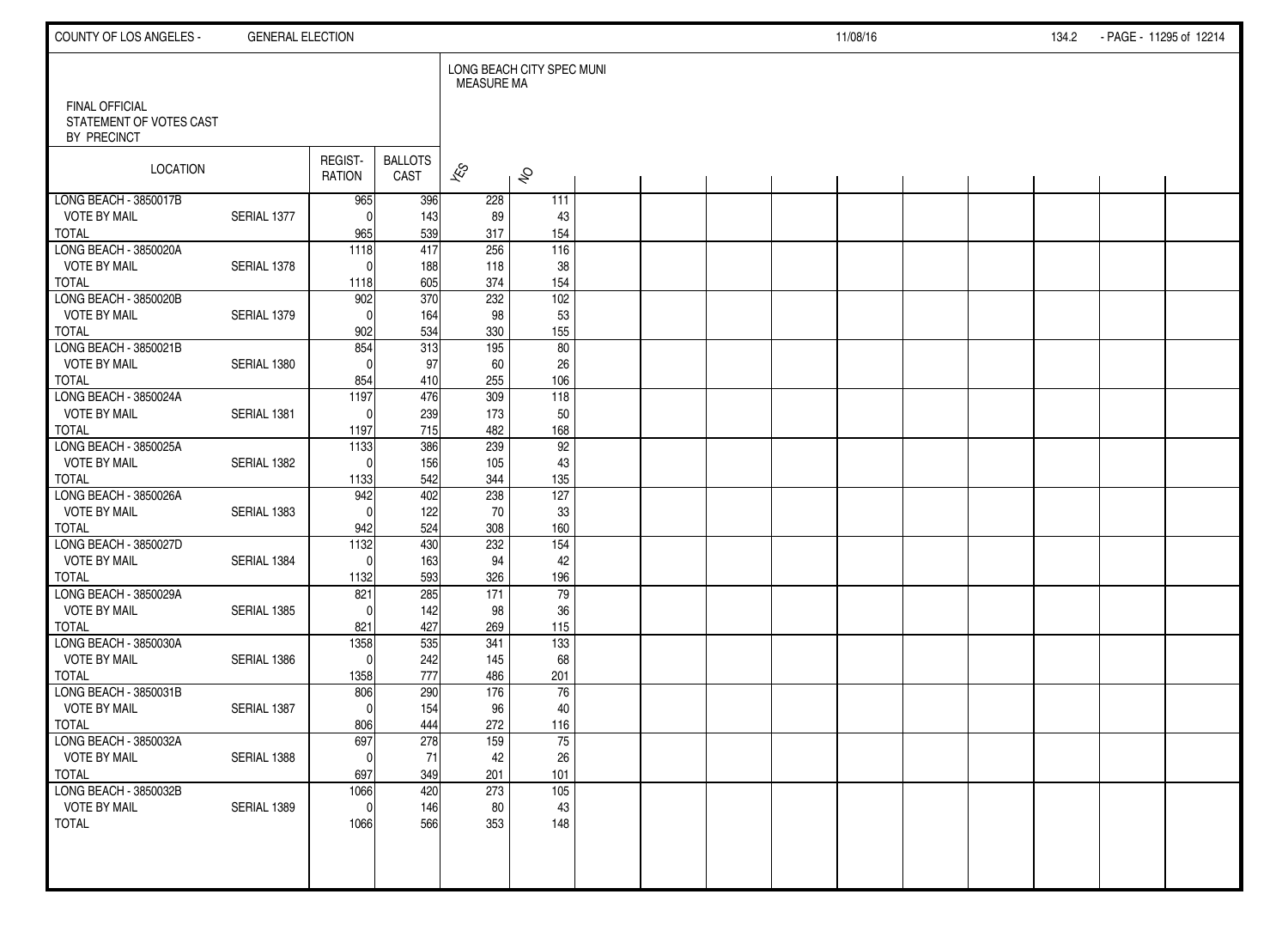FINAL OFFICIAL
STATEMENT OF VOTES CAST
BY PRECINCT

| LOCATION | | REGIST-RATION | BALLOTS CAST | LONG BEACH CITY SPEC MUNI MEASURE MA | |
|---|---|---|---|---|---|
| | | | | YES | NO |
| LONG BEACH - 3850017B | | 965 | 396 | 228 | 111 |
| VOTE BY MAIL | SERIAL 1377 | 0 | 143 | 89 | 43 |
| TOTAL | | 965 | 539 | 317 | 154 |
| LONG BEACH - 3850020A | | 1118 | 417 | 256 | 116 |
| VOTE BY MAIL | SERIAL 1378 | 0 | 188 | 118 | 38 |
| TOTAL | | 1118 | 605 | 374 | 154 |
| LONG BEACH - 3850020B | | 902 | 370 | 232 | 102 |
| VOTE BY MAIL | SERIAL 1379 | 0 | 164 | 98 | 53 |
| TOTAL | | 902 | 534 | 330 | 155 |
| LONG BEACH - 3850021B | | 854 | 313 | 195 | 80 |
| VOTE BY MAIL | SERIAL 1380 | 0 | 97 | 60 | 26 |
| TOTAL | | 854 | 410 | 255 | 106 |
| LONG BEACH - 3850024A | | 1197 | 476 | 309 | 118 |
| VOTE BY MAIL | SERIAL 1381 | 0 | 239 | 173 | 50 |
| TOTAL | | 1197 | 715 | 482 | 168 |
| LONG BEACH - 3850025A | | 1133 | 386 | 239 | 92 |
| VOTE BY MAIL | SERIAL 1382 | 0 | 156 | 105 | 43 |
| TOTAL | | 1133 | 542 | 344 | 135 |
| LONG BEACH - 3850026A | | 942 | 402 | 238 | 127 |
| VOTE BY MAIL | SERIAL 1383 | 0 | 122 | 70 | 33 |
| TOTAL | | 942 | 524 | 308 | 160 |
| LONG BEACH - 3850027D | | 1132 | 430 | 232 | 154 |
| VOTE BY MAIL | SERIAL 1384 | 0 | 163 | 94 | 42 |
| TOTAL | | 1132 | 593 | 326 | 196 |
| LONG BEACH - 3850029A | | 821 | 285 | 171 | 79 |
| VOTE BY MAIL | SERIAL 1385 | 0 | 142 | 98 | 36 |
| TOTAL | | 821 | 427 | 269 | 115 |
| LONG BEACH - 3850030A | | 1358 | 535 | 341 | 133 |
| VOTE BY MAIL | SERIAL 1386 | 0 | 242 | 145 | 68 |
| TOTAL | | 1358 | 777 | 486 | 201 |
| LONG BEACH - 3850031B | | 806 | 290 | 176 | 76 |
| VOTE BY MAIL | SERIAL 1387 | 0 | 154 | 96 | 40 |
| TOTAL | | 806 | 444 | 272 | 116 |
| LONG BEACH - 3850032A | | 697 | 278 | 159 | 75 |
| VOTE BY MAIL | SERIAL 1388 | 0 | 71 | 42 | 26 |
| TOTAL | | 697 | 349 | 201 | 101 |
| LONG BEACH - 3850032B | | 1066 | 420 | 273 | 105 |
| VOTE BY MAIL | SERIAL 1389 | 0 | 146 | 80 | 43 |
| TOTAL | | 1066 | 566 | 353 | 148 |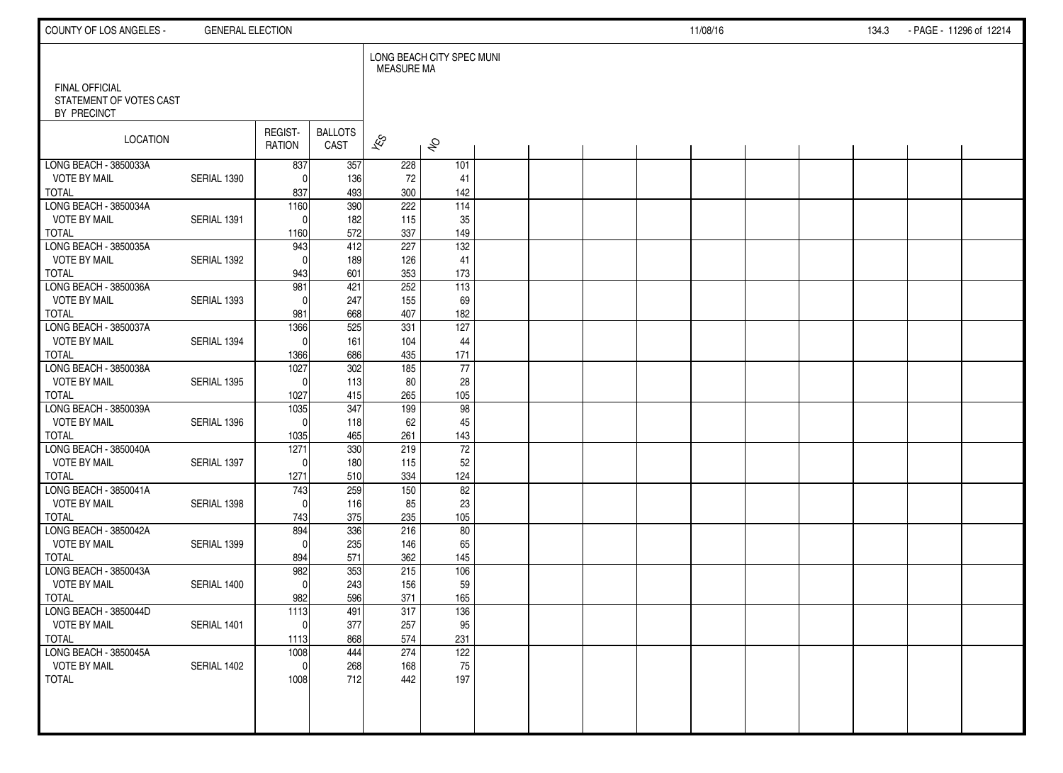FINAL OFFICIAL
STATEMENT OF VOTES CAST
BY PRECINCT

LONG BEACH CITY SPEC MUNI
MEASURE MA

| LOCATION | | REGIST-RATION | BALLOTS CAST | YES | NO |
|---|---|---|---|---|---|
| LONG BEACH - 3850033A | | 837 | 357 | 228 | 101 |
| VOTE BY MAIL | SERIAL 1390 | 0 | 136 | 72 | 41 |
| TOTAL | | 837 | 493 | 300 | 142 |
| LONG BEACH - 3850034A | | 1160 | 390 | 222 | 114 |
| VOTE BY MAIL | SERIAL 1391 | 0 | 182 | 115 | 35 |
| TOTAL | | 1160 | 572 | 337 | 149 |
| LONG BEACH - 3850035A | | 943 | 412 | 227 | 132 |
| VOTE BY MAIL | SERIAL 1392 | 0 | 189 | 126 | 41 |
| TOTAL | | 943 | 601 | 353 | 173 |
| LONG BEACH - 3850036A | | 981 | 421 | 252 | 113 |
| VOTE BY MAIL | SERIAL 1393 | 0 | 247 | 155 | 69 |
| TOTAL | | 981 | 668 | 407 | 182 |
| LONG BEACH - 3850037A | | 1366 | 525 | 331 | 127 |
| VOTE BY MAIL | SERIAL 1394 | 0 | 161 | 104 | 44 |
| TOTAL | | 1366 | 686 | 435 | 171 |
| LONG BEACH - 3850038A | | 1027 | 302 | 185 | 77 |
| VOTE BY MAIL | SERIAL 1395 | 0 | 113 | 80 | 28 |
| TOTAL | | 1027 | 415 | 265 | 105 |
| LONG BEACH - 3850039A | | 1035 | 347 | 199 | 98 |
| VOTE BY MAIL | SERIAL 1396 | 0 | 118 | 62 | 45 |
| TOTAL | | 1035 | 465 | 261 | 143 |
| LONG BEACH - 3850040A | | 1271 | 330 | 219 | 72 |
| VOTE BY MAIL | SERIAL 1397 | 0 | 180 | 115 | 52 |
| TOTAL | | 1271 | 510 | 334 | 124 |
| LONG BEACH - 3850041A | | 743 | 259 | 150 | 82 |
| VOTE BY MAIL | SERIAL 1398 | 0 | 116 | 85 | 23 |
| TOTAL | | 743 | 375 | 235 | 105 |
| LONG BEACH - 3850042A | | 894 | 336 | 216 | 80 |
| VOTE BY MAIL | SERIAL 1399 | 0 | 235 | 146 | 65 |
| TOTAL | | 894 | 571 | 362 | 145 |
| LONG BEACH - 3850043A | | 982 | 353 | 215 | 106 |
| VOTE BY MAIL | SERIAL 1400 | 0 | 243 | 156 | 59 |
| TOTAL | | 982 | 596 | 371 | 165 |
| LONG BEACH - 3850044D | | 1113 | 491 | 317 | 136 |
| VOTE BY MAIL | SERIAL 1401 | 0 | 377 | 257 | 95 |
| TOTAL | | 1113 | 868 | 574 | 231 |
| LONG BEACH - 3850045A | | 1008 | 444 | 274 | 122 |
| VOTE BY MAIL | SERIAL 1402 | 0 | 268 | 168 | 75 |
| TOTAL | | 1008 | 712 | 442 | 197 |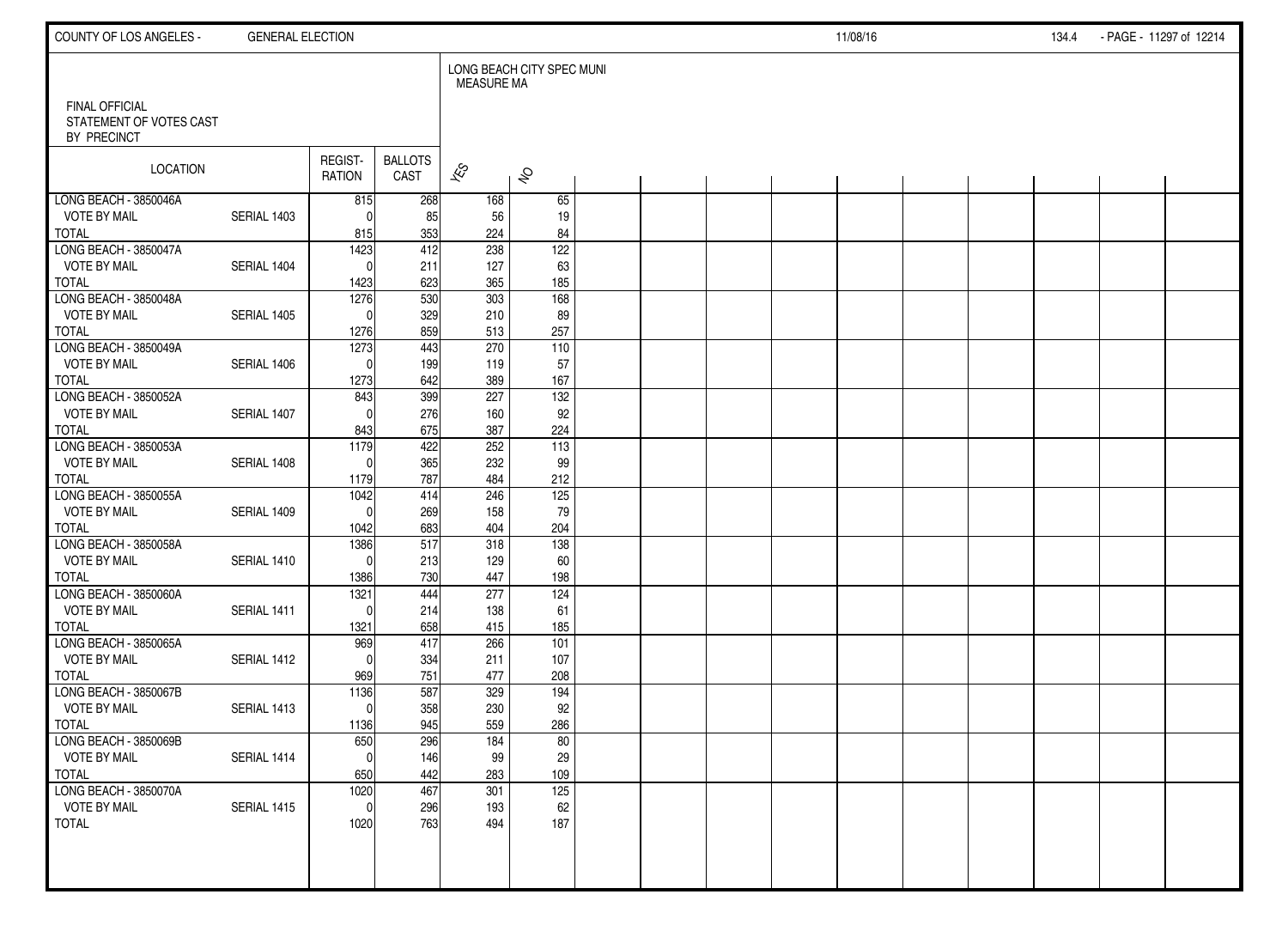FINAL OFFICIAL
STATEMENT OF VOTES CAST
BY PRECINCT

LONG BEACH CITY SPEC MUNI
MEASURE MA

| LOCATION | | REGIST-RATION | BALLOTS CAST | YES | NO |
|---|---|---|---|---|---|
| LONG BEACH - 3850046A | | 815 | 268 | 168 | 65 |
| VOTE BY MAIL | SERIAL 1403 | 0 | 85 | 56 | 19 |
| TOTAL | | 815 | 353 | 224 | 84 |
| LONG BEACH - 3850047A | | 1423 | 412 | 238 | 122 |
| VOTE BY MAIL | SERIAL 1404 | 0 | 211 | 127 | 63 |
| TOTAL | | 1423 | 623 | 365 | 185 |
| LONG BEACH - 3850048A | | 1276 | 530 | 303 | 168 |
| VOTE BY MAIL | SERIAL 1405 | 0 | 329 | 210 | 89 |
| TOTAL | | 1276 | 859 | 513 | 257 |
| LONG BEACH - 3850049A | | 1273 | 443 | 270 | 110 |
| VOTE BY MAIL | SERIAL 1406 | 0 | 199 | 119 | 57 |
| TOTAL | | 1273 | 642 | 389 | 167 |
| LONG BEACH - 3850052A | | 843 | 399 | 227 | 132 |
| VOTE BY MAIL | SERIAL 1407 | 0 | 276 | 160 | 92 |
| TOTAL | | 843 | 675 | 387 | 224 |
| LONG BEACH - 3850053A | | 1179 | 422 | 252 | 113 |
| VOTE BY MAIL | SERIAL 1408 | 0 | 365 | 232 | 99 |
| TOTAL | | 1179 | 787 | 484 | 212 |
| LONG BEACH - 3850055A | | 1042 | 414 | 246 | 125 |
| VOTE BY MAIL | SERIAL 1409 | 0 | 269 | 158 | 79 |
| TOTAL | | 1042 | 683 | 404 | 204 |
| LONG BEACH - 3850058A | | 1386 | 517 | 318 | 138 |
| VOTE BY MAIL | SERIAL 1410 | 0 | 213 | 129 | 60 |
| TOTAL | | 1386 | 730 | 447 | 198 |
| LONG BEACH - 3850060A | | 1321 | 444 | 277 | 124 |
| VOTE BY MAIL | SERIAL 1411 | 0 | 214 | 138 | 61 |
| TOTAL | | 1321 | 658 | 415 | 185 |
| LONG BEACH - 3850065A | | 969 | 417 | 266 | 101 |
| VOTE BY MAIL | SERIAL 1412 | 0 | 334 | 211 | 107 |
| TOTAL | | 969 | 751 | 477 | 208 |
| LONG BEACH - 3850067B | | 1136 | 587 | 329 | 194 |
| VOTE BY MAIL | SERIAL 1413 | 0 | 358 | 230 | 92 |
| TOTAL | | 1136 | 945 | 559 | 286 |
| LONG BEACH - 3850069B | | 650 | 296 | 184 | 80 |
| VOTE BY MAIL | SERIAL 1414 | 0 | 146 | 99 | 29 |
| TOTAL | | 650 | 442 | 283 | 109 |
| LONG BEACH - 3850070A | | 1020 | 467 | 301 | 125 |
| VOTE BY MAIL | SERIAL 1415 | 0 | 296 | 193 | 62 |
| TOTAL | | 1020 | 763 | 494 | 187 |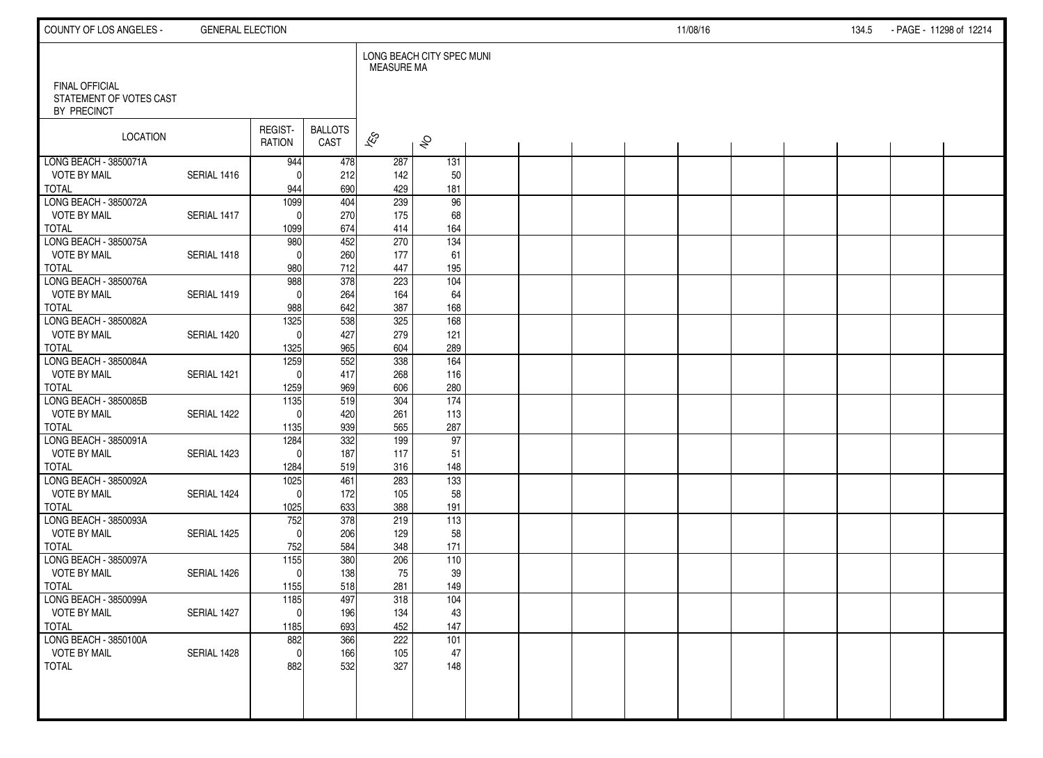COUNTY OF LOS ANGELES - GENERAL ELECTION 11/08/16

FINAL OFFICIAL
STATEMENT OF VOTES CAST
BY PRECINCT

LONG BEACH CITY SPEC MUNI
MEASURE MA

| LOCATION | | REGIST-RATION | BALLOTS CAST | YES | NO |
|---|---|---|---|---|---|
| LONG BEACH - 3850071A | | 944 | 478 | 287 | 131 |
| VOTE BY MAIL | SERIAL 1416 | 0 | 212 | 142 | 50 |
| TOTAL | | 944 | 690 | 429 | 181 |
| LONG BEACH - 3850072A | | 1099 | 404 | 239 | 96 |
| VOTE BY MAIL | SERIAL 1417 | 0 | 270 | 175 | 68 |
| TOTAL | | 1099 | 674 | 414 | 164 |
| LONG BEACH - 3850075A | | 980 | 452 | 270 | 134 |
| VOTE BY MAIL | SERIAL 1418 | 0 | 260 | 177 | 61 |
| TOTAL | | 980 | 712 | 447 | 195 |
| LONG BEACH - 3850076A | | 988 | 378 | 223 | 104 |
| VOTE BY MAIL | SERIAL 1419 | 0 | 264 | 164 | 64 |
| TOTAL | | 988 | 642 | 387 | 168 |
| LONG BEACH - 3850082A | | 1325 | 538 | 325 | 168 |
| VOTE BY MAIL | SERIAL 1420 | 0 | 427 | 279 | 121 |
| TOTAL | | 1325 | 965 | 604 | 289 |
| LONG BEACH - 3850084A | | 1259 | 552 | 338 | 164 |
| VOTE BY MAIL | SERIAL 1421 | 0 | 417 | 268 | 116 |
| TOTAL | | 1259 | 969 | 606 | 280 |
| LONG BEACH - 3850085B | | 1135 | 519 | 304 | 174 |
| VOTE BY MAIL | SERIAL 1422 | 0 | 420 | 261 | 113 |
| TOTAL | | 1135 | 939 | 565 | 287 |
| LONG BEACH - 3850091A | | 1284 | 332 | 199 | 97 |
| VOTE BY MAIL | SERIAL 1423 | 0 | 187 | 117 | 51 |
| TOTAL | | 1284 | 519 | 316 | 148 |
| LONG BEACH - 3850092A | | 1025 | 461 | 283 | 133 |
| VOTE BY MAIL | SERIAL 1424 | 0 | 172 | 105 | 58 |
| TOTAL | | 1025 | 633 | 388 | 191 |
| LONG BEACH - 3850093A | | 752 | 378 | 219 | 113 |
| VOTE BY MAIL | SERIAL 1425 | 0 | 206 | 129 | 58 |
| TOTAL | | 752 | 584 | 348 | 171 |
| LONG BEACH - 3850097A | | 1155 | 380 | 206 | 110 |
| VOTE BY MAIL | SERIAL 1426 | 0 | 138 | 75 | 39 |
| TOTAL | | 1155 | 518 | 281 | 149 |
| LONG BEACH - 3850099A | | 1185 | 497 | 318 | 104 |
| VOTE BY MAIL | SERIAL 1427 | 0 | 196 | 134 | 43 |
| TOTAL | | 1185 | 693 | 452 | 147 |
| LONG BEACH - 3850100A | | 882 | 366 | 222 | 101 |
| VOTE BY MAIL | SERIAL 1428 | 0 | 166 | 105 | 47 |
| TOTAL | | 882 | 532 | 327 | 148 |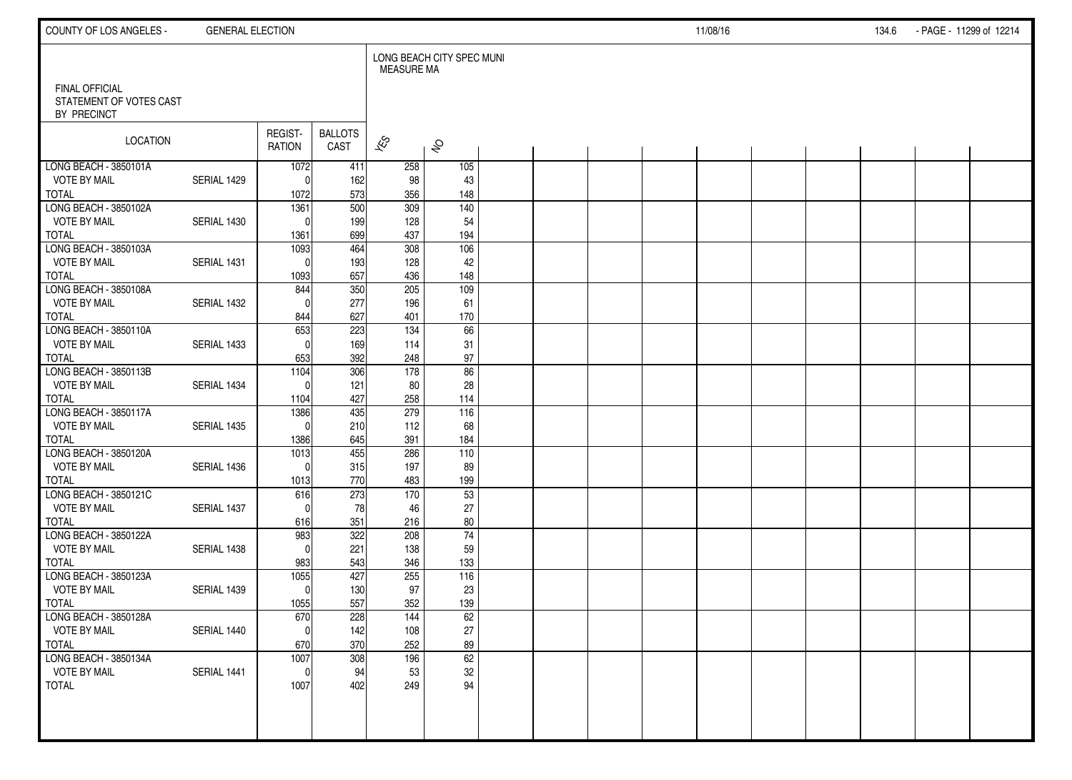COUNTY OF LOS ANGELES - GENERAL ELECTION 11/08/16

FINAL OFFICIAL
STATEMENT OF VOTES CAST
BY PRECINCT

LONG BEACH CITY SPEC MUNI
MEASURE MA

| LOCATION | | REGIST-RATION | BALLOTS CAST | YES | NO |
|---|---|---|---|---|---|
| LONG BEACH - 3850101A | | 1072 | 411 | 258 | 105 |
| VOTE BY MAIL | SERIAL 1429 | 0 | 162 | 98 | 43 |
| TOTAL | | 1072 | 573 | 356 | 148 |
| LONG BEACH - 3850102A | | 1361 | 500 | 309 | 140 |
| VOTE BY MAIL | SERIAL 1430 | 0 | 199 | 128 | 54 |
| TOTAL | | 1361 | 699 | 437 | 194 |
| LONG BEACH - 3850103A | | 1093 | 464 | 308 | 106 |
| VOTE BY MAIL | SERIAL 1431 | 0 | 193 | 128 | 42 |
| TOTAL | | 1093 | 657 | 436 | 148 |
| LONG BEACH - 3850108A | | 844 | 350 | 205 | 109 |
| VOTE BY MAIL | SERIAL 1432 | 0 | 277 | 196 | 61 |
| TOTAL | | 844 | 627 | 401 | 170 |
| LONG BEACH - 3850110A | | 653 | 223 | 134 | 66 |
| VOTE BY MAIL | SERIAL 1433 | 0 | 169 | 114 | 31 |
| TOTAL | | 653 | 392 | 248 | 97 |
| LONG BEACH - 3850113B | | 1104 | 306 | 178 | 86 |
| VOTE BY MAIL | SERIAL 1434 | 0 | 121 | 80 | 28 |
| TOTAL | | 1104 | 427 | 258 | 114 |
| LONG BEACH - 3850117A | | 1386 | 435 | 279 | 116 |
| VOTE BY MAIL | SERIAL 1435 | 0 | 210 | 112 | 68 |
| TOTAL | | 1386 | 645 | 391 | 184 |
| LONG BEACH - 3850120A | | 1013 | 455 | 286 | 110 |
| VOTE BY MAIL | SERIAL 1436 | 0 | 315 | 197 | 89 |
| TOTAL | | 1013 | 770 | 483 | 199 |
| LONG BEACH - 3850121C | | 616 | 273 | 170 | 53 |
| VOTE BY MAIL | SERIAL 1437 | 0 | 78 | 46 | 27 |
| TOTAL | | 616 | 351 | 216 | 80 |
| LONG BEACH - 3850122A | | 983 | 322 | 208 | 74 |
| VOTE BY MAIL | SERIAL 1438 | 0 | 221 | 138 | 59 |
| TOTAL | | 983 | 543 | 346 | 133 |
| LONG BEACH - 3850123A | | 1055 | 427 | 255 | 116 |
| VOTE BY MAIL | SERIAL 1439 | 0 | 130 | 97 | 23 |
| TOTAL | | 1055 | 557 | 352 | 139 |
| LONG BEACH - 3850128A | | 670 | 228 | 144 | 62 |
| VOTE BY MAIL | SERIAL 1440 | 0 | 142 | 108 | 27 |
| TOTAL | | 670 | 370 | 252 | 89 |
| LONG BEACH - 3850134A | | 1007 | 308 | 196 | 62 |
| VOTE BY MAIL | SERIAL 1441 | 0 | 94 | 53 | 32 |
| TOTAL | | 1007 | 402 | 249 | 94 |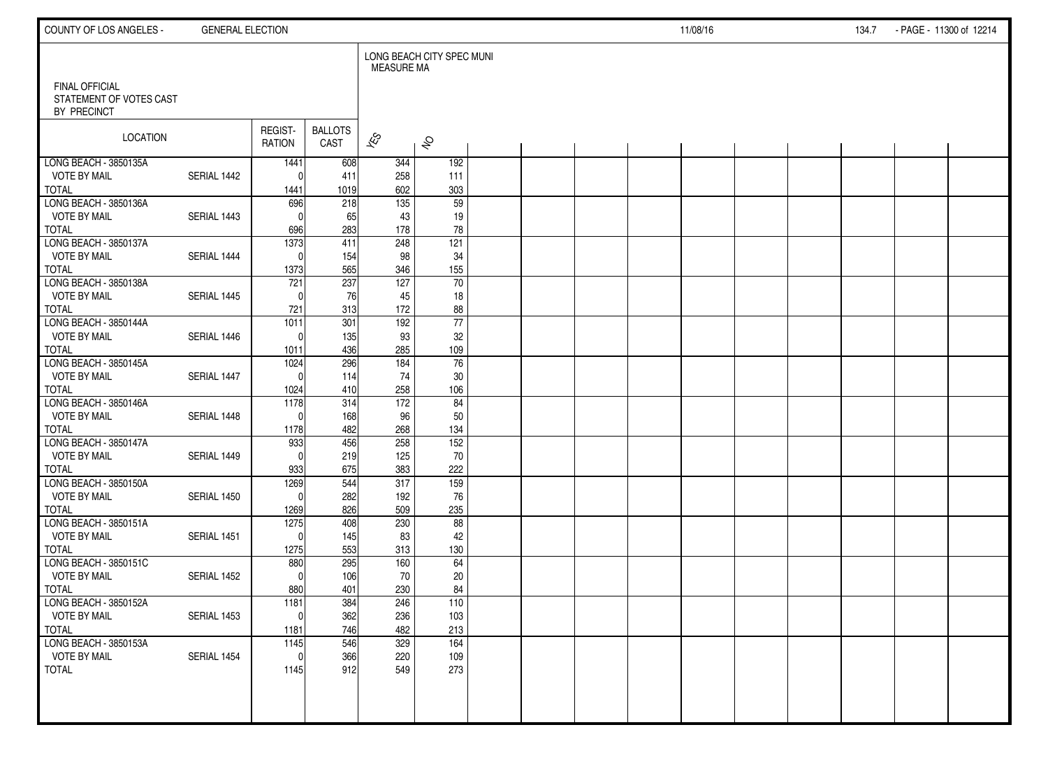COUNTY OF LOS ANGELES - GENERAL ELECTION 11/08/16

FINAL OFFICIAL STATEMENT OF VOTES CAST BY PRECINCT

LONG BEACH CITY SPEC MUNI MEASURE MA

| LOCATION | | REGISTRATION | BALLOTS CAST | YES | NO |
|---|---|---|---|---|---|
| LONG BEACH - 3850135A | | 1441 | 608 | 344 | 192 |
| VOTE BY MAIL | SERIAL 1442 | 0 | 411 | 258 | 111 |
| TOTAL | | 1441 | 1019 | 602 | 303 |
| LONG BEACH - 3850136A | | 696 | 218 | 135 | 59 |
| VOTE BY MAIL | SERIAL 1443 | 0 | 65 | 43 | 19 |
| TOTAL | | 696 | 283 | 178 | 78 |
| LONG BEACH - 3850137A | | 1373 | 411 | 248 | 121 |
| VOTE BY MAIL | SERIAL 1444 | 0 | 154 | 98 | 34 |
| TOTAL | | 1373 | 565 | 346 | 155 |
| LONG BEACH - 3850138A | | 721 | 237 | 127 | 70 |
| VOTE BY MAIL | SERIAL 1445 | 0 | 76 | 45 | 18 |
| TOTAL | | 721 | 313 | 172 | 88 |
| LONG BEACH - 3850144A | | 1011 | 301 | 192 | 77 |
| VOTE BY MAIL | SERIAL 1446 | 0 | 135 | 93 | 32 |
| TOTAL | | 1011 | 436 | 285 | 109 |
| LONG BEACH - 3850145A | | 1024 | 296 | 184 | 76 |
| VOTE BY MAIL | SERIAL 1447 | 0 | 114 | 74 | 30 |
| TOTAL | | 1024 | 410 | 258 | 106 |
| LONG BEACH - 3850146A | | 1178 | 314 | 172 | 84 |
| VOTE BY MAIL | SERIAL 1448 | 0 | 168 | 96 | 50 |
| TOTAL | | 1178 | 482 | 268 | 134 |
| LONG BEACH - 3850147A | | 933 | 456 | 258 | 152 |
| VOTE BY MAIL | SERIAL 1449 | 0 | 219 | 125 | 70 |
| TOTAL | | 933 | 675 | 383 | 222 |
| LONG BEACH - 3850150A | | 1269 | 544 | 317 | 159 |
| VOTE BY MAIL | SERIAL 1450 | 0 | 282 | 192 | 76 |
| TOTAL | | 1269 | 826 | 509 | 235 |
| LONG BEACH - 3850151A | | 1275 | 408 | 230 | 88 |
| VOTE BY MAIL | SERIAL 1451 | 0 | 145 | 83 | 42 |
| TOTAL | | 1275 | 553 | 313 | 130 |
| LONG BEACH - 3850151C | | 880 | 295 | 160 | 64 |
| VOTE BY MAIL | SERIAL 1452 | 0 | 106 | 70 | 20 |
| TOTAL | | 880 | 401 | 230 | 84 |
| LONG BEACH - 3850152A | | 1181 | 384 | 246 | 110 |
| VOTE BY MAIL | SERIAL 1453 | 0 | 362 | 236 | 103 |
| TOTAL | | 1181 | 746 | 482 | 213 |
| LONG BEACH - 3850153A | | 1145 | 546 | 329 | 164 |
| VOTE BY MAIL | SERIAL 1454 | 0 | 366 | 220 | 109 |
| TOTAL | | 1145 | 912 | 549 | 273 |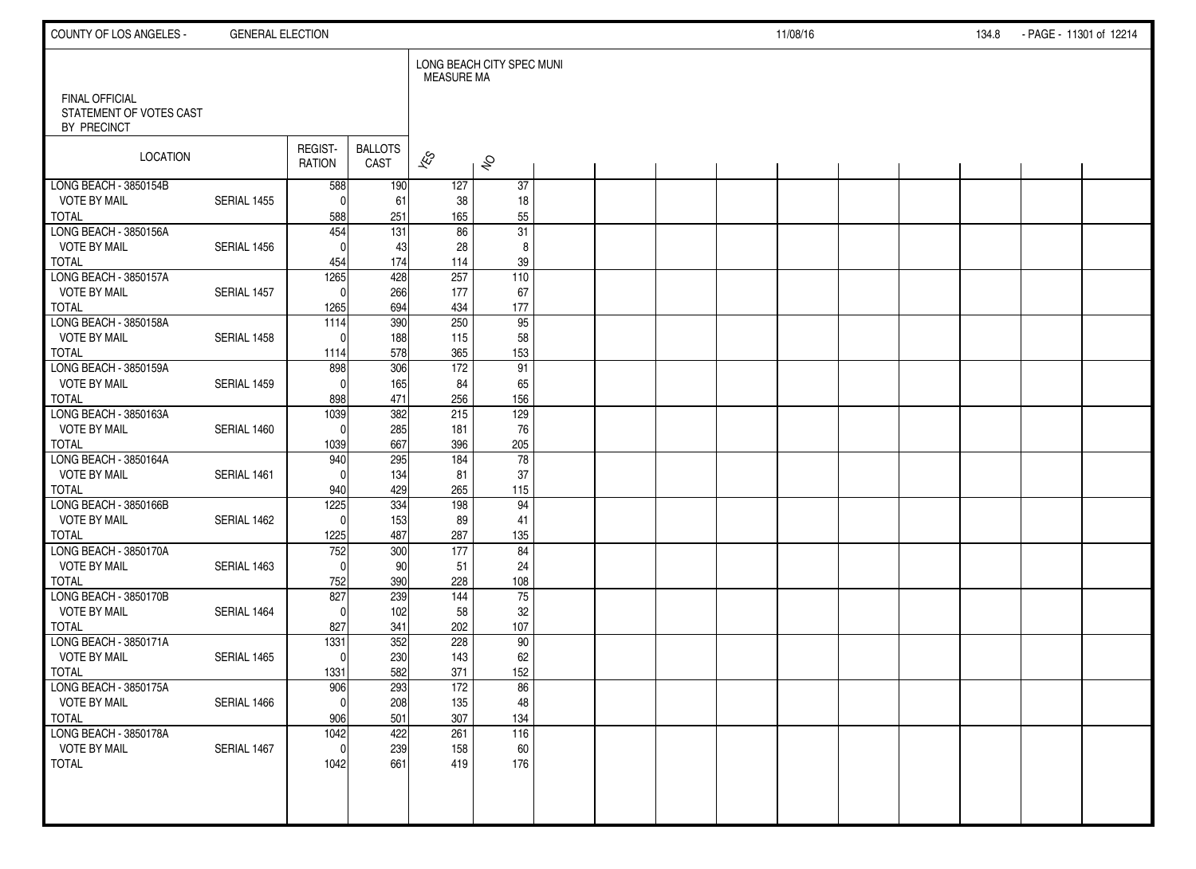FINAL OFFICIAL
STATEMENT OF VOTES CAST
BY PRECINCT

| LOCATION | | REGIST-RATION | BALLOTS CAST | LONG BEACH CITY SPEC MUNI MEASURE MA | |
|---|---|---|---|---|---|
| | | | | YES | NO |
| LONG BEACH - 3850154B | | 588 | 190 | 127 | 37 |
| VOTE BY MAIL | SERIAL 1455 | 0 | 61 | 38 | 18 |
| TOTAL | | 588 | 251 | 165 | 55 |
| LONG BEACH - 3850156A | | 454 | 131 | 86 | 31 |
| VOTE BY MAIL | SERIAL 1456 | 0 | 43 | 28 | 8 |
| TOTAL | | 454 | 174 | 114 | 39 |
| LONG BEACH - 3850157A | | 1265 | 428 | 257 | 110 |
| VOTE BY MAIL | SERIAL 1457 | 0 | 266 | 177 | 67 |
| TOTAL | | 1265 | 694 | 434 | 177 |
| LONG BEACH - 3850158A | | 1114 | 390 | 250 | 95 |
| VOTE BY MAIL | SERIAL 1458 | 0 | 188 | 115 | 58 |
| TOTAL | | 1114 | 578 | 365 | 153 |
| LONG BEACH - 3850159A | | 898 | 306 | 172 | 91 |
| VOTE BY MAIL | SERIAL 1459 | 0 | 165 | 84 | 65 |
| TOTAL | | 898 | 471 | 256 | 156 |
| LONG BEACH - 3850163A | | 1039 | 382 | 215 | 129 |
| VOTE BY MAIL | SERIAL 1460 | 0 | 285 | 181 | 76 |
| TOTAL | | 1039 | 667 | 396 | 205 |
| LONG BEACH - 3850164A | | 940 | 295 | 184 | 78 |
| VOTE BY MAIL | SERIAL 1461 | 0 | 134 | 81 | 37 |
| TOTAL | | 940 | 429 | 265 | 115 |
| LONG BEACH - 3850166B | | 1225 | 334 | 198 | 94 |
| VOTE BY MAIL | SERIAL 1462 | 0 | 153 | 89 | 41 |
| TOTAL | | 1225 | 487 | 287 | 135 |
| LONG BEACH - 3850170A | | 752 | 300 | 177 | 84 |
| VOTE BY MAIL | SERIAL 1463 | 0 | 90 | 51 | 24 |
| TOTAL | | 752 | 390 | 228 | 108 |
| LONG BEACH - 3850170B | | 827 | 239 | 144 | 75 |
| VOTE BY MAIL | SERIAL 1464 | 0 | 102 | 58 | 32 |
| TOTAL | | 827 | 341 | 202 | 107 |
| LONG BEACH - 3850171A | | 1331 | 352 | 228 | 90 |
| VOTE BY MAIL | SERIAL 1465 | 0 | 230 | 143 | 62 |
| TOTAL | | 1331 | 582 | 371 | 152 |
| LONG BEACH - 3850175A | | 906 | 293 | 172 | 86 |
| VOTE BY MAIL | SERIAL 1466 | 0 | 208 | 135 | 48 |
| TOTAL | | 906 | 501 | 307 | 134 |
| LONG BEACH - 3850178A | | 1042 | 422 | 261 | 116 |
| VOTE BY MAIL | SERIAL 1467 | 0 | 239 | 158 | 60 |
| TOTAL | | 1042 | 661 | 419 | 176 |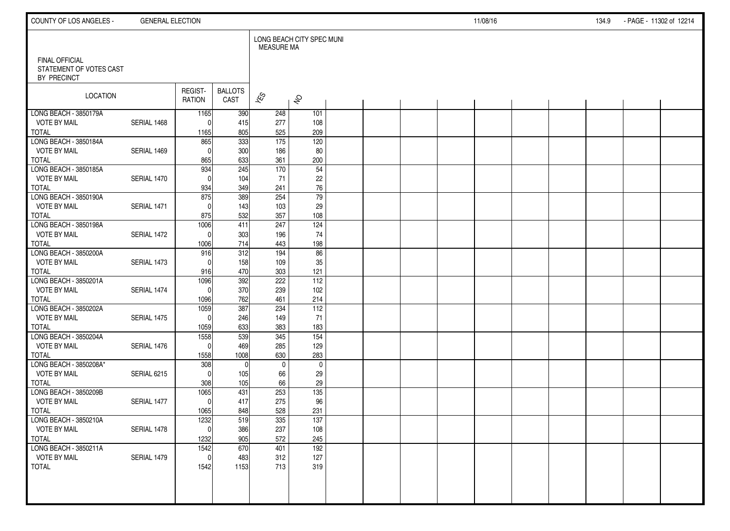COUNTY OF LOS ANGELES - GENERAL ELECTION 11/08/16

FINAL OFFICIAL
STATEMENT OF VOTES CAST
BY PRECINCT

LONG BEACH CITY SPEC MUNI
MEASURE MA

| LOCATION | | REGIST-RATION | BALLOTS CAST | YES | NO |
|---|---|---|---|---|---|
| LONG BEACH - 3850179A | | 1165 | 390 | 248 | 101 |
| VOTE BY MAIL | SERIAL 1468 | 0 | 415 | 277 | 108 |
| TOTAL | | 1165 | 805 | 525 | 209 |
| LONG BEACH - 3850184A | | 865 | 333 | 175 | 120 |
| VOTE BY MAIL | SERIAL 1469 | 0 | 300 | 186 | 80 |
| TOTAL | | 865 | 633 | 361 | 200 |
| LONG BEACH - 3850185A | | 934 | 245 | 170 | 54 |
| VOTE BY MAIL | SERIAL 1470 | 0 | 104 | 71 | 22 |
| TOTAL | | 934 | 349 | 241 | 76 |
| LONG BEACH - 3850190A | | 875 | 389 | 254 | 79 |
| VOTE BY MAIL | SERIAL 1471 | 0 | 143 | 103 | 29 |
| TOTAL | | 875 | 532 | 357 | 108 |
| LONG BEACH - 3850198A | | 1006 | 411 | 247 | 124 |
| VOTE BY MAIL | SERIAL 1472 | 0 | 303 | 196 | 74 |
| TOTAL | | 1006 | 714 | 443 | 198 |
| LONG BEACH - 3850200A | | 916 | 312 | 194 | 86 |
| VOTE BY MAIL | SERIAL 1473 | 0 | 158 | 109 | 35 |
| TOTAL | | 916 | 470 | 303 | 121 |
| LONG BEACH - 3850201A | | 1096 | 392 | 222 | 112 |
| VOTE BY MAIL | SERIAL 1474 | 0 | 370 | 239 | 102 |
| TOTAL | | 1096 | 762 | 461 | 214 |
| LONG BEACH - 3850202A | | 1059 | 387 | 234 | 112 |
| VOTE BY MAIL | SERIAL 1475 | 0 | 246 | 149 | 71 |
| TOTAL | | 1059 | 633 | 383 | 183 |
| LONG BEACH - 3850204A | | 1558 | 539 | 345 | 154 |
| VOTE BY MAIL | SERIAL 1476 | 0 | 469 | 285 | 129 |
| TOTAL | | 1558 | 1008 | 630 | 283 |
| LONG BEACH - 3850208A* | | 308 | 0 | 0 | 0 |
| VOTE BY MAIL | SERIAL 6215 | 0 | 105 | 66 | 29 |
| TOTAL | | 308 | 105 | 66 | 29 |
| LONG BEACH - 3850209B | | 1065 | 431 | 253 | 135 |
| VOTE BY MAIL | SERIAL 1477 | 0 | 417 | 275 | 96 |
| TOTAL | | 1065 | 848 | 528 | 231 |
| LONG BEACH - 3850210A | | 1232 | 519 | 335 | 137 |
| VOTE BY MAIL | SERIAL 1478 | 0 | 386 | 237 | 108 |
| TOTAL | | 1232 | 905 | 572 | 245 |
| LONG BEACH - 3850211A | | 1542 | 670 | 401 | 192 |
| VOTE BY MAIL | SERIAL 1479 | 0 | 483 | 312 | 127 |
| TOTAL | | 1542 | 1153 | 713 | 319 |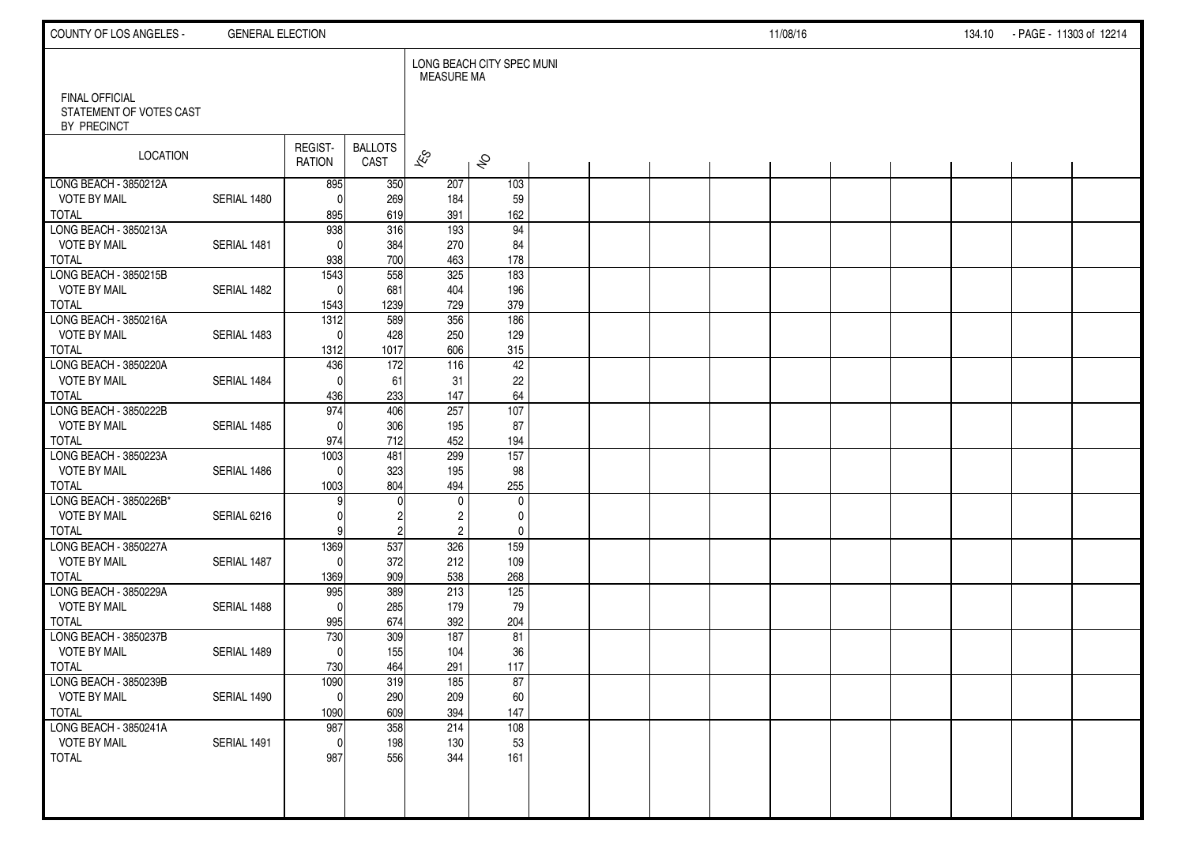FINAL OFFICIAL
STATEMENT OF VOTES CAST
BY PRECINCT

LONG BEACH CITY SPEC MUNI
MEASURE MA

| LOCATION | | REGIST-RATION | BALLOTS CAST | YES | NO |
|---|---|---|---|---|---|
| LONG BEACH - 3850212A | | 895 | 350 | 207 | 103 |
| VOTE BY MAIL | SERIAL 1480 | 0 | 269 | 184 | 59 |
| TOTAL | | 895 | 619 | 391 | 162 |
| LONG BEACH - 3850213A | | 938 | 316 | 193 | 94 |
| VOTE BY MAIL | SERIAL 1481 | 0 | 384 | 270 | 84 |
| TOTAL | | 938 | 700 | 463 | 178 |
| LONG BEACH - 3850215B | | 1543 | 558 | 325 | 183 |
| VOTE BY MAIL | SERIAL 1482 | 0 | 681 | 404 | 196 |
| TOTAL | | 1543 | 1239 | 729 | 379 |
| LONG BEACH - 3850216A | | 1312 | 589 | 356 | 186 |
| VOTE BY MAIL | SERIAL 1483 | 0 | 428 | 250 | 129 |
| TOTAL | | 1312 | 1017 | 606 | 315 |
| LONG BEACH - 3850220A | | 436 | 172 | 116 | 42 |
| VOTE BY MAIL | SERIAL 1484 | 0 | 61 | 31 | 22 |
| TOTAL | | 436 | 233 | 147 | 64 |
| LONG BEACH - 3850222B | | 974 | 406 | 257 | 107 |
| VOTE BY MAIL | SERIAL 1485 | 0 | 306 | 195 | 87 |
| TOTAL | | 974 | 712 | 452 | 194 |
| LONG BEACH - 3850223A | | 1003 | 481 | 299 | 157 |
| VOTE BY MAIL | SERIAL 1486 | 0 | 323 | 195 | 98 |
| TOTAL | | 1003 | 804 | 494 | 255 |
| LONG BEACH - 3850226B* | | 9 | 0 | 0 | 0 |
| VOTE BY MAIL | SERIAL 6216 | 0 | 2 | 2 | 0 |
| TOTAL | | 9 | 2 | 2 | 0 |
| LONG BEACH - 3850227A | | 1369 | 537 | 326 | 159 |
| VOTE BY MAIL | SERIAL 1487 | 0 | 372 | 212 | 109 |
| TOTAL | | 1369 | 909 | 538 | 268 |
| LONG BEACH - 3850229A | | 995 | 389 | 213 | 125 |
| VOTE BY MAIL | SERIAL 1488 | 0 | 285 | 179 | 79 |
| TOTAL | | 995 | 674 | 392 | 204 |
| LONG BEACH - 3850237B | | 730 | 309 | 187 | 81 |
| VOTE BY MAIL | SERIAL 1489 | 0 | 155 | 104 | 36 |
| TOTAL | | 730 | 464 | 291 | 117 |
| LONG BEACH - 3850239B | | 1090 | 319 | 185 | 87 |
| VOTE BY MAIL | SERIAL 1490 | 0 | 290 | 209 | 60 |
| TOTAL | | 1090 | 609 | 394 | 147 |
| LONG BEACH - 3850241A | | 987 | 358 | 214 | 108 |
| VOTE BY MAIL | SERIAL 1491 | 0 | 198 | 130 | 53 |
| TOTAL | | 987 | 556 | 344 | 161 |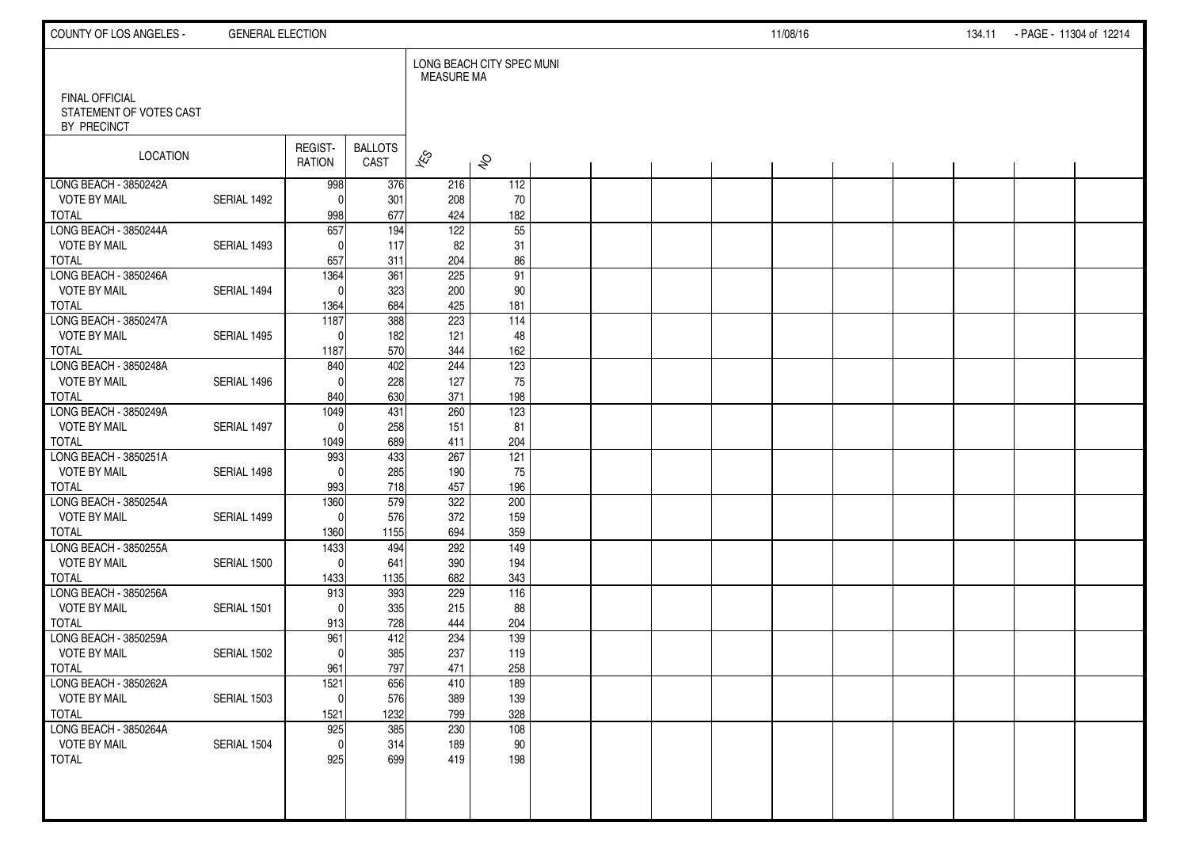COUNTY OF LOS ANGELES - GENERAL ELECTION 11/08/16

FINAL OFFICIAL
STATEMENT OF VOTES CAST
BY PRECINCT

LONG BEACH CITY SPEC MUNI
MEASURE MA

| LOCATION | | REGISTRATION | BALLOTS CAST | YES | NO |
|---|---|---|---|---|---|
| LONG BEACH - 3850242A | | 998 | 376 | 216 | 112 |
| VOTE BY MAIL | SERIAL 1492 | 0 | 301 | 208 | 70 |
| TOTAL | | 998 | 677 | 424 | 182 |
| LONG BEACH - 3850244A | | 657 | 194 | 122 | 55 |
| VOTE BY MAIL | SERIAL 1493 | 0 | 117 | 82 | 31 |
| TOTAL | | 657 | 311 | 204 | 86 |
| LONG BEACH - 3850246A | | 1364 | 361 | 225 | 91 |
| VOTE BY MAIL | SERIAL 1494 | 0 | 323 | 200 | 90 |
| TOTAL | | 1364 | 684 | 425 | 181 |
| LONG BEACH - 3850247A | | 1187 | 388 | 223 | 114 |
| VOTE BY MAIL | SERIAL 1495 | 0 | 182 | 121 | 48 |
| TOTAL | | 1187 | 570 | 344 | 162 |
| LONG BEACH - 3850248A | | 840 | 402 | 244 | 123 |
| VOTE BY MAIL | SERIAL 1496 | 0 | 228 | 127 | 75 |
| TOTAL | | 840 | 630 | 371 | 198 |
| LONG BEACH - 3850249A | | 1049 | 431 | 260 | 123 |
| VOTE BY MAIL | SERIAL 1497 | 0 | 258 | 151 | 81 |
| TOTAL | | 1049 | 689 | 411 | 204 |
| LONG BEACH - 3850251A | | 993 | 433 | 267 | 121 |
| VOTE BY MAIL | SERIAL 1498 | 0 | 285 | 190 | 75 |
| TOTAL | | 993 | 718 | 457 | 196 |
| LONG BEACH - 3850254A | | 1360 | 579 | 322 | 200 |
| VOTE BY MAIL | SERIAL 1499 | 0 | 576 | 372 | 159 |
| TOTAL | | 1360 | 1155 | 694 | 359 |
| LONG BEACH - 3850255A | | 1433 | 494 | 292 | 149 |
| VOTE BY MAIL | SERIAL 1500 | 0 | 641 | 390 | 194 |
| TOTAL | | 1433 | 1135 | 682 | 343 |
| LONG BEACH - 3850256A | | 913 | 393 | 229 | 116 |
| VOTE BY MAIL | SERIAL 1501 | 0 | 335 | 215 | 88 |
| TOTAL | | 913 | 728 | 444 | 204 |
| LONG BEACH - 3850259A | | 961 | 412 | 234 | 139 |
| VOTE BY MAIL | SERIAL 1502 | 0 | 385 | 237 | 119 |
| TOTAL | | 961 | 797 | 471 | 258 |
| LONG BEACH - 3850262A | | 1521 | 656 | 410 | 189 |
| VOTE BY MAIL | SERIAL 1503 | 0 | 576 | 389 | 139 |
| TOTAL | | 1521 | 1232 | 799 | 328 |
| LONG BEACH - 3850264A | | 925 | 385 | 230 | 108 |
| VOTE BY MAIL | SERIAL 1504 | 0 | 314 | 189 | 90 |
| TOTAL | | 925 | 699 | 419 | 198 |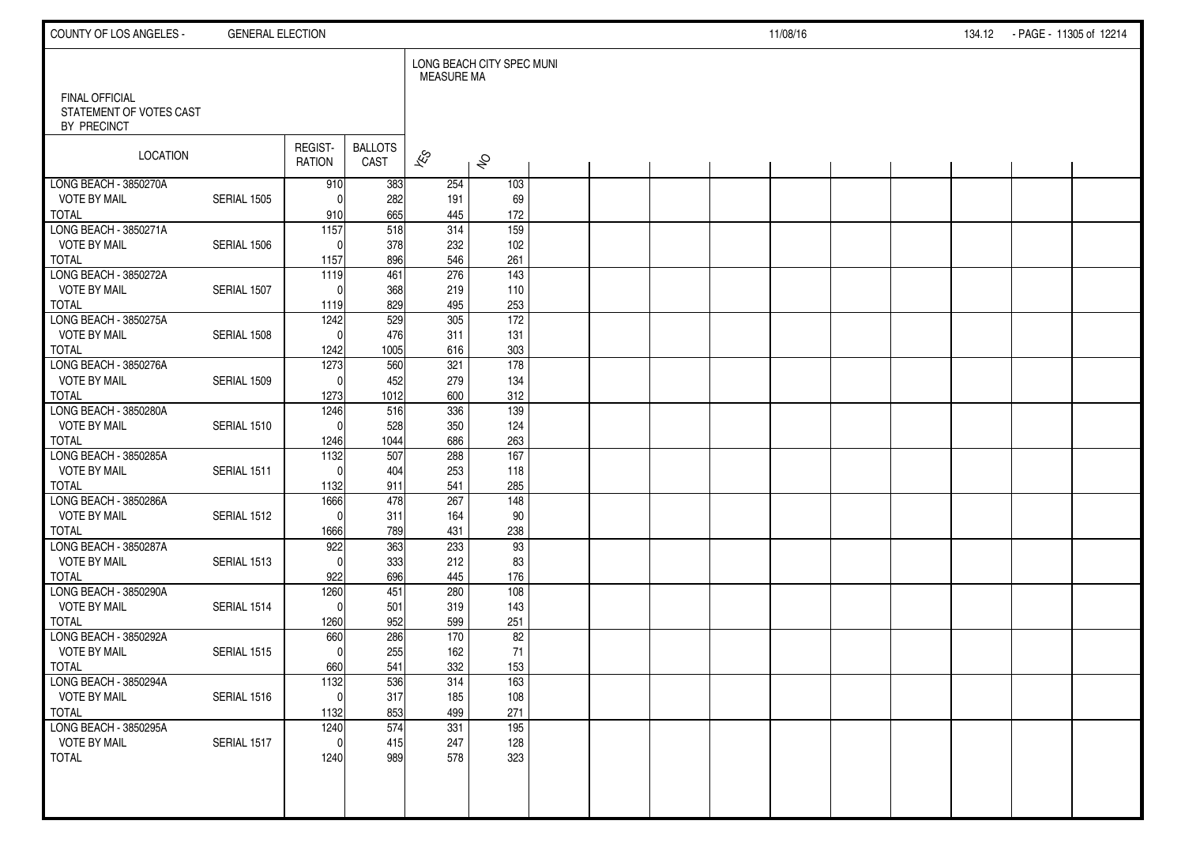FINAL OFFICIAL STATEMENT OF VOTES CAST BY PRECINCT

LONG BEACH CITY SPEC MUNI MEASURE MA

| LOCATION | | REGIST-RATION | BALLOTS CAST | YES | NO |
|---|---|---|---|---|---|
| LONG BEACH - 3850270A | | 910 | 383 | 254 | 103 |
| VOTE BY MAIL | SERIAL 1505 | 0 | 282 | 191 | 69 |
| TOTAL | | 910 | 665 | 445 | 172 |
| LONG BEACH - 3850271A | | 1157 | 518 | 314 | 159 |
| VOTE BY MAIL | SERIAL 1506 | 0 | 378 | 232 | 102 |
| TOTAL | | 1157 | 896 | 546 | 261 |
| LONG BEACH - 3850272A | | 1119 | 461 | 276 | 143 |
| VOTE BY MAIL | SERIAL 1507 | 0 | 368 | 219 | 110 |
| TOTAL | | 1119 | 829 | 495 | 253 |
| LONG BEACH - 3850275A | | 1242 | 529 | 305 | 172 |
| VOTE BY MAIL | SERIAL 1508 | 0 | 476 | 311 | 131 |
| TOTAL | | 1242 | 1005 | 616 | 303 |
| LONG BEACH - 3850276A | | 1273 | 560 | 321 | 178 |
| VOTE BY MAIL | SERIAL 1509 | 0 | 452 | 279 | 134 |
| TOTAL | | 1273 | 1012 | 600 | 312 |
| LONG BEACH - 3850280A | | 1246 | 516 | 336 | 139 |
| VOTE BY MAIL | SERIAL 1510 | 0 | 528 | 350 | 124 |
| TOTAL | | 1246 | 1044 | 686 | 263 |
| LONG BEACH - 3850285A | | 1132 | 507 | 288 | 167 |
| VOTE BY MAIL | SERIAL 1511 | 0 | 404 | 253 | 118 |
| TOTAL | | 1132 | 911 | 541 | 285 |
| LONG BEACH - 3850286A | | 1666 | 478 | 267 | 148 |
| VOTE BY MAIL | SERIAL 1512 | 0 | 311 | 164 | 90 |
| TOTAL | | 1666 | 789 | 431 | 238 |
| LONG BEACH - 3850287A | | 922 | 363 | 233 | 93 |
| VOTE BY MAIL | SERIAL 1513 | 0 | 333 | 212 | 83 |
| TOTAL | | 922 | 696 | 445 | 176 |
| LONG BEACH - 3850290A | | 1260 | 451 | 280 | 108 |
| VOTE BY MAIL | SERIAL 1514 | 0 | 501 | 319 | 143 |
| TOTAL | | 1260 | 952 | 599 | 251 |
| LONG BEACH - 3850292A | | 660 | 286 | 170 | 82 |
| VOTE BY MAIL | SERIAL 1515 | 0 | 255 | 162 | 71 |
| TOTAL | | 660 | 541 | 332 | 153 |
| LONG BEACH - 3850294A | | 1132 | 536 | 314 | 163 |
| VOTE BY MAIL | SERIAL 1516 | 0 | 317 | 185 | 108 |
| TOTAL | | 1132 | 853 | 499 | 271 |
| LONG BEACH - 3850295A | | 1240 | 574 | 331 | 195 |
| VOTE BY MAIL | SERIAL 1517 | 0 | 415 | 247 | 128 |
| TOTAL | | 1240 | 989 | 578 | 323 |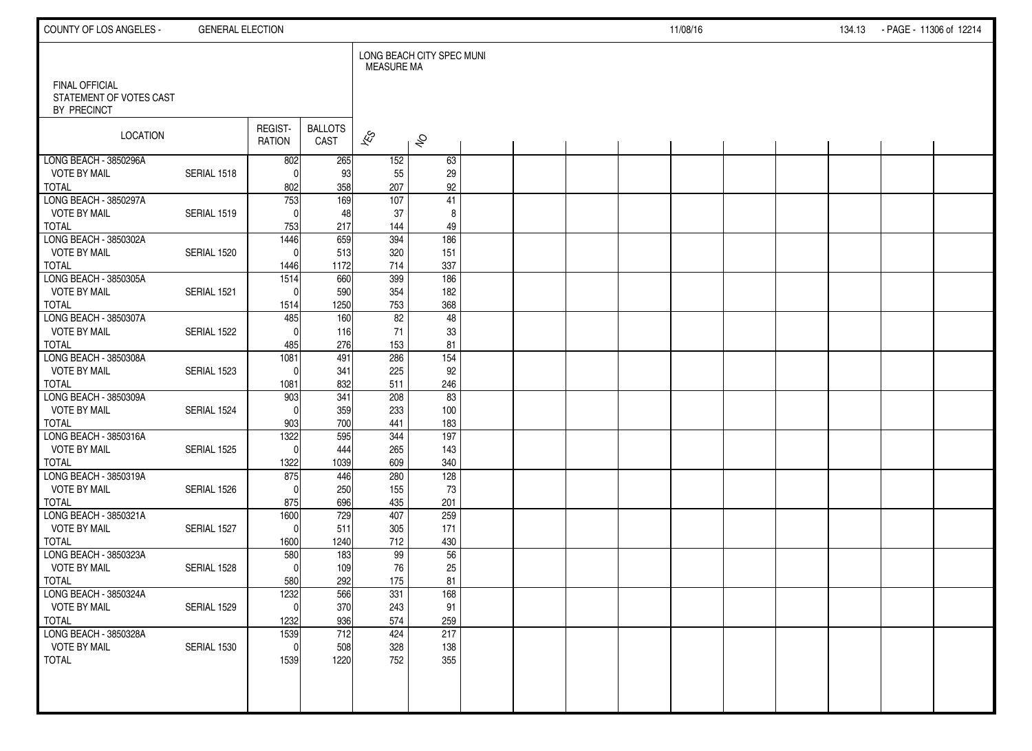FINAL OFFICIAL
STATEMENT OF VOTES CAST
BY PRECINCT

LONG BEACH CITY SPEC MUNI
MEASURE MA

| LOCATION | | REGIST-RATION | BALLOTS CAST | YES | NO |
|---|---|---|---|---|---|
| LONG BEACH - 3850296A | | 802 | 265 | 152 | 63 |
| VOTE BY MAIL | SERIAL 1518 | 0 | 93 | 55 | 29 |
| TOTAL | | 802 | 358 | 207 | 92 |
| LONG BEACH - 3850297A | | 753 | 169 | 107 | 41 |
| VOTE BY MAIL | SERIAL 1519 | 0 | 48 | 37 | 8 |
| TOTAL | | 753 | 217 | 144 | 49 |
| LONG BEACH - 3850302A | | 1446 | 659 | 394 | 186 |
| VOTE BY MAIL | SERIAL 1520 | 0 | 513 | 320 | 151 |
| TOTAL | | 1446 | 1172 | 714 | 337 |
| LONG BEACH - 3850305A | | 1514 | 660 | 399 | 186 |
| VOTE BY MAIL | SERIAL 1521 | 0 | 590 | 354 | 182 |
| TOTAL | | 1514 | 1250 | 753 | 368 |
| LONG BEACH - 3850307A | | 485 | 160 | 82 | 48 |
| VOTE BY MAIL | SERIAL 1522 | 0 | 116 | 71 | 33 |
| TOTAL | | 485 | 276 | 153 | 81 |
| LONG BEACH - 3850308A | | 1081 | 491 | 286 | 154 |
| VOTE BY MAIL | SERIAL 1523 | 0 | 341 | 225 | 92 |
| TOTAL | | 1081 | 832 | 511 | 246 |
| LONG BEACH - 3850309A | | 903 | 341 | 208 | 83 |
| VOTE BY MAIL | SERIAL 1524 | 0 | 359 | 233 | 100 |
| TOTAL | | 903 | 700 | 441 | 183 |
| LONG BEACH - 3850316A | | 1322 | 595 | 344 | 197 |
| VOTE BY MAIL | SERIAL 1525 | 0 | 444 | 265 | 143 |
| TOTAL | | 1322 | 1039 | 609 | 340 |
| LONG BEACH - 3850319A | | 875 | 446 | 280 | 128 |
| VOTE BY MAIL | SERIAL 1526 | 0 | 250 | 155 | 73 |
| TOTAL | | 875 | 696 | 435 | 201 |
| LONG BEACH - 3850321A | | 1600 | 729 | 407 | 259 |
| VOTE BY MAIL | SERIAL 1527 | 0 | 511 | 305 | 171 |
| TOTAL | | 1600 | 1240 | 712 | 430 |
| LONG BEACH - 3850323A | | 580 | 183 | 99 | 56 |
| VOTE BY MAIL | SERIAL 1528 | 0 | 109 | 76 | 25 |
| TOTAL | | 580 | 292 | 175 | 81 |
| LONG BEACH - 3850324A | | 1232 | 566 | 331 | 168 |
| VOTE BY MAIL | SERIAL 1529 | 0 | 370 | 243 | 91 |
| TOTAL | | 1232 | 936 | 574 | 259 |
| LONG BEACH - 3850328A | | 1539 | 712 | 424 | 217 |
| VOTE BY MAIL | SERIAL 1530 | 0 | 508 | 328 | 138 |
| TOTAL | | 1539 | 1220 | 752 | 355 |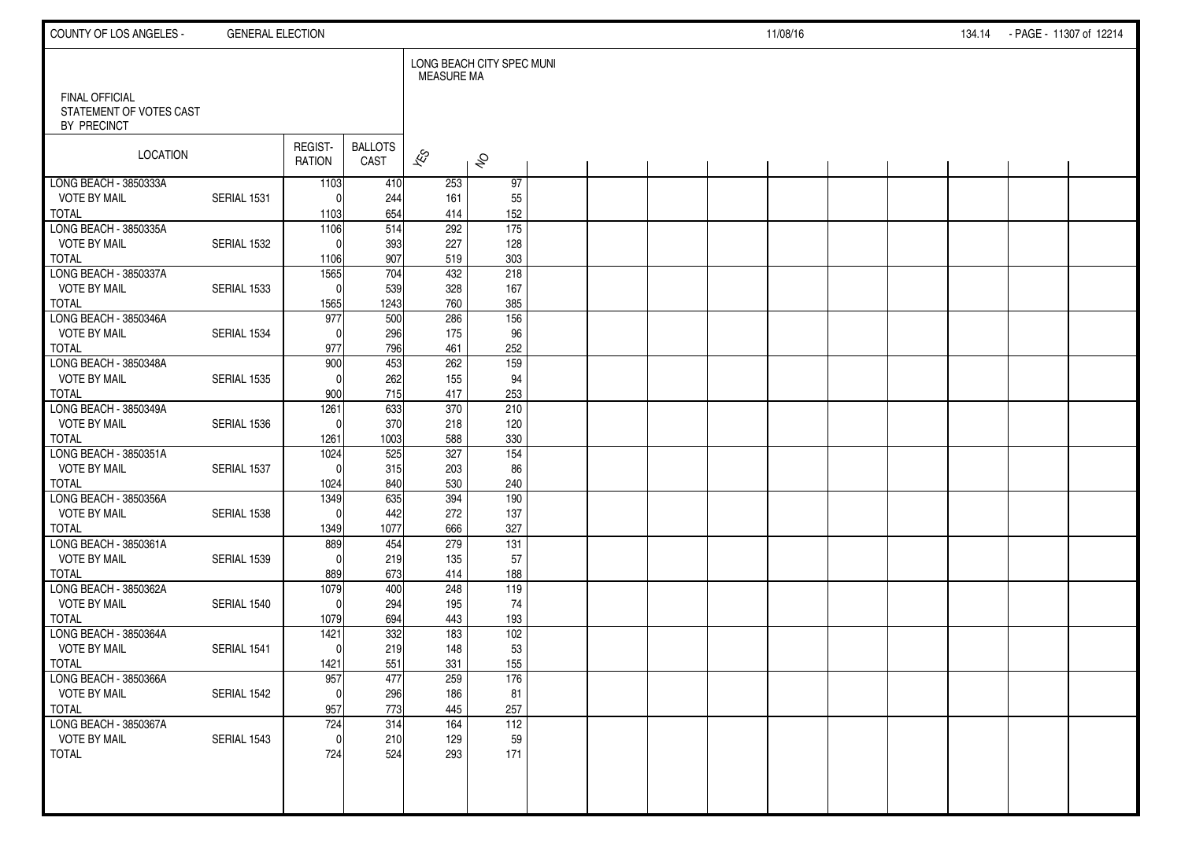FINAL OFFICIAL
STATEMENT OF VOTES CAST
BY PRECINCT

LONG BEACH CITY SPEC MUNI
MEASURE MA

| LOCATION | | REGIST-RATION | BALLOTS CAST | YES | NO |
|---|---|---|---|---|---|
| LONG BEACH - 3850333A | | 1103 | 410 | 253 | 97 |
| VOTE BY MAIL | SERIAL 1531 | 0 | 244 | 161 | 55 |
| TOTAL | | 1103 | 654 | 414 | 152 |
| LONG BEACH - 3850335A | | 1106 | 514 | 292 | 175 |
| VOTE BY MAIL | SERIAL 1532 | 0 | 393 | 227 | 128 |
| TOTAL | | 1106 | 907 | 519 | 303 |
| LONG BEACH - 3850337A | | 1565 | 704 | 432 | 218 |
| VOTE BY MAIL | SERIAL 1533 | 0 | 539 | 328 | 167 |
| TOTAL | | 1565 | 1243 | 760 | 385 |
| LONG BEACH - 3850346A | | 977 | 500 | 286 | 156 |
| VOTE BY MAIL | SERIAL 1534 | 0 | 296 | 175 | 96 |
| TOTAL | | 977 | 796 | 461 | 252 |
| LONG BEACH - 3850348A | | 900 | 453 | 262 | 159 |
| VOTE BY MAIL | SERIAL 1535 | 0 | 262 | 155 | 94 |
| TOTAL | | 900 | 715 | 417 | 253 |
| LONG BEACH - 3850349A | | 1261 | 633 | 370 | 210 |
| VOTE BY MAIL | SERIAL 1536 | 0 | 370 | 218 | 120 |
| TOTAL | | 1261 | 1003 | 588 | 330 |
| LONG BEACH - 3850351A | | 1024 | 525 | 327 | 154 |
| VOTE BY MAIL | SERIAL 1537 | 0 | 315 | 203 | 86 |
| TOTAL | | 1024 | 840 | 530 | 240 |
| LONG BEACH - 3850356A | | 1349 | 635 | 394 | 190 |
| VOTE BY MAIL | SERIAL 1538 | 0 | 442 | 272 | 137 |
| TOTAL | | 1349 | 1077 | 666 | 327 |
| LONG BEACH - 3850361A | | 889 | 454 | 279 | 131 |
| VOTE BY MAIL | SERIAL 1539 | 0 | 219 | 135 | 57 |
| TOTAL | | 889 | 673 | 414 | 188 |
| LONG BEACH - 3850362A | | 1079 | 400 | 248 | 119 |
| VOTE BY MAIL | SERIAL 1540 | 0 | 294 | 195 | 74 |
| TOTAL | | 1079 | 694 | 443 | 193 |
| LONG BEACH - 3850364A | | 1421 | 332 | 183 | 102 |
| VOTE BY MAIL | SERIAL 1541 | 0 | 219 | 148 | 53 |
| TOTAL | | 1421 | 551 | 331 | 155 |
| LONG BEACH - 3850366A | | 957 | 477 | 259 | 176 |
| VOTE BY MAIL | SERIAL 1542 | 0 | 296 | 186 | 81 |
| TOTAL | | 957 | 773 | 445 | 257 |
| LONG BEACH - 3850367A | | 724 | 314 | 164 | 112 |
| VOTE BY MAIL | SERIAL 1543 | 0 | 210 | 129 | 59 |
| TOTAL | | 724 | 524 | 293 | 171 |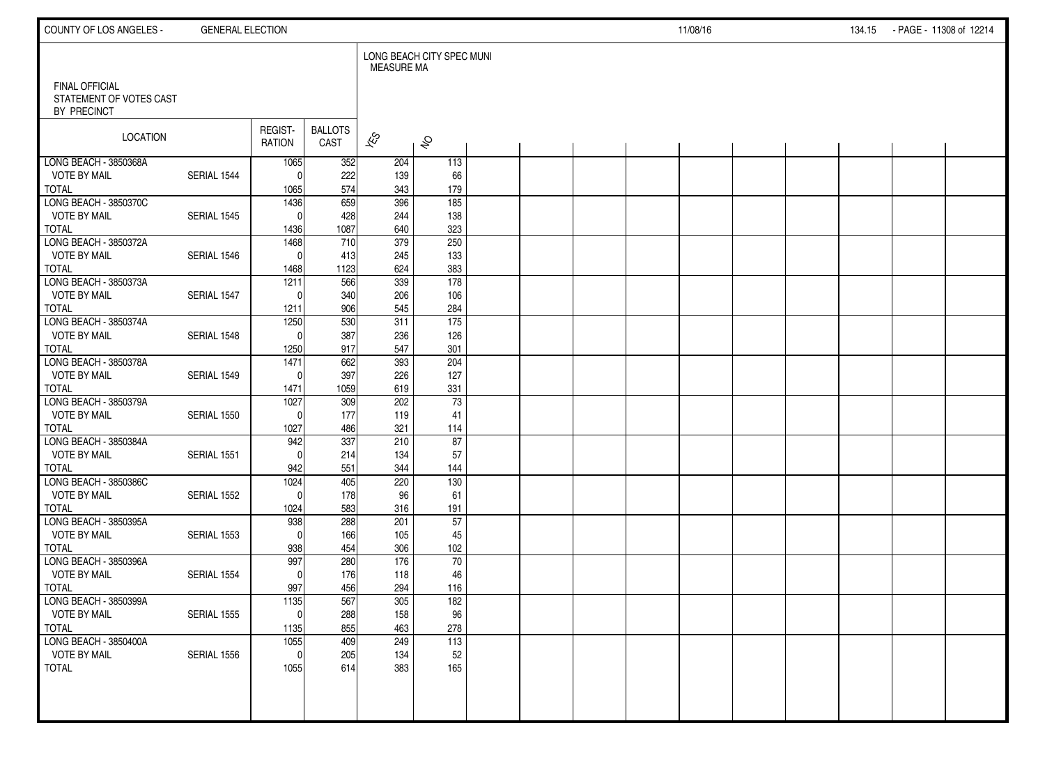FINAL OFFICIAL
STATEMENT OF VOTES CAST
BY PRECINCT

LONG BEACH CITY SPEC MUNI
MEASURE MA

| LOCATION | | REGIST-RATION | BALLOTS CAST | YES | NO |
|---|---|---|---|---|---|
| LONG BEACH - 3850368A | | 1065 | 352 | 204 | 113 |
| VOTE BY MAIL | SERIAL 1544 | 0 | 222 | 139 | 66 |
| TOTAL | | 1065 | 574 | 343 | 179 |
| LONG BEACH - 3850370C | | 1436 | 659 | 396 | 185 |
| VOTE BY MAIL | SERIAL 1545 | 0 | 428 | 244 | 138 |
| TOTAL | | 1436 | 1087 | 640 | 323 |
| LONG BEACH - 3850372A | | 1468 | 710 | 379 | 250 |
| VOTE BY MAIL | SERIAL 1546 | 0 | 413 | 245 | 133 |
| TOTAL | | 1468 | 1123 | 624 | 383 |
| LONG BEACH - 3850373A | | 1211 | 566 | 339 | 178 |
| VOTE BY MAIL | SERIAL 1547 | 0 | 340 | 206 | 106 |
| TOTAL | | 1211 | 906 | 545 | 284 |
| LONG BEACH - 3850374A | | 1250 | 530 | 311 | 175 |
| VOTE BY MAIL | SERIAL 1548 | 0 | 387 | 236 | 126 |
| TOTAL | | 1250 | 917 | 547 | 301 |
| LONG BEACH - 3850378A | | 1471 | 662 | 393 | 204 |
| VOTE BY MAIL | SERIAL 1549 | 0 | 397 | 226 | 127 |
| TOTAL | | 1471 | 1059 | 619 | 331 |
| LONG BEACH - 3850379A | | 1027 | 309 | 202 | 73 |
| VOTE BY MAIL | SERIAL 1550 | 0 | 177 | 119 | 41 |
| TOTAL | | 1027 | 486 | 321 | 114 |
| LONG BEACH - 3850384A | | 942 | 337 | 210 | 87 |
| VOTE BY MAIL | SERIAL 1551 | 0 | 214 | 134 | 57 |
| TOTAL | | 942 | 551 | 344 | 144 |
| LONG BEACH - 3850386C | | 1024 | 405 | 220 | 130 |
| VOTE BY MAIL | SERIAL 1552 | 0 | 178 | 96 | 61 |
| TOTAL | | 1024 | 583 | 316 | 191 |
| LONG BEACH - 3850395A | | 938 | 288 | 201 | 57 |
| VOTE BY MAIL | SERIAL 1553 | 0 | 166 | 105 | 45 |
| TOTAL | | 938 | 454 | 306 | 102 |
| LONG BEACH - 3850396A | | 997 | 280 | 176 | 70 |
| VOTE BY MAIL | SERIAL 1554 | 0 | 176 | 118 | 46 |
| TOTAL | | 997 | 456 | 294 | 116 |
| LONG BEACH - 3850399A | | 1135 | 567 | 305 | 182 |
| VOTE BY MAIL | SERIAL 1555 | 0 | 288 | 158 | 96 |
| TOTAL | | 1135 | 855 | 463 | 278 |
| LONG BEACH - 3850400A | | 1055 | 409 | 249 | 113 |
| VOTE BY MAIL | SERIAL 1556 | 0 | 205 | 134 | 52 |
| TOTAL | | 1055 | 614 | 383 | 165 |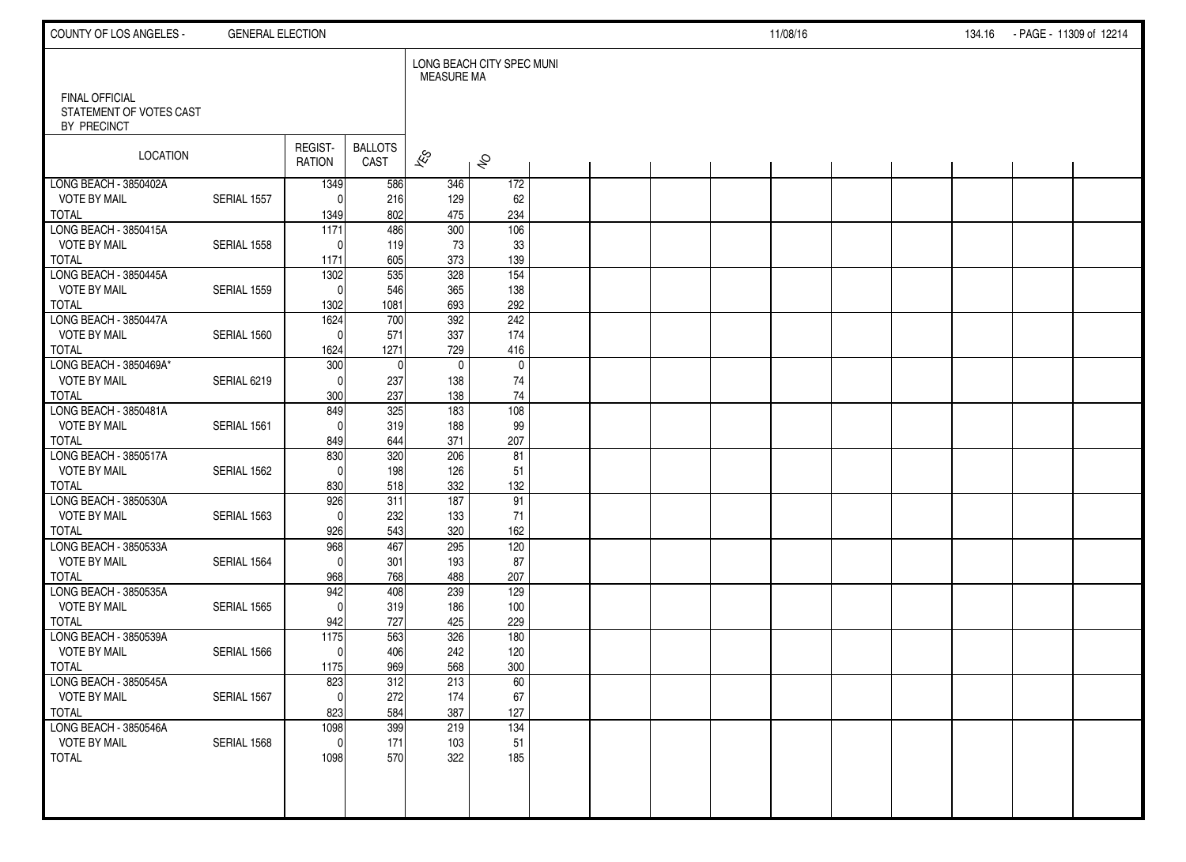FINAL OFFICIAL
STATEMENT OF VOTES CAST
BY PRECINCT

| LOCATION | | REGISTRATION | BALLOTS CAST | LONG BEACH CITY SPEC MUNI MEASURE MA | |
|---|---|---|---|---|---|
| | | | | YES | NO |
| LONG BEACH - 3850402A | | 1349 | 586 | 346 | 172 |
| VOTE BY MAIL | SERIAL 1557 | 0 | 216 | 129 | 62 |
| TOTAL | | 1349 | 802 | 475 | 234 |
| LONG BEACH - 3850415A | | 1171 | 486 | 300 | 106 |
| VOTE BY MAIL | SERIAL 1558 | 0 | 119 | 73 | 33 |
| TOTAL | | 1171 | 605 | 373 | 139 |
| LONG BEACH - 3850445A | | 1302 | 535 | 328 | 154 |
| VOTE BY MAIL | SERIAL 1559 | 0 | 546 | 365 | 138 |
| TOTAL | | 1302 | 1081 | 693 | 292 |
| LONG BEACH - 3850447A | | 1624 | 700 | 392 | 242 |
| VOTE BY MAIL | SERIAL 1560 | 0 | 571 | 337 | 174 |
| TOTAL | | 1624 | 1271 | 729 | 416 |
| LONG BEACH - 3850469A* | | 300 | 0 | 0 | 0 |
| VOTE BY MAIL | SERIAL 6219 | 0 | 237 | 138 | 74 |
| TOTAL | | 300 | 237 | 138 | 74 |
| LONG BEACH - 3850481A | | 849 | 325 | 183 | 108 |
| VOTE BY MAIL | SERIAL 1561 | 0 | 319 | 188 | 99 |
| TOTAL | | 849 | 644 | 371 | 207 |
| LONG BEACH - 3850517A | | 830 | 320 | 206 | 81 |
| VOTE BY MAIL | SERIAL 1562 | 0 | 198 | 126 | 51 |
| TOTAL | | 830 | 518 | 332 | 132 |
| LONG BEACH - 3850530A | | 926 | 311 | 187 | 91 |
| VOTE BY MAIL | SERIAL 1563 | 0 | 232 | 133 | 71 |
| TOTAL | | 926 | 543 | 320 | 162 |
| LONG BEACH - 3850533A | | 968 | 467 | 295 | 120 |
| VOTE BY MAIL | SERIAL 1564 | 0 | 301 | 193 | 87 |
| TOTAL | | 968 | 768 | 488 | 207 |
| LONG BEACH - 3850535A | | 942 | 408 | 239 | 129 |
| VOTE BY MAIL | SERIAL 1565 | 0 | 319 | 186 | 100 |
| TOTAL | | 942 | 727 | 425 | 229 |
| LONG BEACH - 3850539A | | 1175 | 563 | 326 | 180 |
| VOTE BY MAIL | SERIAL 1566 | 0 | 406 | 242 | 120 |
| TOTAL | | 1175 | 969 | 568 | 300 |
| LONG BEACH - 3850545A | | 823 | 312 | 213 | 60 |
| VOTE BY MAIL | SERIAL 1567 | 0 | 272 | 174 | 67 |
| TOTAL | | 823 | 584 | 387 | 127 |
| LONG BEACH - 3850546A | | 1098 | 399 | 219 | 134 |
| VOTE BY MAIL | SERIAL 1568 | 0 | 171 | 103 | 51 |
| TOTAL | | 1098 | 570 | 322 | 185 |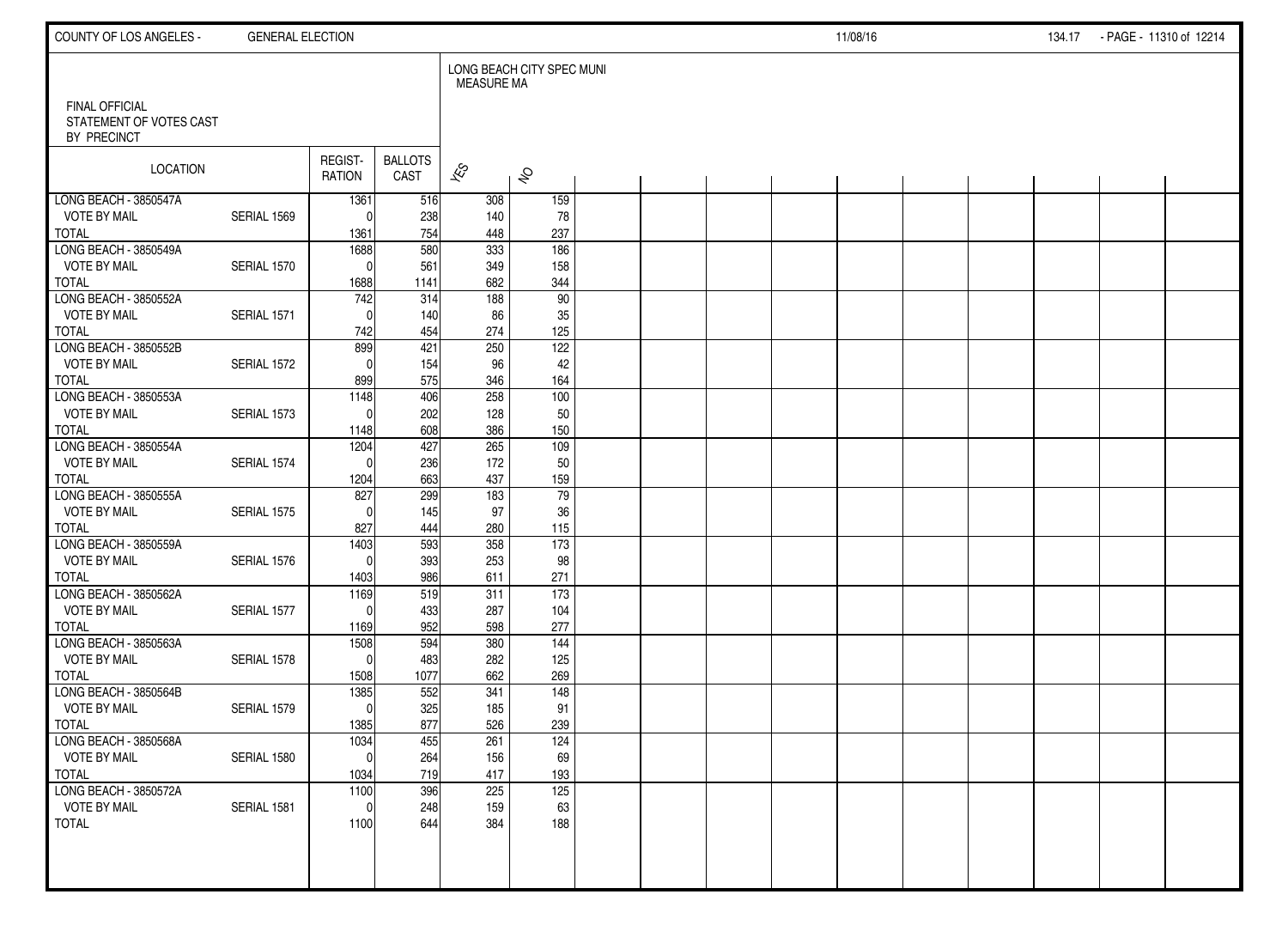FINAL OFFICIAL
STATEMENT OF VOTES CAST
BY PRECINCT

LONG BEACH CITY SPEC MUNI
MEASURE MA

| LOCATION | | REGIST-RATION | BALLOTS CAST | YES | NO |
|---|---|---|---|---|---|
| LONG BEACH - 3850547A | | 1361 | 516 | 308 | 159 |
| VOTE BY MAIL | SERIAL 1569 | 0 | 238 | 140 | 78 |
| TOTAL | | 1361 | 754 | 448 | 237 |
| LONG BEACH - 3850549A | | 1688 | 580 | 333 | 186 |
| VOTE BY MAIL | SERIAL 1570 | 0 | 561 | 349 | 158 |
| TOTAL | | 1688 | 1141 | 682 | 344 |
| LONG BEACH - 3850552A | | 742 | 314 | 188 | 90 |
| VOTE BY MAIL | SERIAL 1571 | 0 | 140 | 86 | 35 |
| TOTAL | | 742 | 454 | 274 | 125 |
| LONG BEACH - 3850552B | | 899 | 421 | 250 | 122 |
| VOTE BY MAIL | SERIAL 1572 | 0 | 154 | 96 | 42 |
| TOTAL | | 899 | 575 | 346 | 164 |
| LONG BEACH - 3850553A | | 1148 | 406 | 258 | 100 |
| VOTE BY MAIL | SERIAL 1573 | 0 | 202 | 128 | 50 |
| TOTAL | | 1148 | 608 | 386 | 150 |
| LONG BEACH - 3850554A | | 1204 | 427 | 265 | 109 |
| VOTE BY MAIL | SERIAL 1574 | 0 | 236 | 172 | 50 |
| TOTAL | | 1204 | 663 | 437 | 159 |
| LONG BEACH - 3850555A | | 827 | 299 | 183 | 79 |
| VOTE BY MAIL | SERIAL 1575 | 0 | 145 | 97 | 36 |
| TOTAL | | 827 | 444 | 280 | 115 |
| LONG BEACH - 3850559A | | 1403 | 593 | 358 | 173 |
| VOTE BY MAIL | SERIAL 1576 | 0 | 393 | 253 | 98 |
| TOTAL | | 1403 | 986 | 611 | 271 |
| LONG BEACH - 3850562A | | 1169 | 519 | 311 | 173 |
| VOTE BY MAIL | SERIAL 1577 | 0 | 433 | 287 | 104 |
| TOTAL | | 1169 | 952 | 598 | 277 |
| LONG BEACH - 3850563A | | 1508 | 594 | 380 | 144 |
| VOTE BY MAIL | SERIAL 1578 | 0 | 483 | 282 | 125 |
| TOTAL | | 1508 | 1077 | 662 | 269 |
| LONG BEACH - 3850564B | | 1385 | 552 | 341 | 148 |
| VOTE BY MAIL | SERIAL 1579 | 0 | 325 | 185 | 91 |
| TOTAL | | 1385 | 877 | 526 | 239 |
| LONG BEACH - 3850568A | | 1034 | 455 | 261 | 124 |
| VOTE BY MAIL | SERIAL 1580 | 0 | 264 | 156 | 69 |
| TOTAL | | 1034 | 719 | 417 | 193 |
| LONG BEACH - 3850572A | | 1100 | 396 | 225 | 125 |
| VOTE BY MAIL | SERIAL 1581 | 0 | 248 | 159 | 63 |
| TOTAL | | 1100 | 644 | 384 | 188 |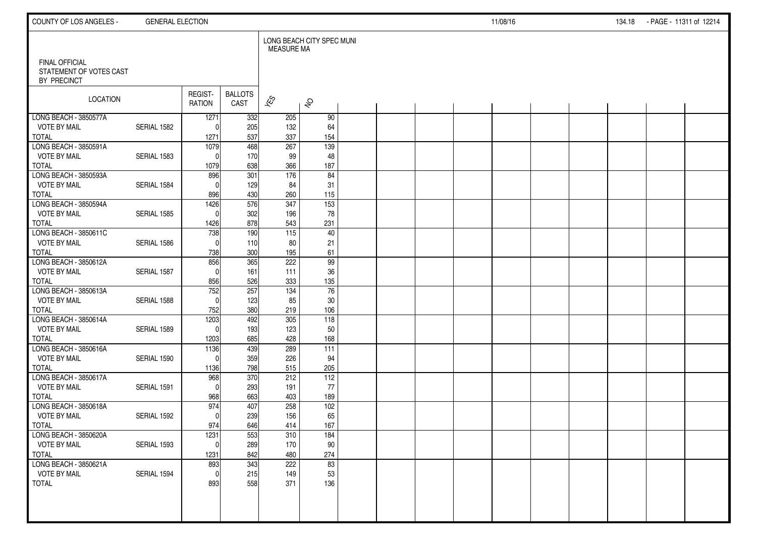FINAL OFFICIAL
STATEMENT OF VOTES CAST
BY PRECINCT

| LOCATION | | REGIST-RATION | BALLOTS CAST | LONG BEACH CITY SPEC MUNI MEASURE MA | |
|---|---|---|---|---|---|
| | | | | YES | NO |
| LONG BEACH - 3850577A | | 1271 | 332 | 205 | 90 |
| VOTE BY MAIL | SERIAL 1582 | 0 | 205 | 132 | 64 |
| TOTAL | | 1271 | 537 | 337 | 154 |
| LONG BEACH - 3850591A | | 1079 | 468 | 267 | 139 |
| VOTE BY MAIL | SERIAL 1583 | 0 | 170 | 99 | 48 |
| TOTAL | | 1079 | 638 | 366 | 187 |
| LONG BEACH - 3850593A | | 896 | 301 | 176 | 84 |
| VOTE BY MAIL | SERIAL 1584 | 0 | 129 | 84 | 31 |
| TOTAL | | 896 | 430 | 260 | 115 |
| LONG BEACH - 3850594A | | 1426 | 576 | 347 | 153 |
| VOTE BY MAIL | SERIAL 1585 | 0 | 302 | 196 | 78 |
| TOTAL | | 1426 | 878 | 543 | 231 |
| LONG BEACH - 3850611C | | 738 | 190 | 115 | 40 |
| VOTE BY MAIL | SERIAL 1586 | 0 | 110 | 80 | 21 |
| TOTAL | | 738 | 300 | 195 | 61 |
| LONG BEACH - 3850612A | | 856 | 365 | 222 | 99 |
| VOTE BY MAIL | SERIAL 1587 | 0 | 161 | 111 | 36 |
| TOTAL | | 856 | 526 | 333 | 135 |
| LONG BEACH - 3850613A | | 752 | 257 | 134 | 76 |
| VOTE BY MAIL | SERIAL 1588 | 0 | 123 | 85 | 30 |
| TOTAL | | 752 | 380 | 219 | 106 |
| LONG BEACH - 3850614A | | 1203 | 492 | 305 | 118 |
| VOTE BY MAIL | SERIAL 1589 | 0 | 193 | 123 | 50 |
| TOTAL | | 1203 | 685 | 428 | 168 |
| LONG BEACH - 3850616A | | 1136 | 439 | 289 | 111 |
| VOTE BY MAIL | SERIAL 1590 | 0 | 359 | 226 | 94 |
| TOTAL | | 1136 | 798 | 515 | 205 |
| LONG BEACH - 3850617A | | 968 | 370 | 212 | 112 |
| VOTE BY MAIL | SERIAL 1591 | 0 | 293 | 191 | 77 |
| TOTAL | | 968 | 663 | 403 | 189 |
| LONG BEACH - 3850618A | | 974 | 407 | 258 | 102 |
| VOTE BY MAIL | SERIAL 1592 | 0 | 239 | 156 | 65 |
| TOTAL | | 974 | 646 | 414 | 167 |
| LONG BEACH - 3850620A | | 1231 | 553 | 310 | 184 |
| VOTE BY MAIL | SERIAL 1593 | 0 | 289 | 170 | 90 |
| TOTAL | | 1231 | 842 | 480 | 274 |
| LONG BEACH - 3850621A | | 893 | 343 | 222 | 83 |
| VOTE BY MAIL | SERIAL 1594 | 0 | 215 | 149 | 53 |
| TOTAL | | 893 | 558 | 371 | 136 |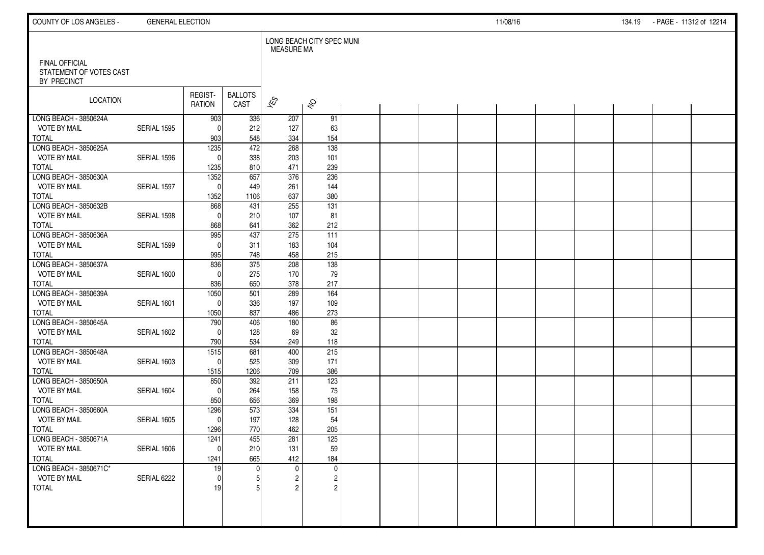FINAL OFFICIAL STATEMENT OF VOTES CAST BY PRECINCT

LONG BEACH CITY SPEC MUNI MEASURE MA

| LOCATION | | REGIST-RATION | BALLOTS CAST | YES | NO |
|---|---|---|---|---|---|
| LONG BEACH - 3850624A | | 903 | 336 | 207 | 91 |
| VOTE BY MAIL | SERIAL 1595 | 0 | 212 | 127 | 63 |
| TOTAL | | 903 | 548 | 334 | 154 |
| LONG BEACH - 3850625A | | 1235 | 472 | 268 | 138 |
| VOTE BY MAIL | SERIAL 1596 | 0 | 338 | 203 | 101 |
| TOTAL | | 1235 | 810 | 471 | 239 |
| LONG BEACH - 3850630A | | 1352 | 657 | 376 | 236 |
| VOTE BY MAIL | SERIAL 1597 | 0 | 449 | 261 | 144 |
| TOTAL | | 1352 | 1106 | 637 | 380 |
| LONG BEACH - 3850632B | | 868 | 431 | 255 | 131 |
| VOTE BY MAIL | SERIAL 1598 | 0 | 210 | 107 | 81 |
| TOTAL | | 868 | 641 | 362 | 212 |
| LONG BEACH - 3850636A | | 995 | 437 | 275 | 111 |
| VOTE BY MAIL | SERIAL 1599 | 0 | 311 | 183 | 104 |
| TOTAL | | 995 | 748 | 458 | 215 |
| LONG BEACH - 3850637A | | 836 | 375 | 208 | 138 |
| VOTE BY MAIL | SERIAL 1600 | 0 | 275 | 170 | 79 |
| TOTAL | | 836 | 650 | 378 | 217 |
| LONG BEACH - 3850639A | | 1050 | 501 | 289 | 164 |
| VOTE BY MAIL | SERIAL 1601 | 0 | 336 | 197 | 109 |
| TOTAL | | 1050 | 837 | 486 | 273 |
| LONG BEACH - 3850645A | | 790 | 406 | 180 | 86 |
| VOTE BY MAIL | SERIAL 1602 | 0 | 128 | 69 | 32 |
| TOTAL | | 790 | 534 | 249 | 118 |
| LONG BEACH - 3850648A | | 1515 | 681 | 400 | 215 |
| VOTE BY MAIL | SERIAL 1603 | 0 | 525 | 309 | 171 |
| TOTAL | | 1515 | 1206 | 709 | 386 |
| LONG BEACH - 3850650A | | 850 | 392 | 211 | 123 |
| VOTE BY MAIL | SERIAL 1604 | 0 | 264 | 158 | 75 |
| TOTAL | | 850 | 656 | 369 | 198 |
| LONG BEACH - 3850660A | | 1296 | 573 | 334 | 151 |
| VOTE BY MAIL | SERIAL 1605 | 0 | 197 | 128 | 54 |
| TOTAL | | 1296 | 770 | 462 | 205 |
| LONG BEACH - 3850671A | | 1241 | 455 | 281 | 125 |
| VOTE BY MAIL | SERIAL 1606 | 0 | 210 | 131 | 59 |
| TOTAL | | 1241 | 665 | 412 | 184 |
| LONG BEACH - 3850671C* | | 19 | 0 | 0 | 0 |
| VOTE BY MAIL | SERIAL 6222 | 0 | 5 | 2 | 2 |
| TOTAL | | 19 | 5 | 2 | 2 |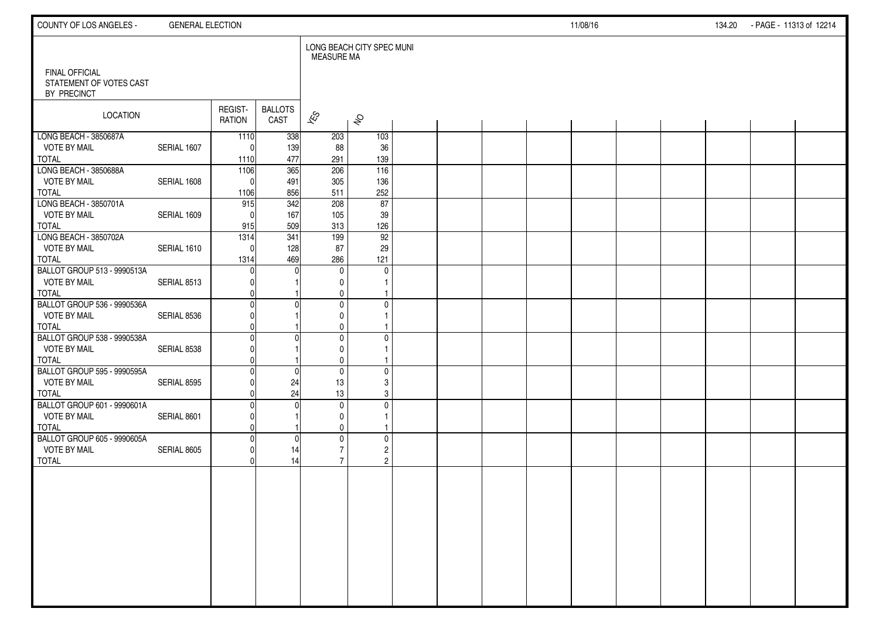FINAL OFFICIAL
STATEMENT OF VOTES CAST
BY PRECINCT

LONG BEACH CITY SPEC MUNI
MEASURE MA

| LOCATION | | REGISTRATION | BALLOTS CAST | YES | NO |
|---|---|---|---|---|---|
| LONG BEACH - 3850687A | | 1110 | 338 | 203 | 103 |
| VOTE BY MAIL | SERIAL 1607 | 0 | 139 | 88 | 36 |
| TOTAL | | 1110 | 477 | 291 | 139 |
| LONG BEACH - 3850688A | | 1106 | 365 | 206 | 116 |
| VOTE BY MAIL | SERIAL 1608 | 0 | 491 | 305 | 136 |
| TOTAL | | 1106 | 856 | 511 | 252 |
| LONG BEACH - 3850701A | | 915 | 342 | 208 | 87 |
| VOTE BY MAIL | SERIAL 1609 | 0 | 167 | 105 | 39 |
| TOTAL | | 915 | 509 | 313 | 126 |
| LONG BEACH - 3850702A | | 1314 | 341 | 199 | 92 |
| VOTE BY MAIL | SERIAL 1610 | 0 | 128 | 87 | 29 |
| TOTAL | | 1314 | 469 | 286 | 121 |
| BALLOT GROUP 513 - 9990513A | | 0 | 0 | 0 | 0 |
| VOTE BY MAIL | SERIAL 8513 | 0 | 1 | 0 | 1 |
| TOTAL | | 0 | 1 | 0 | 1 |
| BALLOT GROUP 536 - 9990536A | | 0 | 0 | 0 | 0 |
| VOTE BY MAIL | SERIAL 8536 | 0 | 1 | 0 | 1 |
| TOTAL | | 0 | 1 | 0 | 1 |
| BALLOT GROUP 538 - 9990538A | | 0 | 0 | 0 | 0 |
| VOTE BY MAIL | SERIAL 8538 | 0 | 1 | 0 | 1 |
| TOTAL | | 0 | 1 | 0 | 1 |
| BALLOT GROUP 595 - 9990595A | | 0 | 0 | 0 | 0 |
| VOTE BY MAIL | SERIAL 8595 | 0 | 24 | 13 | 3 |
| TOTAL | | 0 | 24 | 13 | 3 |
| BALLOT GROUP 601 - 9990601A | | 0 | 0 | 0 | 0 |
| VOTE BY MAIL | SERIAL 8601 | 0 | 1 | 0 | 1 |
| TOTAL | | 0 | 1 | 0 | 1 |
| BALLOT GROUP 605 - 9990605A | | 0 | 0 | 0 | 0 |
| VOTE BY MAIL | SERIAL 8605 | 0 | 14 | 7 | 2 |
| TOTAL | | 0 | 14 | 7 | 2 |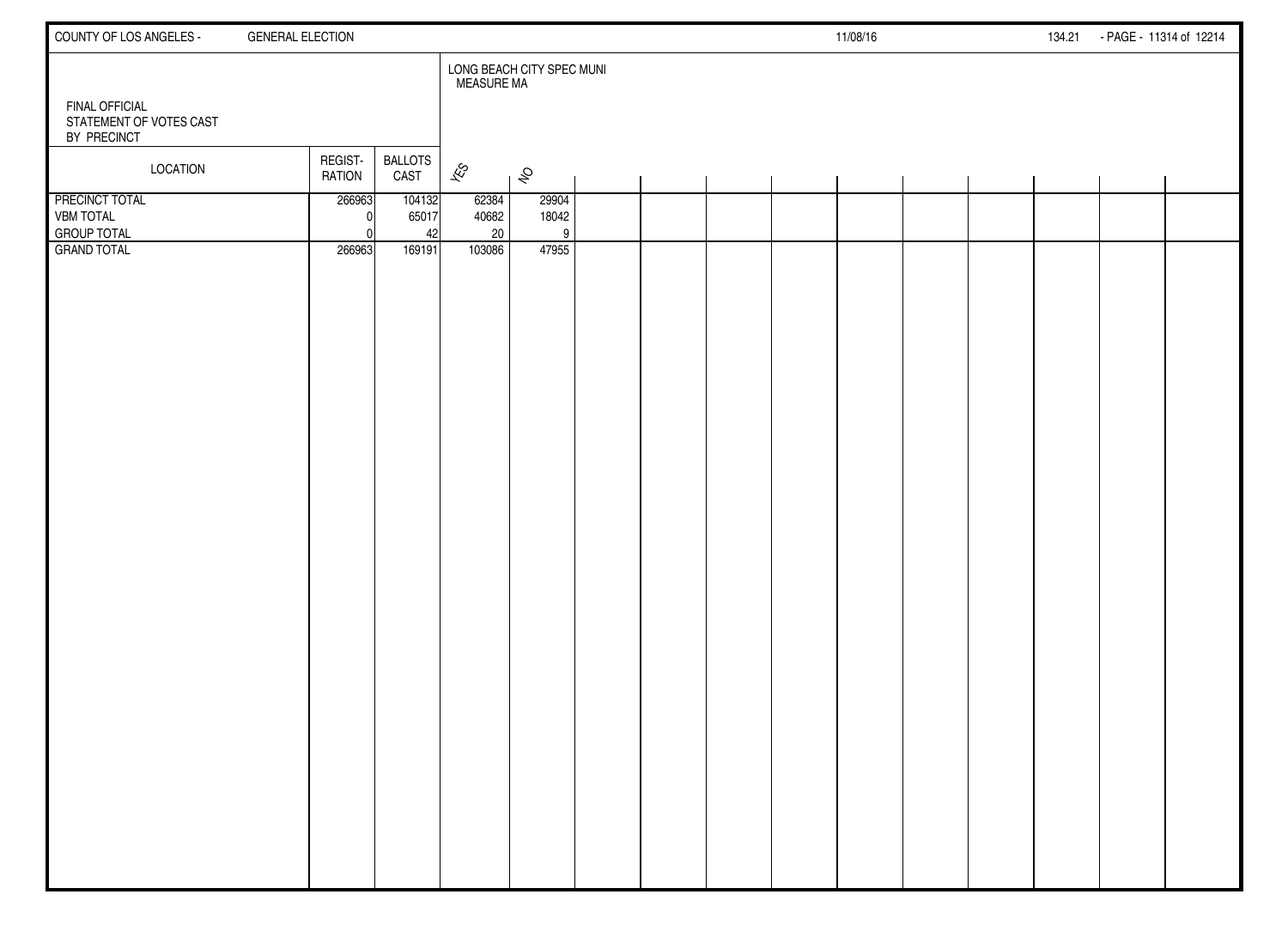FINAL OFFICIAL
STATEMENT OF VOTES CAST
BY PRECINCT

| LOCATION | REGIST-RATION | BALLOTS CAST | LONG BEACH CITY SPEC MUNI MEASURE MA | |
|---|---|---|---|---|
| | | | YES | NO |
| PRECINCT TOTAL | 266963 | 104132 | 62384 | 29904 |
| VBM TOTAL | 0 | 65017 | 40682 | 18042 |
| GROUP TOTAL | 0 | 42 | 20 | 9 |
| GRAND TOTAL | 266963 | 169191 | 103086 | 47955 |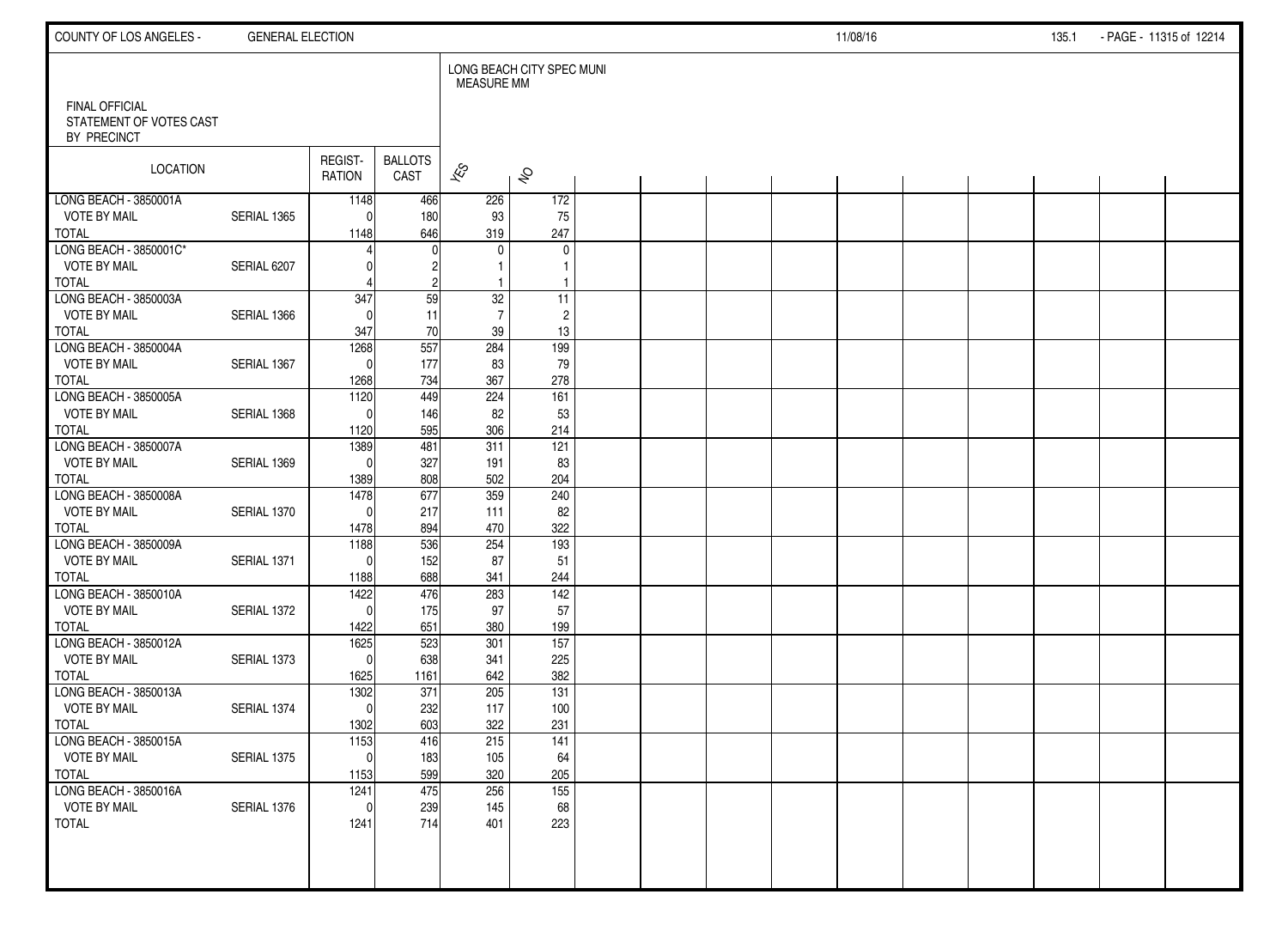FINAL OFFICIAL
STATEMENT OF VOTES CAST
BY PRECINCT

LONG BEACH CITY SPEC MUNI
MEASURE MM

| LOCATION | | REGISTRATION | BALLOTS CAST | YES | NO |
|---|---|---|---|---|---|
| LONG BEACH - 3850001A | | 1148 | 466 | 226 | 172 |
| VOTE BY MAIL | SERIAL 1365 | 0 | 180 | 93 | 75 |
| TOTAL | | 1148 | 646 | 319 | 247 |
| LONG BEACH - 3850001C* | | 4 | 0 | 0 | 0 |
| VOTE BY MAIL | SERIAL 6207 | 0 | 2 | 1 | 1 |
| TOTAL | | 4 | 2 | 1 | 1 |
| LONG BEACH - 3850003A | | 347 | 59 | 32 | 11 |
| VOTE BY MAIL | SERIAL 1366 | 0 | 11 | 7 | 2 |
| TOTAL | | 347 | 70 | 39 | 13 |
| LONG BEACH - 3850004A | | 1268 | 557 | 284 | 199 |
| VOTE BY MAIL | SERIAL 1367 | 0 | 177 | 83 | 79 |
| TOTAL | | 1268 | 734 | 367 | 278 |
| LONG BEACH - 3850005A | | 1120 | 449 | 224 | 161 |
| VOTE BY MAIL | SERIAL 1368 | 0 | 146 | 82 | 53 |
| TOTAL | | 1120 | 595 | 306 | 214 |
| LONG BEACH - 3850007A | | 1389 | 481 | 311 | 121 |
| VOTE BY MAIL | SERIAL 1369 | 0 | 327 | 191 | 83 |
| TOTAL | | 1389 | 808 | 502 | 204 |
| LONG BEACH - 3850008A | | 1478 | 677 | 359 | 240 |
| VOTE BY MAIL | SERIAL 1370 | 0 | 217 | 111 | 82 |
| TOTAL | | 1478 | 894 | 470 | 322 |
| LONG BEACH - 3850009A | | 1188 | 536 | 254 | 193 |
| VOTE BY MAIL | SERIAL 1371 | 0 | 152 | 87 | 51 |
| TOTAL | | 1188 | 688 | 341 | 244 |
| LONG BEACH - 3850010A | | 1422 | 476 | 283 | 142 |
| VOTE BY MAIL | SERIAL 1372 | 0 | 175 | 97 | 57 |
| TOTAL | | 1422 | 651 | 380 | 199 |
| LONG BEACH - 3850012A | | 1625 | 523 | 301 | 157 |
| VOTE BY MAIL | SERIAL 1373 | 0 | 638 | 341 | 225 |
| TOTAL | | 1625 | 1161 | 642 | 382 |
| LONG BEACH - 3850013A | | 1302 | 371 | 205 | 131 |
| VOTE BY MAIL | SERIAL 1374 | 0 | 232 | 117 | 100 |
| TOTAL | | 1302 | 603 | 322 | 231 |
| LONG BEACH - 3850015A | | 1153 | 416 | 215 | 141 |
| VOTE BY MAIL | SERIAL 1375 | 0 | 183 | 105 | 64 |
| TOTAL | | 1153 | 599 | 320 | 205 |
| LONG BEACH - 3850016A | | 1241 | 475 | 256 | 155 |
| VOTE BY MAIL | SERIAL 1376 | 0 | 239 | 145 | 68 |
| TOTAL | | 1241 | 714 | 401 | 223 |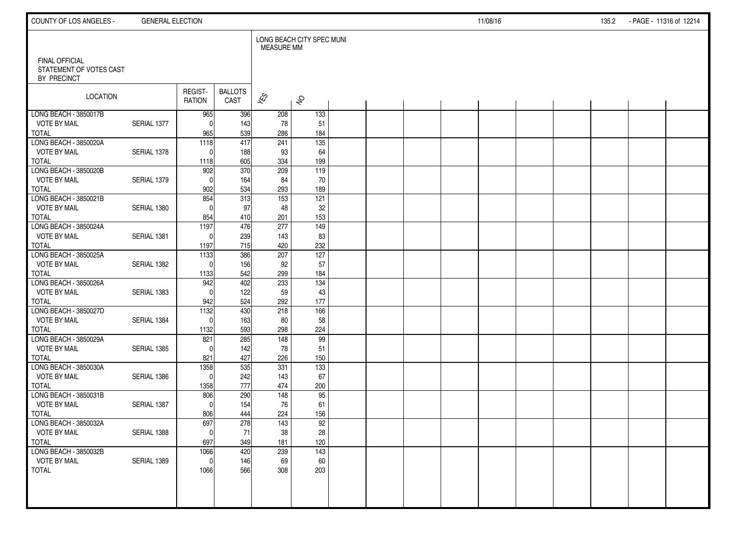FINAL OFFICIAL
STATEMENT OF VOTES CAST
BY PRECINCT

LONG BEACH CITY SPEC MUNI
MEASURE MM

| LOCATION | | REGIST-RATION | BALLOTS CAST | YES | NO |
|---|---|---|---|---|---|
| LONG BEACH - 3850017B | | 965 | 396 | 208 | 133 |
| VOTE BY MAIL | SERIAL 1377 | 0 | 143 | 78 | 51 |
| TOTAL | | 965 | 539 | 286 | 184 |
| LONG BEACH - 3850020A | | 1118 | 417 | 241 | 135 |
| VOTE BY MAIL | SERIAL 1378 | 0 | 188 | 93 | 64 |
| TOTAL | | 1118 | 605 | 334 | 199 |
| LONG BEACH - 3850020B | | 902 | 370 | 209 | 119 |
| VOTE BY MAIL | SERIAL 1379 | 0 | 164 | 84 | 70 |
| TOTAL | | 902 | 534 | 293 | 189 |
| LONG BEACH - 3850021B | | 854 | 313 | 153 | 121 |
| VOTE BY MAIL | SERIAL 1380 | 0 | 97 | 48 | 32 |
| TOTAL | | 854 | 410 | 201 | 153 |
| LONG BEACH - 3850024A | | 1197 | 476 | 277 | 149 |
| VOTE BY MAIL | SERIAL 1381 | 0 | 239 | 143 | 83 |
| TOTAL | | 1197 | 715 | 420 | 232 |
| LONG BEACH - 3850025A | | 1133 | 386 | 207 | 127 |
| VOTE BY MAIL | SERIAL 1382 | 0 | 156 | 92 | 57 |
| TOTAL | | 1133 | 542 | 299 | 184 |
| LONG BEACH - 3850026A | | 942 | 402 | 233 | 134 |
| VOTE BY MAIL | SERIAL 1383 | 0 | 122 | 59 | 43 |
| TOTAL | | 942 | 524 | 292 | 177 |
| LONG BEACH - 3850027D | | 1132 | 430 | 218 | 166 |
| VOTE BY MAIL | SERIAL 1384 | 0 | 163 | 80 | 58 |
| TOTAL | | 1132 | 593 | 298 | 224 |
| LONG BEACH - 3850029A | | 821 | 285 | 148 | 99 |
| VOTE BY MAIL | SERIAL 1385 | 0 | 142 | 78 | 51 |
| TOTAL | | 821 | 427 | 226 | 150 |
| LONG BEACH - 3850030A | | 1358 | 535 | 331 | 133 |
| VOTE BY MAIL | SERIAL 1386 | 0 | 242 | 143 | 67 |
| TOTAL | | 1358 | 777 | 474 | 200 |
| LONG BEACH - 3850031B | | 806 | 290 | 148 | 95 |
| VOTE BY MAIL | SERIAL 1387 | 0 | 154 | 76 | 61 |
| TOTAL | | 806 | 444 | 224 | 156 |
| LONG BEACH - 3850032A | | 697 | 278 | 143 | 92 |
| VOTE BY MAIL | SERIAL 1388 | 0 | 71 | 38 | 28 |
| TOTAL | | 697 | 349 | 181 | 120 |
| LONG BEACH - 3850032B | | 1066 | 420 | 239 | 143 |
| VOTE BY MAIL | SERIAL 1389 | 0 | 146 | 69 | 60 |
| TOTAL | | 1066 | 566 | 308 | 203 |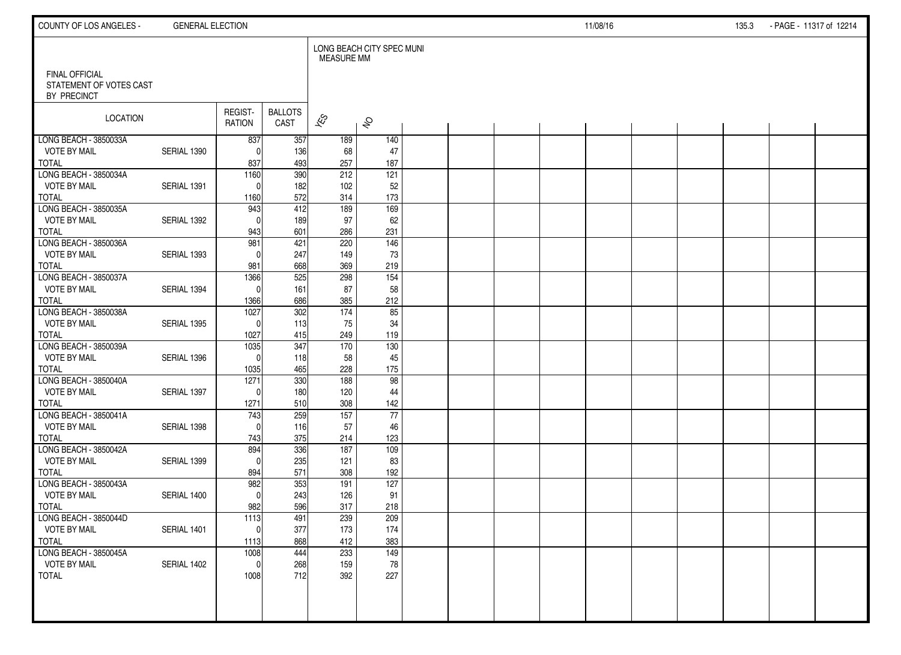FINAL OFFICIAL STATEMENT OF VOTES CAST BY PRECINCT

LONG BEACH CITY SPEC MUNI MEASURE MM

| LOCATION | | REGIST-RATION | BALLOTS CAST | YES | NO |
|---|---|---|---|---|---|
| LONG BEACH - 3850033A | | 837 | 357 | 189 | 140 |
| VOTE BY MAIL | SERIAL 1390 | 0 | 136 | 68 | 47 |
| TOTAL | | 837 | 493 | 257 | 187 |
| LONG BEACH - 3850034A | | 1160 | 390 | 212 | 121 |
| VOTE BY MAIL | SERIAL 1391 | 0 | 182 | 102 | 52 |
| TOTAL | | 1160 | 572 | 314 | 173 |
| LONG BEACH - 3850035A | | 943 | 412 | 189 | 169 |
| VOTE BY MAIL | SERIAL 1392 | 0 | 189 | 97 | 62 |
| TOTAL | | 943 | 601 | 286 | 231 |
| LONG BEACH - 3850036A | | 981 | 421 | 220 | 146 |
| VOTE BY MAIL | SERIAL 1393 | 0 | 247 | 149 | 73 |
| TOTAL | | 981 | 668 | 369 | 219 |
| LONG BEACH - 3850037A | | 1366 | 525 | 298 | 154 |
| VOTE BY MAIL | SERIAL 1394 | 0 | 161 | 87 | 58 |
| TOTAL | | 1366 | 686 | 385 | 212 |
| LONG BEACH - 3850038A | | 1027 | 302 | 174 | 85 |
| VOTE BY MAIL | SERIAL 1395 | 0 | 113 | 75 | 34 |
| TOTAL | | 1027 | 415 | 249 | 119 |
| LONG BEACH - 3850039A | | 1035 | 347 | 170 | 130 |
| VOTE BY MAIL | SERIAL 1396 | 0 | 118 | 58 | 45 |
| TOTAL | | 1035 | 465 | 228 | 175 |
| LONG BEACH - 3850040A | | 1271 | 330 | 188 | 98 |
| VOTE BY MAIL | SERIAL 1397 | 0 | 180 | 120 | 44 |
| TOTAL | | 1271 | 510 | 308 | 142 |
| LONG BEACH - 3850041A | | 743 | 259 | 157 | 77 |
| VOTE BY MAIL | SERIAL 1398 | 0 | 116 | 57 | 46 |
| TOTAL | | 743 | 375 | 214 | 123 |
| LONG BEACH - 3850042A | | 894 | 336 | 187 | 109 |
| VOTE BY MAIL | SERIAL 1399 | 0 | 235 | 121 | 83 |
| TOTAL | | 894 | 571 | 308 | 192 |
| LONG BEACH - 3850043A | | 982 | 353 | 191 | 127 |
| VOTE BY MAIL | SERIAL 1400 | 0 | 243 | 126 | 91 |
| TOTAL | | 982 | 596 | 317 | 218 |
| LONG BEACH - 3850044D | | 1113 | 491 | 239 | 209 |
| VOTE BY MAIL | SERIAL 1401 | 0 | 377 | 173 | 174 |
| TOTAL | | 1113 | 868 | 412 | 383 |
| LONG BEACH - 3850045A | | 1008 | 444 | 233 | 149 |
| VOTE BY MAIL | SERIAL 1402 | 0 | 268 | 159 | 78 |
| TOTAL | | 1008 | 712 | 392 | 227 |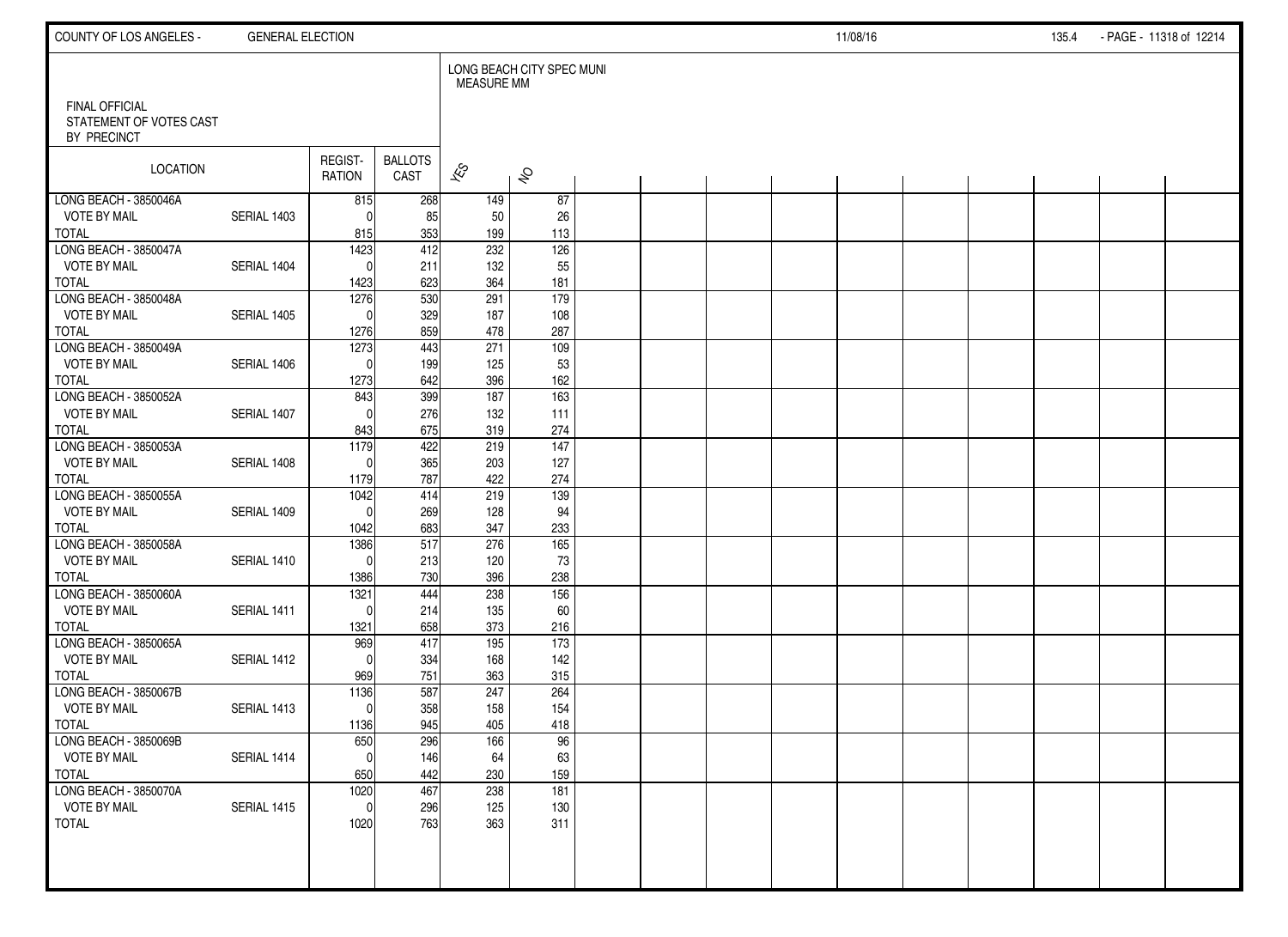COUNTY OF LOS ANGELES - GENERAL ELECTION 11/08/16

FINAL OFFICIAL
STATEMENT OF VOTES CAST
BY PRECINCT

| LOCATION | | REGISTRATION | BALLOTS CAST | LONG BEACH CITY SPEC MUNI MEASURE MM YES | NO |
|---|---|---|---|---|---|
| LONG BEACH - 3850046A | | 815 | 268 | 149 | 87 |
| VOTE BY MAIL | SERIAL 1403 | 0 | 85 | 50 | 26 |
| TOTAL | | 815 | 353 | 199 | 113 |
| LONG BEACH - 3850047A | | 1423 | 412 | 232 | 126 |
| VOTE BY MAIL | SERIAL 1404 | 0 | 211 | 132 | 55 |
| TOTAL | | 1423 | 623 | 364 | 181 |
| LONG BEACH - 3850048A | | 1276 | 530 | 291 | 179 |
| VOTE BY MAIL | SERIAL 1405 | 0 | 329 | 187 | 108 |
| TOTAL | | 1276 | 859 | 478 | 287 |
| LONG BEACH - 3850049A | | 1273 | 443 | 271 | 109 |
| VOTE BY MAIL | SERIAL 1406 | 0 | 199 | 125 | 53 |
| TOTAL | | 1273 | 642 | 396 | 162 |
| LONG BEACH - 3850052A | | 843 | 399 | 187 | 163 |
| VOTE BY MAIL | SERIAL 1407 | 0 | 276 | 132 | 111 |
| TOTAL | | 843 | 675 | 319 | 274 |
| LONG BEACH - 3850053A | | 1179 | 422 | 219 | 147 |
| VOTE BY MAIL | SERIAL 1408 | 0 | 365 | 203 | 127 |
| TOTAL | | 1179 | 787 | 422 | 274 |
| LONG BEACH - 3850055A | | 1042 | 414 | 219 | 139 |
| VOTE BY MAIL | SERIAL 1409 | 0 | 269 | 128 | 94 |
| TOTAL | | 1042 | 683 | 347 | 233 |
| LONG BEACH - 3850058A | | 1386 | 517 | 276 | 165 |
| VOTE BY MAIL | SERIAL 1410 | 0 | 213 | 120 | 73 |
| TOTAL | | 1386 | 730 | 396 | 238 |
| LONG BEACH - 3850060A | | 1321 | 444 | 238 | 156 |
| VOTE BY MAIL | SERIAL 1411 | 0 | 214 | 135 | 60 |
| TOTAL | | 1321 | 658 | 373 | 216 |
| LONG BEACH - 3850065A | | 969 | 417 | 195 | 173 |
| VOTE BY MAIL | SERIAL 1412 | 0 | 334 | 168 | 142 |
| TOTAL | | 969 | 751 | 363 | 315 |
| LONG BEACH - 3850067B | | 1136 | 587 | 247 | 264 |
| VOTE BY MAIL | SERIAL 1413 | 0 | 358 | 158 | 154 |
| TOTAL | | 1136 | 945 | 405 | 418 |
| LONG BEACH - 3850069B | | 650 | 296 | 166 | 96 |
| VOTE BY MAIL | SERIAL 1414 | 0 | 146 | 64 | 63 |
| TOTAL | | 650 | 442 | 230 | 159 |
| LONG BEACH - 3850070A | | 1020 | 467 | 238 | 181 |
| VOTE BY MAIL | SERIAL 1415 | 0 | 296 | 125 | 130 |
| TOTAL | | 1020 | 763 | 363 | 311 |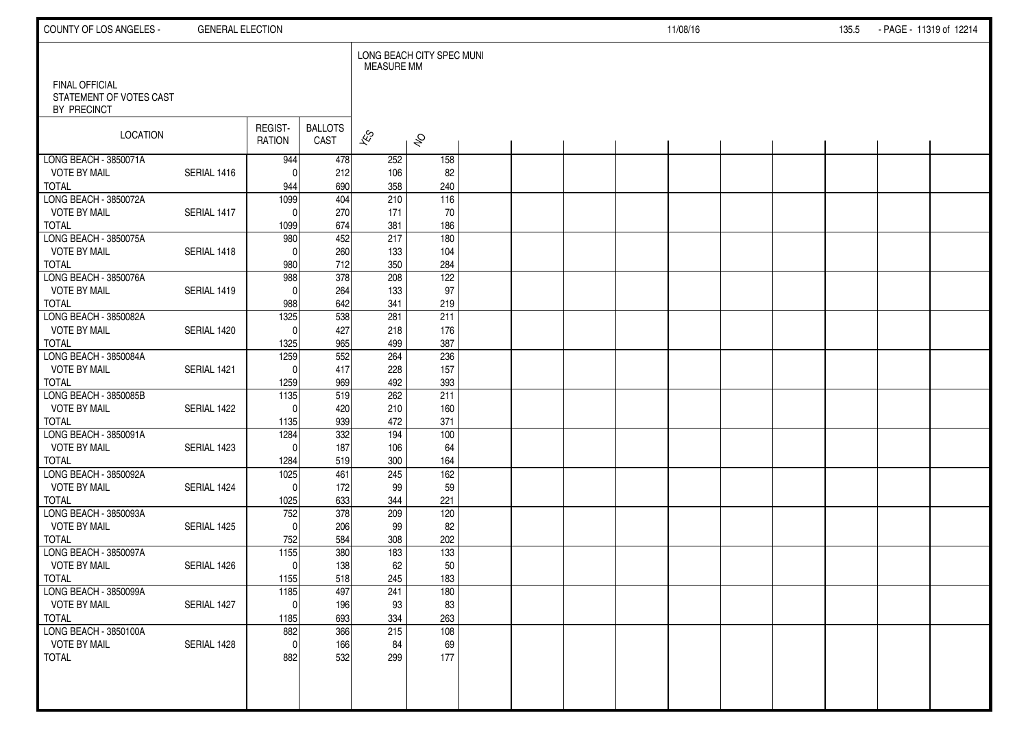FINAL OFFICIAL
STATEMENT OF VOTES CAST
BY PRECINCT

LONG BEACH CITY SPEC MUNI
MEASURE MM

| LOCATION | | REGIST-RATION | BALLOTS CAST | YES | NO |
|---|---|---|---|---|---|
| LONG BEACH - 3850071A | | 944 | 478 | 252 | 158 |
| VOTE BY MAIL | SERIAL 1416 | 0 | 212 | 106 | 82 |
| TOTAL | | 944 | 690 | 358 | 240 |
| LONG BEACH - 3850072A | | 1099 | 404 | 210 | 116 |
| VOTE BY MAIL | SERIAL 1417 | 0 | 270 | 171 | 70 |
| TOTAL | | 1099 | 674 | 381 | 186 |
| LONG BEACH - 3850075A | | 980 | 452 | 217 | 180 |
| VOTE BY MAIL | SERIAL 1418 | 0 | 260 | 133 | 104 |
| TOTAL | | 980 | 712 | 350 | 284 |
| LONG BEACH - 3850076A | | 988 | 378 | 208 | 122 |
| VOTE BY MAIL | SERIAL 1419 | 0 | 264 | 133 | 97 |
| TOTAL | | 988 | 642 | 341 | 219 |
| LONG BEACH - 3850082A | | 1325 | 538 | 281 | 211 |
| VOTE BY MAIL | SERIAL 1420 | 0 | 427 | 218 | 176 |
| TOTAL | | 1325 | 965 | 499 | 387 |
| LONG BEACH - 3850084A | | 1259 | 552 | 264 | 236 |
| VOTE BY MAIL | SERIAL 1421 | 0 | 417 | 228 | 157 |
| TOTAL | | 1259 | 969 | 492 | 393 |
| LONG BEACH - 3850085B | | 1135 | 519 | 262 | 211 |
| VOTE BY MAIL | SERIAL 1422 | 0 | 420 | 210 | 160 |
| TOTAL | | 1135 | 939 | 472 | 371 |
| LONG BEACH - 3850091A | | 1284 | 332 | 194 | 100 |
| VOTE BY MAIL | SERIAL 1423 | 0 | 187 | 106 | 64 |
| TOTAL | | 1284 | 519 | 300 | 164 |
| LONG BEACH - 3850092A | | 1025 | 461 | 245 | 162 |
| VOTE BY MAIL | SERIAL 1424 | 0 | 172 | 99 | 59 |
| TOTAL | | 1025 | 633 | 344 | 221 |
| LONG BEACH - 3850093A | | 752 | 378 | 209 | 120 |
| VOTE BY MAIL | SERIAL 1425 | 0 | 206 | 99 | 82 |
| TOTAL | | 752 | 584 | 308 | 202 |
| LONG BEACH - 3850097A | | 1155 | 380 | 183 | 133 |
| VOTE BY MAIL | SERIAL 1426 | 0 | 138 | 62 | 50 |
| TOTAL | | 1155 | 518 | 245 | 183 |
| LONG BEACH - 3850099A | | 1185 | 497 | 241 | 180 |
| VOTE BY MAIL | SERIAL 1427 | 0 | 196 | 93 | 83 |
| TOTAL | | 1185 | 693 | 334 | 263 |
| LONG BEACH - 3850100A | | 882 | 366 | 215 | 108 |
| VOTE BY MAIL | SERIAL 1428 | 0 | 166 | 84 | 69 |
| TOTAL | | 882 | 532 | 299 | 177 |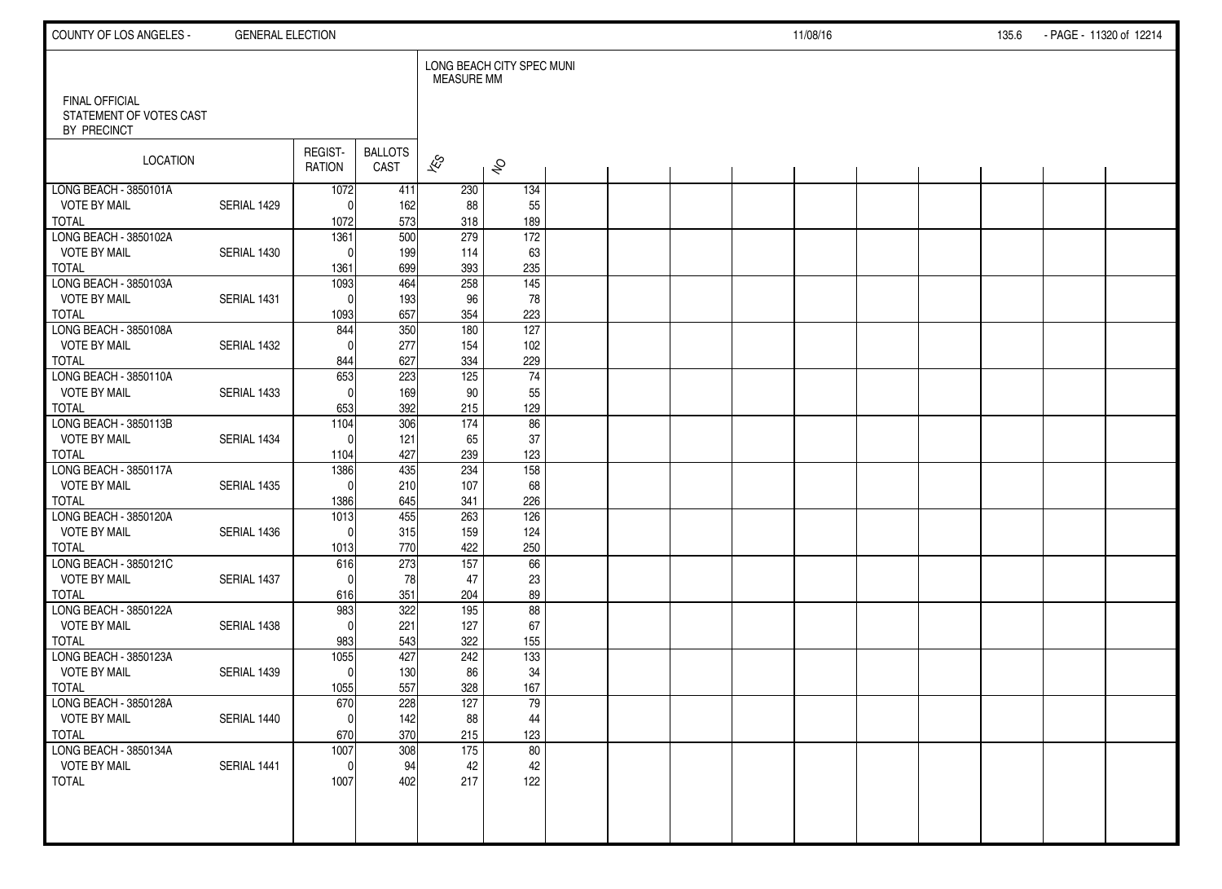FINAL OFFICIAL STATEMENT OF VOTES CAST BY PRECINCT

LONG BEACH CITY SPEC MUNI MEASURE MM

| LOCATION | | REGISTRATION | BALLOTS CAST | YES | NO |
|---|---|---|---|---|---|
| LONG BEACH - 3850101A | | 1072 | 411 | 230 | 134 |
| VOTE BY MAIL | SERIAL 1429 | 0 | 162 | 88 | 55 |
| TOTAL | | 1072 | 573 | 318 | 189 |
| LONG BEACH - 3850102A | | 1361 | 500 | 279 | 172 |
| VOTE BY MAIL | SERIAL 1430 | 0 | 199 | 114 | 63 |
| TOTAL | | 1361 | 699 | 393 | 235 |
| LONG BEACH - 3850103A | | 1093 | 464 | 258 | 145 |
| VOTE BY MAIL | SERIAL 1431 | 0 | 193 | 96 | 78 |
| TOTAL | | 1093 | 657 | 354 | 223 |
| LONG BEACH - 3850108A | | 844 | 350 | 180 | 127 |
| VOTE BY MAIL | SERIAL 1432 | 0 | 277 | 154 | 102 |
| TOTAL | | 844 | 627 | 334 | 229 |
| LONG BEACH - 3850110A | | 653 | 223 | 125 | 74 |
| VOTE BY MAIL | SERIAL 1433 | 0 | 169 | 90 | 55 |
| TOTAL | | 653 | 392 | 215 | 129 |
| LONG BEACH - 3850113B | | 1104 | 306 | 174 | 86 |
| VOTE BY MAIL | SERIAL 1434 | 0 | 121 | 65 | 37 |
| TOTAL | | 1104 | 427 | 239 | 123 |
| LONG BEACH - 3850117A | | 1386 | 435 | 234 | 158 |
| VOTE BY MAIL | SERIAL 1435 | 0 | 210 | 107 | 68 |
| TOTAL | | 1386 | 645 | 341 | 226 |
| LONG BEACH - 3850120A | | 1013 | 455 | 263 | 126 |
| VOTE BY MAIL | SERIAL 1436 | 0 | 315 | 159 | 124 |
| TOTAL | | 1013 | 770 | 422 | 250 |
| LONG BEACH - 3850121C | | 616 | 273 | 157 | 66 |
| VOTE BY MAIL | SERIAL 1437 | 0 | 78 | 47 | 23 |
| TOTAL | | 616 | 351 | 204 | 89 |
| LONG BEACH - 3850122A | | 983 | 322 | 195 | 88 |
| VOTE BY MAIL | SERIAL 1438 | 0 | 221 | 127 | 67 |
| TOTAL | | 983 | 543 | 322 | 155 |
| LONG BEACH - 3850123A | | 1055 | 427 | 242 | 133 |
| VOTE BY MAIL | SERIAL 1439 | 0 | 130 | 86 | 34 |
| TOTAL | | 1055 | 557 | 328 | 167 |
| LONG BEACH - 3850128A | | 670 | 228 | 127 | 79 |
| VOTE BY MAIL | SERIAL 1440 | 0 | 142 | 88 | 44 |
| TOTAL | | 670 | 370 | 215 | 123 |
| LONG BEACH - 3850134A | | 1007 | 308 | 175 | 80 |
| VOTE BY MAIL | SERIAL 1441 | 0 | 94 | 42 | 42 |
| TOTAL | | 1007 | 402 | 217 | 122 |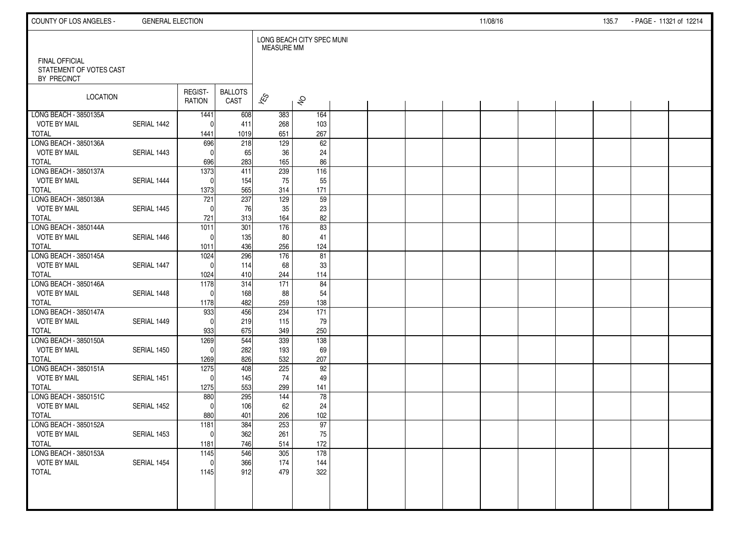FINAL OFFICIAL
STATEMENT OF VOTES CAST
BY PRECINCT

| LOCATION | | REGIST-RATION | BALLOTS CAST | LONG BEACH CITY SPEC MUNI MEASURE MM | |
|---|---|---|---|---|---|
| | | | | YES | NO |
| LONG BEACH - 3850135A | | 1441 | 608 | 383 | 164 |
| VOTE BY MAIL | SERIAL 1442 | 0 | 411 | 268 | 103 |
| TOTAL | | 1441 | 1019 | 651 | 267 |
| LONG BEACH - 3850136A | | 696 | 218 | 129 | 62 |
| VOTE BY MAIL | SERIAL 1443 | 0 | 65 | 36 | 24 |
| TOTAL | | 696 | 283 | 165 | 86 |
| LONG BEACH - 3850137A | | 1373 | 411 | 239 | 116 |
| VOTE BY MAIL | SERIAL 1444 | 0 | 154 | 75 | 55 |
| TOTAL | | 1373 | 565 | 314 | 171 |
| LONG BEACH - 3850138A | | 721 | 237 | 129 | 59 |
| VOTE BY MAIL | SERIAL 1445 | 0 | 76 | 35 | 23 |
| TOTAL | | 721 | 313 | 164 | 82 |
| LONG BEACH - 3850144A | | 1011 | 301 | 176 | 83 |
| VOTE BY MAIL | SERIAL 1446 | 0 | 135 | 80 | 41 |
| TOTAL | | 1011 | 436 | 256 | 124 |
| LONG BEACH - 3850145A | | 1024 | 296 | 176 | 81 |
| VOTE BY MAIL | SERIAL 1447 | 0 | 114 | 68 | 33 |
| TOTAL | | 1024 | 410 | 244 | 114 |
| LONG BEACH - 3850146A | | 1178 | 314 | 171 | 84 |
| VOTE BY MAIL | SERIAL 1448 | 0 | 168 | 88 | 54 |
| TOTAL | | 1178 | 482 | 259 | 138 |
| LONG BEACH - 3850147A | | 933 | 456 | 234 | 171 |
| VOTE BY MAIL | SERIAL 1449 | 0 | 219 | 115 | 79 |
| TOTAL | | 933 | 675 | 349 | 250 |
| LONG BEACH - 3850150A | | 1269 | 544 | 339 | 138 |
| VOTE BY MAIL | SERIAL 1450 | 0 | 282 | 193 | 69 |
| TOTAL | | 1269 | 826 | 532 | 207 |
| LONG BEACH - 3850151A | | 1275 | 408 | 225 | 92 |
| VOTE BY MAIL | SERIAL 1451 | 0 | 145 | 74 | 49 |
| TOTAL | | 1275 | 553 | 299 | 141 |
| LONG BEACH - 3850151C | | 880 | 295 | 144 | 78 |
| VOTE BY MAIL | SERIAL 1452 | 0 | 106 | 62 | 24 |
| TOTAL | | 880 | 401 | 206 | 102 |
| LONG BEACH - 3850152A | | 1181 | 384 | 253 | 97 |
| VOTE BY MAIL | SERIAL 1453 | 0 | 362 | 261 | 75 |
| TOTAL | | 1181 | 746 | 514 | 172 |
| LONG BEACH - 3850153A | | 1145 | 546 | 305 | 178 |
| VOTE BY MAIL | SERIAL 1454 | 0 | 366 | 174 | 144 |
| TOTAL | | 1145 | 912 | 479 | 322 |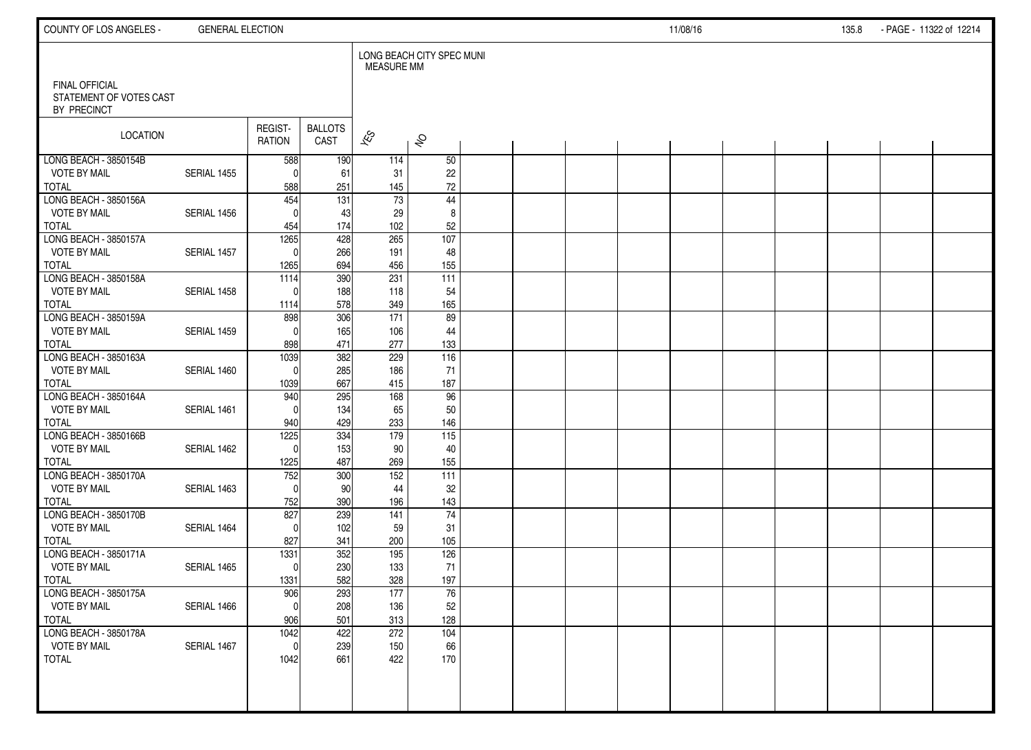FINAL OFFICIAL
STATEMENT OF VOTES CAST
BY PRECINCT

| LOCATION | | REGIST-RATION | BALLOTS CAST | LONG BEACH CITY SPEC MUNI MEASURE MM | |
|---|---|---|---|---|---|
| | | | | YES | NO |
| LONG BEACH - 3850154B | | 588 | 190 | 114 | 50 |
| VOTE BY MAIL | SERIAL 1455 | 0 | 61 | 31 | 22 |
| TOTAL | | 588 | 251 | 145 | 72 |
| LONG BEACH - 3850156A | | 454 | 131 | 73 | 44 |
| VOTE BY MAIL | SERIAL 1456 | 0 | 43 | 29 | 8 |
| TOTAL | | 454 | 174 | 102 | 52 |
| LONG BEACH - 3850157A | | 1265 | 428 | 265 | 107 |
| VOTE BY MAIL | SERIAL 1457 | 0 | 266 | 191 | 48 |
| TOTAL | | 1265 | 694 | 456 | 155 |
| LONG BEACH - 3850158A | | 1114 | 390 | 231 | 111 |
| VOTE BY MAIL | SERIAL 1458 | 0 | 188 | 118 | 54 |
| TOTAL | | 1114 | 578 | 349 | 165 |
| LONG BEACH - 3850159A | | 898 | 306 | 171 | 89 |
| VOTE BY MAIL | SERIAL 1459 | 0 | 165 | 106 | 44 |
| TOTAL | | 898 | 471 | 277 | 133 |
| LONG BEACH - 3850163A | | 1039 | 382 | 229 | 116 |
| VOTE BY MAIL | SERIAL 1460 | 0 | 285 | 186 | 71 |
| TOTAL | | 1039 | 667 | 415 | 187 |
| LONG BEACH - 3850164A | | 940 | 295 | 168 | 96 |
| VOTE BY MAIL | SERIAL 1461 | 0 | 134 | 65 | 50 |
| TOTAL | | 940 | 429 | 233 | 146 |
| LONG BEACH - 3850166B | | 1225 | 334 | 179 | 115 |
| VOTE BY MAIL | SERIAL 1462 | 0 | 153 | 90 | 40 |
| TOTAL | | 1225 | 487 | 269 | 155 |
| LONG BEACH - 3850170A | | 752 | 300 | 152 | 111 |
| VOTE BY MAIL | SERIAL 1463 | 0 | 90 | 44 | 32 |
| TOTAL | | 752 | 390 | 196 | 143 |
| LONG BEACH - 3850170B | | 827 | 239 | 141 | 74 |
| VOTE BY MAIL | SERIAL 1464 | 0 | 102 | 59 | 31 |
| TOTAL | | 827 | 341 | 200 | 105 |
| LONG BEACH - 3850171A | | 1331 | 352 | 195 | 126 |
| VOTE BY MAIL | SERIAL 1465 | 0 | 230 | 133 | 71 |
| TOTAL | | 1331 | 582 | 328 | 197 |
| LONG BEACH - 3850175A | | 906 | 293 | 177 | 76 |
| VOTE BY MAIL | SERIAL 1466 | 0 | 208 | 136 | 52 |
| TOTAL | | 906 | 501 | 313 | 128 |
| LONG BEACH - 3850178A | | 1042 | 422 | 272 | 104 |
| VOTE BY MAIL | SERIAL 1467 | 0 | 239 | 150 | 66 |
| TOTAL | | 1042 | 661 | 422 | 170 |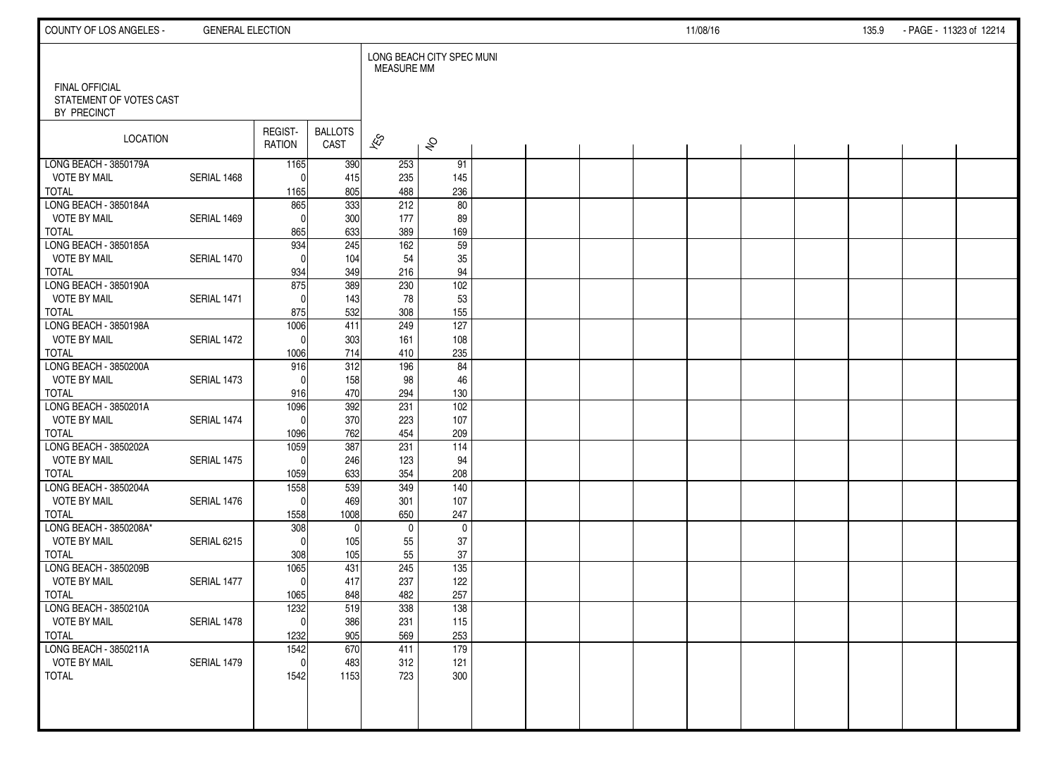FINAL OFFICIAL
STATEMENT OF VOTES CAST
BY PRECINCT

LONG BEACH CITY SPEC MUNI
MEASURE MM

| LOCATION | | REGIST-RATION | BALLOTS CAST | YES | NO |
|---|---|---|---|---|---|
| LONG BEACH - 3850179A | | 1165 | 390 | 253 | 91 |
| VOTE BY MAIL | SERIAL 1468 | 0 | 415 | 235 | 145 |
| TOTAL | | 1165 | 805 | 488 | 236 |
| LONG BEACH - 3850184A | | 865 | 333 | 212 | 80 |
| VOTE BY MAIL | SERIAL 1469 | 0 | 300 | 177 | 89 |
| TOTAL | | 865 | 633 | 389 | 169 |
| LONG BEACH - 3850185A | | 934 | 245 | 162 | 59 |
| VOTE BY MAIL | SERIAL 1470 | 0 | 104 | 54 | 35 |
| TOTAL | | 934 | 349 | 216 | 94 |
| LONG BEACH - 3850190A | | 875 | 389 | 230 | 102 |
| VOTE BY MAIL | SERIAL 1471 | 0 | 143 | 78 | 53 |
| TOTAL | | 875 | 532 | 308 | 155 |
| LONG BEACH - 3850198A | | 1006 | 411 | 249 | 127 |
| VOTE BY MAIL | SERIAL 1472 | 0 | 303 | 161 | 108 |
| TOTAL | | 1006 | 714 | 410 | 235 |
| LONG BEACH - 3850200A | | 916 | 312 | 196 | 84 |
| VOTE BY MAIL | SERIAL 1473 | 0 | 158 | 98 | 46 |
| TOTAL | | 916 | 470 | 294 | 130 |
| LONG BEACH - 3850201A | | 1096 | 392 | 231 | 102 |
| VOTE BY MAIL | SERIAL 1474 | 0 | 370 | 223 | 107 |
| TOTAL | | 1096 | 762 | 454 | 209 |
| LONG BEACH - 3850202A | | 1059 | 387 | 231 | 114 |
| VOTE BY MAIL | SERIAL 1475 | 0 | 246 | 123 | 94 |
| TOTAL | | 1059 | 633 | 354 | 208 |
| LONG BEACH - 3850204A | | 1558 | 539 | 349 | 140 |
| VOTE BY MAIL | SERIAL 1476 | 0 | 469 | 301 | 107 |
| TOTAL | | 1558 | 1008 | 650 | 247 |
| LONG BEACH - 3850208A* | | 308 | 0 | 0 | 0 |
| VOTE BY MAIL | SERIAL 6215 | 0 | 105 | 55 | 37 |
| TOTAL | | 308 | 105 | 55 | 37 |
| LONG BEACH - 3850209B | | 1065 | 431 | 245 | 135 |
| VOTE BY MAIL | SERIAL 1477 | 0 | 417 | 237 | 122 |
| TOTAL | | 1065 | 848 | 482 | 257 |
| LONG BEACH - 3850210A | | 1232 | 519 | 338 | 138 |
| VOTE BY MAIL | SERIAL 1478 | 0 | 386 | 231 | 115 |
| TOTAL | | 1232 | 905 | 569 | 253 |
| LONG BEACH - 3850211A | | 1542 | 670 | 411 | 179 |
| VOTE BY MAIL | SERIAL 1479 | 0 | 483 | 312 | 121 |
| TOTAL | | 1542 | 1153 | 723 | 300 |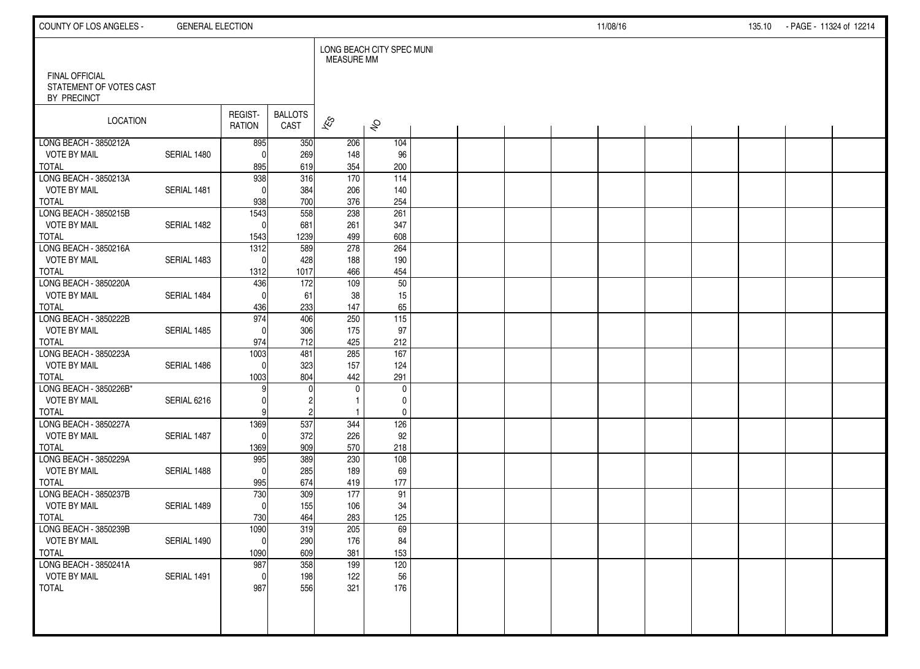FINAL OFFICIAL STATEMENT OF VOTES CAST BY PRECINCT

LONG BEACH CITY SPEC MUNI MEASURE MM

| LOCATION | | REGIST-RATION | BALLOTS CAST | YES | NO |
|---|---|---|---|---|---|
| LONG BEACH - 3850212A | | 895 | 350 | 206 | 104 |
| VOTE BY MAIL | SERIAL 1480 | 0 | 269 | 148 | 96 |
| TOTAL | | 895 | 619 | 354 | 200 |
| LONG BEACH - 3850213A | | 938 | 316 | 170 | 114 |
| VOTE BY MAIL | SERIAL 1481 | 0 | 384 | 206 | 140 |
| TOTAL | | 938 | 700 | 376 | 254 |
| LONG BEACH - 3850215B | | 1543 | 558 | 238 | 261 |
| VOTE BY MAIL | SERIAL 1482 | 0 | 681 | 261 | 347 |
| TOTAL | | 1543 | 1239 | 499 | 608 |
| LONG BEACH - 3850216A | | 1312 | 589 | 278 | 264 |
| VOTE BY MAIL | SERIAL 1483 | 0 | 428 | 188 | 190 |
| TOTAL | | 1312 | 1017 | 466 | 454 |
| LONG BEACH - 3850220A | | 436 | 172 | 109 | 50 |
| VOTE BY MAIL | SERIAL 1484 | 0 | 61 | 38 | 15 |
| TOTAL | | 436 | 233 | 147 | 65 |
| LONG BEACH - 3850222B | | 974 | 406 | 250 | 115 |
| VOTE BY MAIL | SERIAL 1485 | 0 | 306 | 175 | 97 |
| TOTAL | | 974 | 712 | 425 | 212 |
| LONG BEACH - 3850223A | | 1003 | 481 | 285 | 167 |
| VOTE BY MAIL | SERIAL 1486 | 0 | 323 | 157 | 124 |
| TOTAL | | 1003 | 804 | 442 | 291 |
| LONG BEACH - 3850226B* | | 9 | 0 | 0 | 0 |
| VOTE BY MAIL | SERIAL 6216 | 0 | 2 | 1 | 0 |
| TOTAL | | 9 | 2 | 1 | 0 |
| LONG BEACH - 3850227A | | 1369 | 537 | 344 | 126 |
| VOTE BY MAIL | SERIAL 1487 | 0 | 372 | 226 | 92 |
| TOTAL | | 1369 | 909 | 570 | 218 |
| LONG BEACH - 3850229A | | 995 | 389 | 230 | 108 |
| VOTE BY MAIL | SERIAL 1488 | 0 | 285 | 189 | 69 |
| TOTAL | | 995 | 674 | 419 | 177 |
| LONG BEACH - 3850237B | | 730 | 309 | 177 | 91 |
| VOTE BY MAIL | SERIAL 1489 | 0 | 155 | 106 | 34 |
| TOTAL | | 730 | 464 | 283 | 125 |
| LONG BEACH - 3850239B | | 1090 | 319 | 205 | 69 |
| VOTE BY MAIL | SERIAL 1490 | 0 | 290 | 176 | 84 |
| TOTAL | | 1090 | 609 | 381 | 153 |
| LONG BEACH - 3850241A | | 987 | 358 | 199 | 120 |
| VOTE BY MAIL | SERIAL 1491 | 0 | 198 | 122 | 56 |
| TOTAL | | 987 | 556 | 321 | 176 |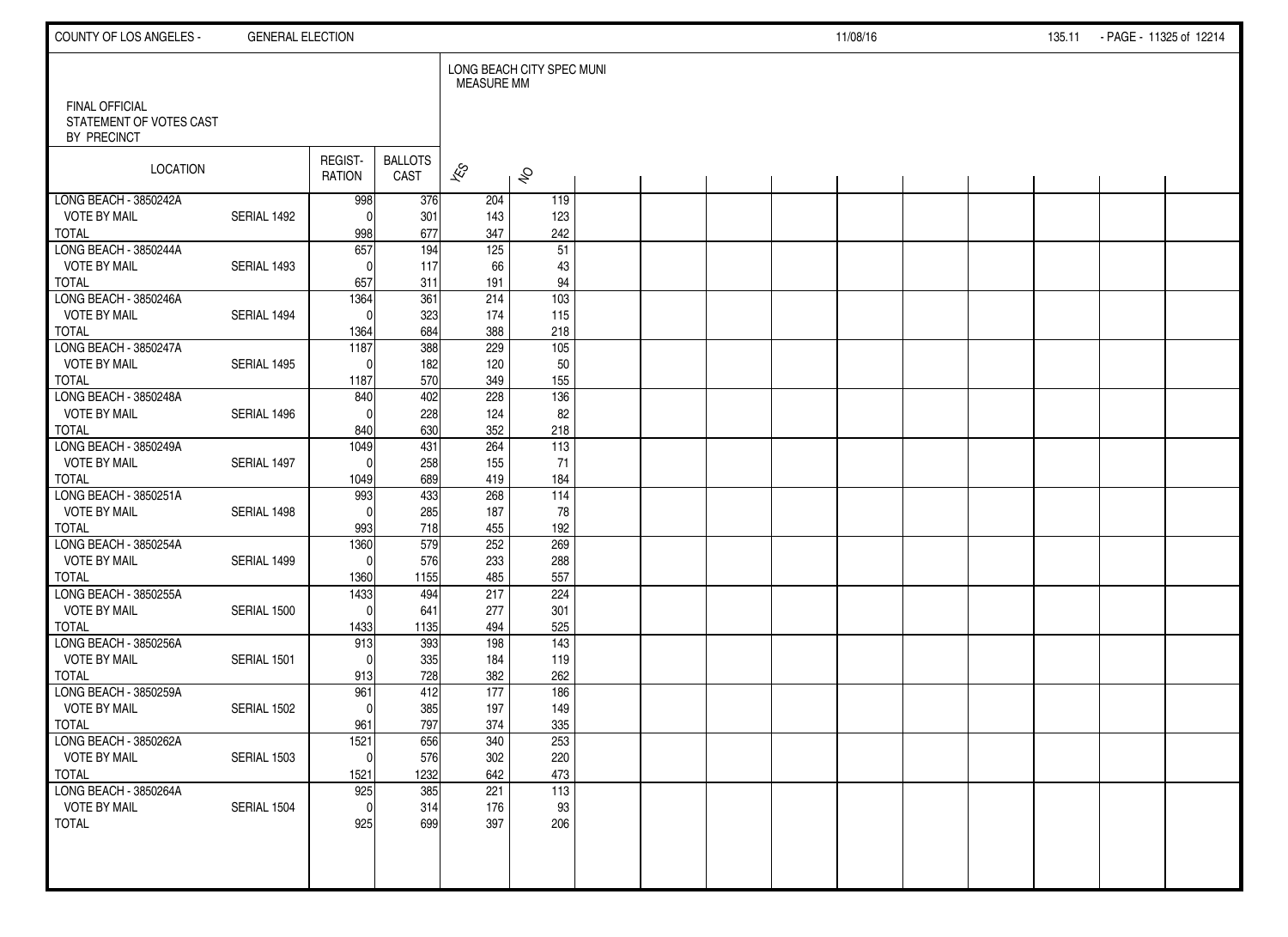FINAL OFFICIAL
STATEMENT OF VOTES CAST
BY PRECINCT

LONG BEACH CITY SPEC MUNI
MEASURE MM

| LOCATION | | REGIST-RATION | BALLOTS CAST | YES | NO |
|---|---|---|---|---|---|
| LONG BEACH - 3850242A | | 998 | 376 | 204 | 119 |
| VOTE BY MAIL | SERIAL 1492 | 0 | 301 | 143 | 123 |
| TOTAL | | 998 | 677 | 347 | 242 |
| LONG BEACH - 3850244A | | 657 | 194 | 125 | 51 |
| VOTE BY MAIL | SERIAL 1493 | 0 | 117 | 66 | 43 |
| TOTAL | | 657 | 311 | 191 | 94 |
| LONG BEACH - 3850246A | | 1364 | 361 | 214 | 103 |
| VOTE BY MAIL | SERIAL 1494 | 0 | 323 | 174 | 115 |
| TOTAL | | 1364 | 684 | 388 | 218 |
| LONG BEACH - 3850247A | | 1187 | 388 | 229 | 105 |
| VOTE BY MAIL | SERIAL 1495 | 0 | 182 | 120 | 50 |
| TOTAL | | 1187 | 570 | 349 | 155 |
| LONG BEACH - 3850248A | | 840 | 402 | 228 | 136 |
| VOTE BY MAIL | SERIAL 1496 | 0 | 228 | 124 | 82 |
| TOTAL | | 840 | 630 | 352 | 218 |
| LONG BEACH - 3850249A | | 1049 | 431 | 264 | 113 |
| VOTE BY MAIL | SERIAL 1497 | 0 | 258 | 155 | 71 |
| TOTAL | | 1049 | 689 | 419 | 184 |
| LONG BEACH - 3850251A | | 993 | 433 | 268 | 114 |
| VOTE BY MAIL | SERIAL 1498 | 0 | 285 | 187 | 78 |
| TOTAL | | 993 | 718 | 455 | 192 |
| LONG BEACH - 3850254A | | 1360 | 579 | 252 | 269 |
| VOTE BY MAIL | SERIAL 1499 | 0 | 576 | 233 | 288 |
| TOTAL | | 1360 | 1155 | 485 | 557 |
| LONG BEACH - 3850255A | | 1433 | 494 | 217 | 224 |
| VOTE BY MAIL | SERIAL 1500 | 0 | 641 | 277 | 301 |
| TOTAL | | 1433 | 1135 | 494 | 525 |
| LONG BEACH - 3850256A | | 913 | 393 | 198 | 143 |
| VOTE BY MAIL | SERIAL 1501 | 0 | 335 | 184 | 119 |
| TOTAL | | 913 | 728 | 382 | 262 |
| LONG BEACH - 3850259A | | 961 | 412 | 177 | 186 |
| VOTE BY MAIL | SERIAL 1502 | 0 | 385 | 197 | 149 |
| TOTAL | | 961 | 797 | 374 | 335 |
| LONG BEACH - 3850262A | | 1521 | 656 | 340 | 253 |
| VOTE BY MAIL | SERIAL 1503 | 0 | 576 | 302 | 220 |
| TOTAL | | 1521 | 1232 | 642 | 473 |
| LONG BEACH - 3850264A | | 925 | 385 | 221 | 113 |
| VOTE BY MAIL | SERIAL 1504 | 0 | 314 | 176 | 93 |
| TOTAL | | 925 | 699 | 397 | 206 |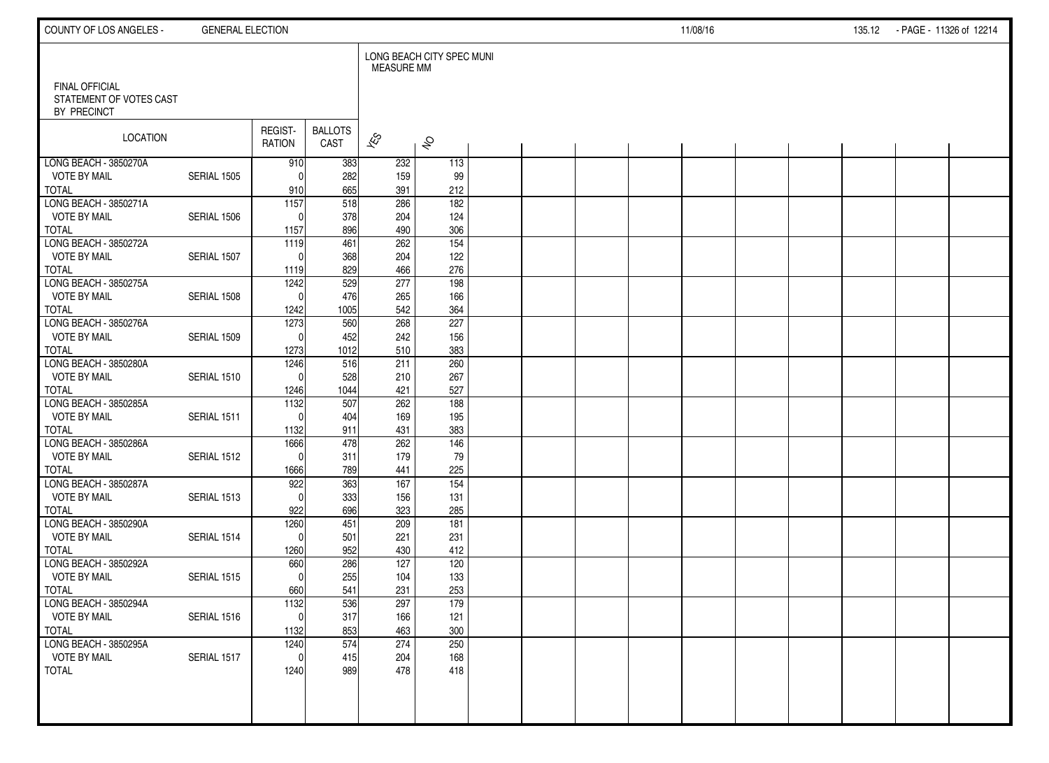FINAL OFFICIAL
STATEMENT OF VOTES CAST
BY PRECINCT

LONG BEACH CITY SPEC MUNI
MEASURE MM

| LOCATION | | REGIST-RATION | BALLOTS CAST | YES | NO |
|---|---|---|---|---|---|
| LONG BEACH - 3850270A | | 910 | 383 | 232 | 113 |
| VOTE BY MAIL | SERIAL 1505 | 0 | 282 | 159 | 99 |
| TOTAL | | 910 | 665 | 391 | 212 |
| LONG BEACH - 3850271A | | 1157 | 518 | 286 | 182 |
| VOTE BY MAIL | SERIAL 1506 | 0 | 378 | 204 | 124 |
| TOTAL | | 1157 | 896 | 490 | 306 |
| LONG BEACH - 3850272A | | 1119 | 461 | 262 | 154 |
| VOTE BY MAIL | SERIAL 1507 | 0 | 368 | 204 | 122 |
| TOTAL | | 1119 | 829 | 466 | 276 |
| LONG BEACH - 3850275A | | 1242 | 529 | 277 | 198 |
| VOTE BY MAIL | SERIAL 1508 | 0 | 476 | 265 | 166 |
| TOTAL | | 1242 | 1005 | 542 | 364 |
| LONG BEACH - 3850276A | | 1273 | 560 | 268 | 227 |
| VOTE BY MAIL | SERIAL 1509 | 0 | 452 | 242 | 156 |
| TOTAL | | 1273 | 1012 | 510 | 383 |
| LONG BEACH - 3850280A | | 1246 | 516 | 211 | 260 |
| VOTE BY MAIL | SERIAL 1510 | 0 | 528 | 210 | 267 |
| TOTAL | | 1246 | 1044 | 421 | 527 |
| LONG BEACH - 3850285A | | 1132 | 507 | 262 | 188 |
| VOTE BY MAIL | SERIAL 1511 | 0 | 404 | 169 | 195 |
| TOTAL | | 1132 | 911 | 431 | 383 |
| LONG BEACH - 3850286A | | 1666 | 478 | 262 | 146 |
| VOTE BY MAIL | SERIAL 1512 | 0 | 311 | 179 | 79 |
| TOTAL | | 1666 | 789 | 441 | 225 |
| LONG BEACH - 3850287A | | 922 | 363 | 167 | 154 |
| VOTE BY MAIL | SERIAL 1513 | 0 | 333 | 156 | 131 |
| TOTAL | | 922 | 696 | 323 | 285 |
| LONG BEACH - 3850290A | | 1260 | 451 | 209 | 181 |
| VOTE BY MAIL | SERIAL 1514 | 0 | 501 | 221 | 231 |
| TOTAL | | 1260 | 952 | 430 | 412 |
| LONG BEACH - 3850292A | | 660 | 286 | 127 | 120 |
| VOTE BY MAIL | SERIAL 1515 | 0 | 255 | 104 | 133 |
| TOTAL | | 660 | 541 | 231 | 253 |
| LONG BEACH - 3850294A | | 1132 | 536 | 297 | 179 |
| VOTE BY MAIL | SERIAL 1516 | 0 | 317 | 166 | 121 |
| TOTAL | | 1132 | 853 | 463 | 300 |
| LONG BEACH - 3850295A | | 1240 | 574 | 274 | 250 |
| VOTE BY MAIL | SERIAL 1517 | 0 | 415 | 204 | 168 |
| TOTAL | | 1240 | 989 | 478 | 418 |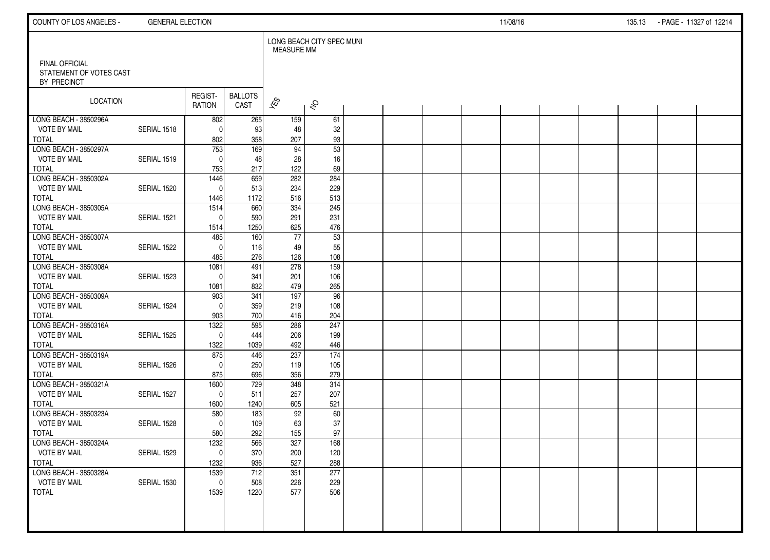FINAL OFFICIAL STATEMENT OF VOTES CAST BY PRECINCT

LONG BEACH CITY SPEC MUNI MEASURE MM

| LOCATION | | REGIST- RATION | BALLOTS CAST | YES | NO |
|---|---|---|---|---|---|
| LONG BEACH - 3850296A | | 802 | 265 | 159 | 61 |
| VOTE BY MAIL | SERIAL 1518 | 0 | 93 | 48 | 32 |
| TOTAL | | 802 | 358 | 207 | 93 |
| LONG BEACH - 3850297A | | 753 | 169 | 94 | 53 |
| VOTE BY MAIL | SERIAL 1519 | 0 | 48 | 28 | 16 |
| TOTAL | | 753 | 217 | 122 | 69 |
| LONG BEACH - 3850302A | | 1446 | 659 | 282 | 284 |
| VOTE BY MAIL | SERIAL 1520 | 0 | 513 | 234 | 229 |
| TOTAL | | 1446 | 1172 | 516 | 513 |
| LONG BEACH - 3850305A | | 1514 | 660 | 334 | 245 |
| VOTE BY MAIL | SERIAL 1521 | 0 | 590 | 291 | 231 |
| TOTAL | | 1514 | 1250 | 625 | 476 |
| LONG BEACH - 3850307A | | 485 | 160 | 77 | 53 |
| VOTE BY MAIL | SERIAL 1522 | 0 | 116 | 49 | 55 |
| TOTAL | | 485 | 276 | 126 | 108 |
| LONG BEACH - 3850308A | | 1081 | 491 | 278 | 159 |
| VOTE BY MAIL | SERIAL 1523 | 0 | 341 | 201 | 106 |
| TOTAL | | 1081 | 832 | 479 | 265 |
| LONG BEACH - 3850309A | | 903 | 341 | 197 | 96 |
| VOTE BY MAIL | SERIAL 1524 | 0 | 359 | 219 | 108 |
| TOTAL | | 903 | 700 | 416 | 204 |
| LONG BEACH - 3850316A | | 1322 | 595 | 286 | 247 |
| VOTE BY MAIL | SERIAL 1525 | 0 | 444 | 206 | 199 |
| TOTAL | | 1322 | 1039 | 492 | 446 |
| LONG BEACH - 3850319A | | 875 | 446 | 237 | 174 |
| VOTE BY MAIL | SERIAL 1526 | 0 | 250 | 119 | 105 |
| TOTAL | | 875 | 696 | 356 | 279 |
| LONG BEACH - 3850321A | | 1600 | 729 | 348 | 314 |
| VOTE BY MAIL | SERIAL 1527 | 0 | 511 | 257 | 207 |
| TOTAL | | 1600 | 1240 | 605 | 521 |
| LONG BEACH - 3850323A | | 580 | 183 | 92 | 60 |
| VOTE BY MAIL | SERIAL 1528 | 0 | 109 | 63 | 37 |
| TOTAL | | 580 | 292 | 155 | 97 |
| LONG BEACH - 3850324A | | 1232 | 566 | 327 | 168 |
| VOTE BY MAIL | SERIAL 1529 | 0 | 370 | 200 | 120 |
| TOTAL | | 1232 | 936 | 527 | 288 |
| LONG BEACH - 3850328A | | 1539 | 712 | 351 | 277 |
| VOTE BY MAIL | SERIAL 1530 | 0 | 508 | 226 | 229 |
| TOTAL | | 1539 | 1220 | 577 | 506 |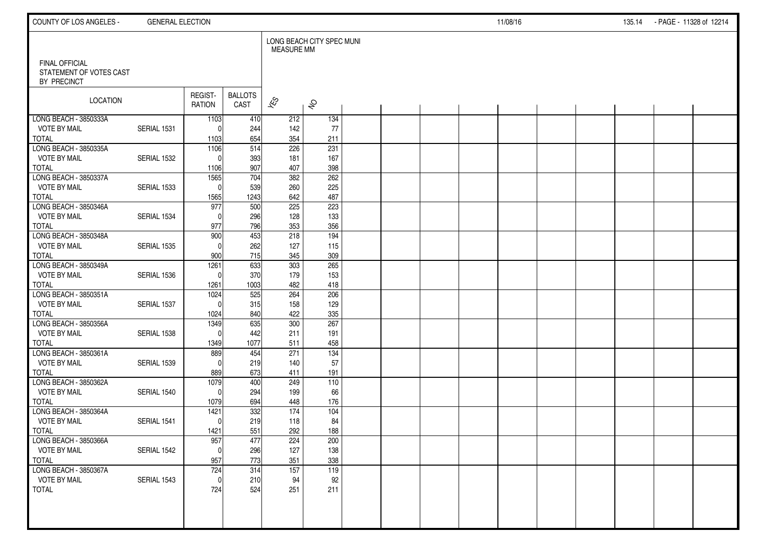FINAL OFFICIAL
STATEMENT OF VOTES CAST
BY PRECINCT

LONG BEACH CITY SPEC MUNI
MEASURE MM

| LOCATION | | REGIST-RATION | BALLOTS CAST | YES | NO |
|---|---|---|---|---|---|
| LONG BEACH - 3850333A | | 1103 | 410 | 212 | 134 |
| VOTE BY MAIL | SERIAL 1531 | 0 | 244 | 142 | 77 |
| TOTAL | | 1103 | 654 | 354 | 211 |
| LONG BEACH - 3850335A | | 1106 | 514 | 226 | 231 |
| VOTE BY MAIL | SERIAL 1532 | 0 | 393 | 181 | 167 |
| TOTAL | | 1106 | 907 | 407 | 398 |
| LONG BEACH - 3850337A | | 1565 | 704 | 382 | 262 |
| VOTE BY MAIL | SERIAL 1533 | 0 | 539 | 260 | 225 |
| TOTAL | | 1565 | 1243 | 642 | 487 |
| LONG BEACH - 3850346A | | 977 | 500 | 225 | 223 |
| VOTE BY MAIL | SERIAL 1534 | 0 | 296 | 128 | 133 |
| TOTAL | | 977 | 796 | 353 | 356 |
| LONG BEACH - 3850348A | | 900 | 453 | 218 | 194 |
| VOTE BY MAIL | SERIAL 1535 | 0 | 262 | 127 | 115 |
| TOTAL | | 900 | 715 | 345 | 309 |
| LONG BEACH - 3850349A | | 1261 | 633 | 303 | 265 |
| VOTE BY MAIL | SERIAL 1536 | 0 | 370 | 179 | 153 |
| TOTAL | | 1261 | 1003 | 482 | 418 |
| LONG BEACH - 3850351A | | 1024 | 525 | 264 | 206 |
| VOTE BY MAIL | SERIAL 1537 | 0 | 315 | 158 | 129 |
| TOTAL | | 1024 | 840 | 422 | 335 |
| LONG BEACH - 3850356A | | 1349 | 635 | 300 | 267 |
| VOTE BY MAIL | SERIAL 1538 | 0 | 442 | 211 | 191 |
| TOTAL | | 1349 | 1077 | 511 | 458 |
| LONG BEACH - 3850361A | | 889 | 454 | 271 | 134 |
| VOTE BY MAIL | SERIAL 1539 | 0 | 219 | 140 | 57 |
| TOTAL | | 889 | 673 | 411 | 191 |
| LONG BEACH - 3850362A | | 1079 | 400 | 249 | 110 |
| VOTE BY MAIL | SERIAL 1540 | 0 | 294 | 199 | 66 |
| TOTAL | | 1079 | 694 | 448 | 176 |
| LONG BEACH - 3850364A | | 1421 | 332 | 174 | 104 |
| VOTE BY MAIL | SERIAL 1541 | 0 | 219 | 118 | 84 |
| TOTAL | | 1421 | 551 | 292 | 188 |
| LONG BEACH - 3850366A | | 957 | 477 | 224 | 200 |
| VOTE BY MAIL | SERIAL 1542 | 0 | 296 | 127 | 138 |
| TOTAL | | 957 | 773 | 351 | 338 |
| LONG BEACH - 3850367A | | 724 | 314 | 157 | 119 |
| VOTE BY MAIL | SERIAL 1543 | 0 | 210 | 94 | 92 |
| TOTAL | | 724 | 524 | 251 | 211 |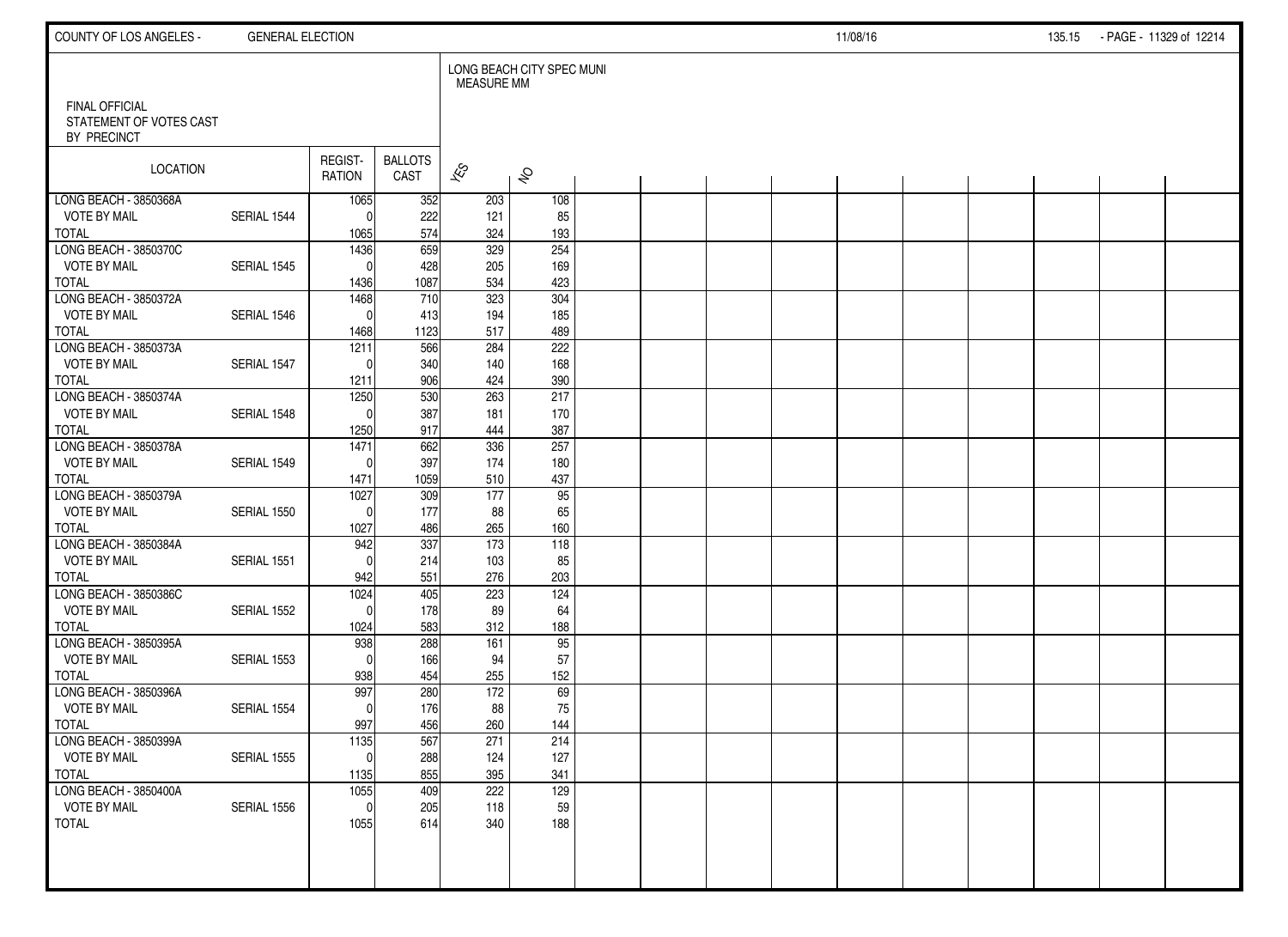FINAL OFFICIAL STATEMENT OF VOTES CAST BY PRECINCT

LONG BEACH CITY SPEC MUNI MEASURE MM

| LOCATION | | REGIST-RATION | BALLOTS CAST | YES | NO |
|---|---|---|---|---|---|
| LONG BEACH - 3850368A | | 1065 | 352 | 203 | 108 |
| VOTE BY MAIL | SERIAL 1544 | 0 | 222 | 121 | 85 |
| TOTAL | | 1065 | 574 | 324 | 193 |
| LONG BEACH - 3850370C | | 1436 | 659 | 329 | 254 |
| VOTE BY MAIL | SERIAL 1545 | 0 | 428 | 205 | 169 |
| TOTAL | | 1436 | 1087 | 534 | 423 |
| LONG BEACH - 3850372A | | 1468 | 710 | 323 | 304 |
| VOTE BY MAIL | SERIAL 1546 | 0 | 413 | 194 | 185 |
| TOTAL | | 1468 | 1123 | 517 | 489 |
| LONG BEACH - 3850373A | | 1211 | 566 | 284 | 222 |
| VOTE BY MAIL | SERIAL 1547 | 0 | 340 | 140 | 168 |
| TOTAL | | 1211 | 906 | 424 | 390 |
| LONG BEACH - 3850374A | | 1250 | 530 | 263 | 217 |
| VOTE BY MAIL | SERIAL 1548 | 0 | 387 | 181 | 170 |
| TOTAL | | 1250 | 917 | 444 | 387 |
| LONG BEACH - 3850378A | | 1471 | 662 | 336 | 257 |
| VOTE BY MAIL | SERIAL 1549 | 0 | 397 | 174 | 180 |
| TOTAL | | 1471 | 1059 | 510 | 437 |
| LONG BEACH - 3850379A | | 1027 | 309 | 177 | 95 |
| VOTE BY MAIL | SERIAL 1550 | 0 | 177 | 88 | 65 |
| TOTAL | | 1027 | 486 | 265 | 160 |
| LONG BEACH - 3850384A | | 942 | 337 | 173 | 118 |
| VOTE BY MAIL | SERIAL 1551 | 0 | 214 | 103 | 85 |
| TOTAL | | 942 | 551 | 276 | 203 |
| LONG BEACH - 3850386C | | 1024 | 405 | 223 | 124 |
| VOTE BY MAIL | SERIAL 1552 | 0 | 178 | 89 | 64 |
| TOTAL | | 1024 | 583 | 312 | 188 |
| LONG BEACH - 3850395A | | 938 | 288 | 161 | 95 |
| VOTE BY MAIL | SERIAL 1553 | 0 | 166 | 94 | 57 |
| TOTAL | | 938 | 454 | 255 | 152 |
| LONG BEACH - 3850396A | | 997 | 280 | 172 | 69 |
| VOTE BY MAIL | SERIAL 1554 | 0 | 176 | 88 | 75 |
| TOTAL | | 997 | 456 | 260 | 144 |
| LONG BEACH - 3850399A | | 1135 | 567 | 271 | 214 |
| VOTE BY MAIL | SERIAL 1555 | 0 | 288 | 124 | 127 |
| TOTAL | | 1135 | 855 | 395 | 341 |
| LONG BEACH - 3850400A | | 1055 | 409 | 222 | 129 |
| VOTE BY MAIL | SERIAL 1556 | 0 | 205 | 118 | 59 |
| TOTAL | | 1055 | 614 | 340 | 188 |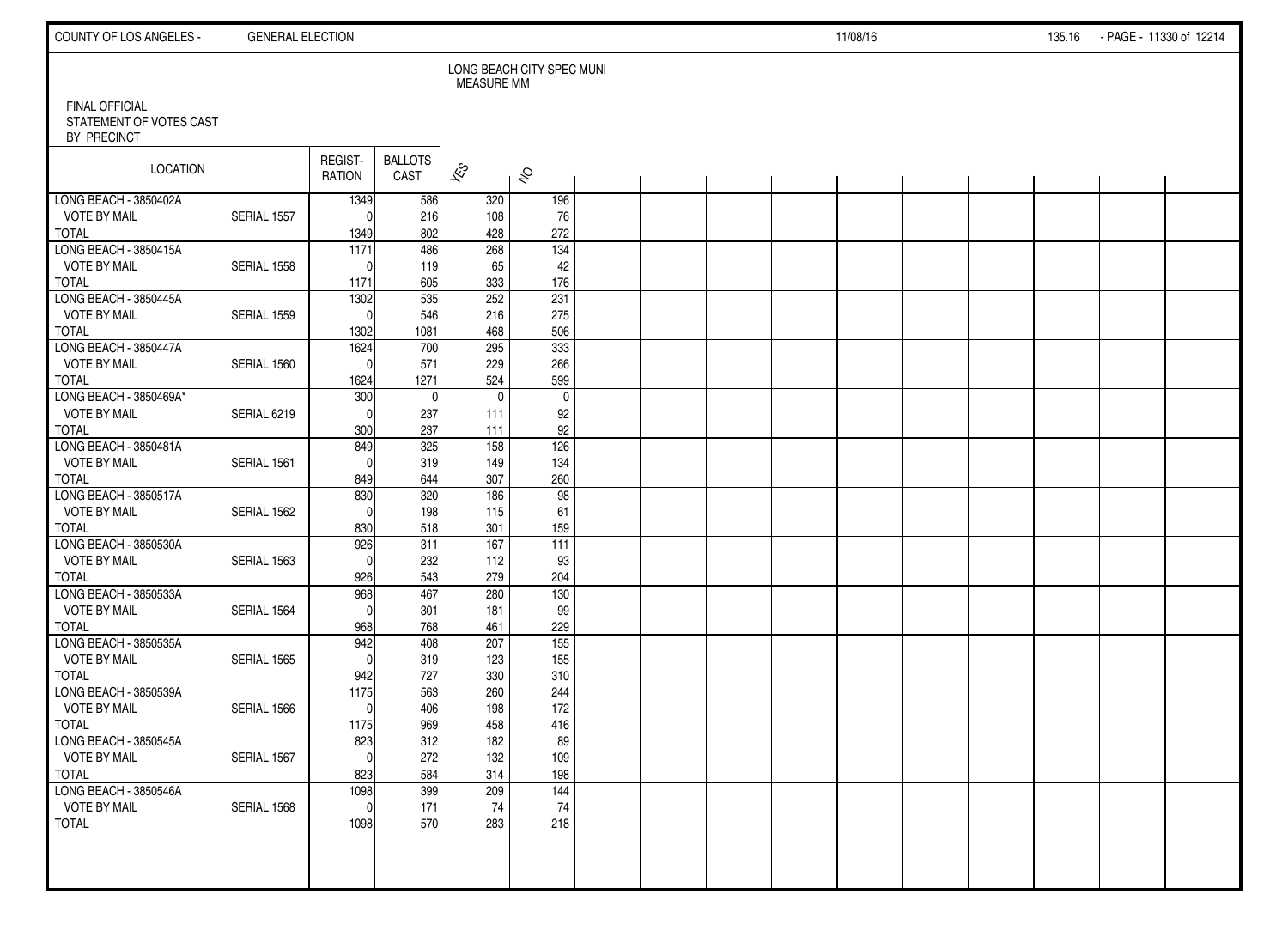FINAL OFFICIAL
STATEMENT OF VOTES CAST
BY PRECINCT

| LOCATION | | REGISTRATION | BALLOTS CAST | LONG BEACH CITY SPEC MUNI MEASURE MM | |
|---|---|---|---|---|---|
| | | | | YES | NO |
| LONG BEACH - 3850402A | | 1349 | 586 | 320 | 196 |
| VOTE BY MAIL | SERIAL 1557 | 0 | 216 | 108 | 76 |
| TOTAL | | 1349 | 802 | 428 | 272 |
| LONG BEACH - 3850415A | | 1171 | 486 | 268 | 134 |
| VOTE BY MAIL | SERIAL 1558 | 0 | 119 | 65 | 42 |
| TOTAL | | 1171 | 605 | 333 | 176 |
| LONG BEACH - 3850445A | | 1302 | 535 | 252 | 231 |
| VOTE BY MAIL | SERIAL 1559 | 0 | 546 | 216 | 275 |
| TOTAL | | 1302 | 1081 | 468 | 506 |
| LONG BEACH - 3850447A | | 1624 | 700 | 295 | 333 |
| VOTE BY MAIL | SERIAL 1560 | 0 | 571 | 229 | 266 |
| TOTAL | | 1624 | 1271 | 524 | 599 |
| LONG BEACH - 3850469A* | | 300 | 0 | 0 | 0 |
| VOTE BY MAIL | SERIAL 6219 | 0 | 237 | 111 | 92 |
| TOTAL | | 300 | 237 | 111 | 92 |
| LONG BEACH - 3850481A | | 849 | 325 | 158 | 126 |
| VOTE BY MAIL | SERIAL 1561 | 0 | 319 | 149 | 134 |
| TOTAL | | 849 | 644 | 307 | 260 |
| LONG BEACH - 3850517A | | 830 | 320 | 186 | 98 |
| VOTE BY MAIL | SERIAL 1562 | 0 | 198 | 115 | 61 |
| TOTAL | | 830 | 518 | 301 | 159 |
| LONG BEACH - 3850530A | | 926 | 311 | 167 | 111 |
| VOTE BY MAIL | SERIAL 1563 | 0 | 232 | 112 | 93 |
| TOTAL | | 926 | 543 | 279 | 204 |
| LONG BEACH - 3850533A | | 968 | 467 | 280 | 130 |
| VOTE BY MAIL | SERIAL 1564 | 0 | 301 | 181 | 99 |
| TOTAL | | 968 | 768 | 461 | 229 |
| LONG BEACH - 3850535A | | 942 | 408 | 207 | 155 |
| VOTE BY MAIL | SERIAL 1565 | 0 | 319 | 123 | 155 |
| TOTAL | | 942 | 727 | 330 | 310 |
| LONG BEACH - 3850539A | | 1175 | 563 | 260 | 244 |
| VOTE BY MAIL | SERIAL 1566 | 0 | 406 | 198 | 172 |
| TOTAL | | 1175 | 969 | 458 | 416 |
| LONG BEACH - 3850545A | | 823 | 312 | 182 | 89 |
| VOTE BY MAIL | SERIAL 1567 | 0 | 272 | 132 | 109 |
| TOTAL | | 823 | 584 | 314 | 198 |
| LONG BEACH - 3850546A | | 1098 | 399 | 209 | 144 |
| VOTE BY MAIL | SERIAL 1568 | 0 | 171 | 74 | 74 |
| TOTAL | | 1098 | 570 | 283 | 218 |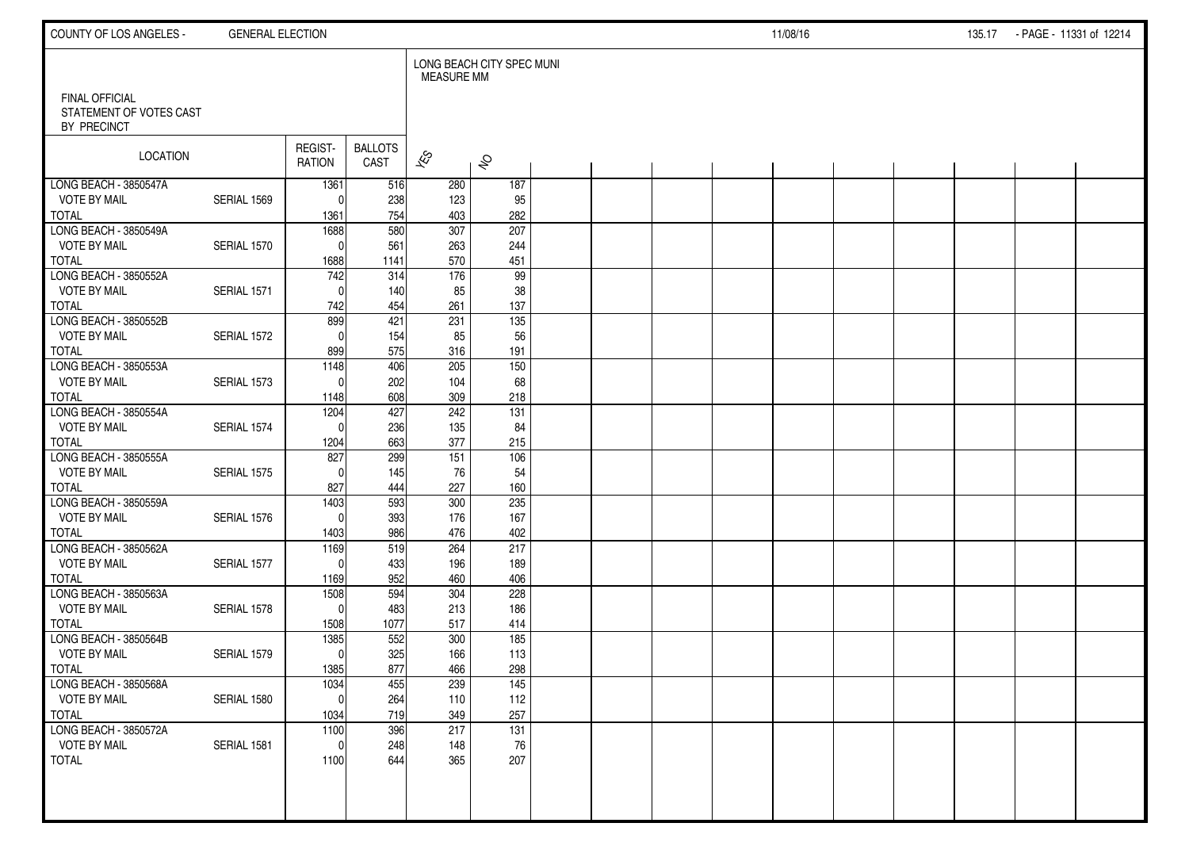COUNTY OF LOS ANGELES - GENERAL ELECTION 11/08/16

FINAL OFFICIAL
STATEMENT OF VOTES CAST
BY PRECINCT

LONG BEACH CITY SPEC MUNI
MEASURE MM

| LOCATION | | REGIST-RATION | BALLOTS CAST | YES | NO |
|---|---|---|---|---|---|
| LONG BEACH - 3850547A | | 1361 | 516 | 280 | 187 |
| VOTE BY MAIL | SERIAL 1569 | 0 | 238 | 123 | 95 |
| TOTAL | | 1361 | 754 | 403 | 282 |
| LONG BEACH - 3850549A | | 1688 | 580 | 307 | 207 |
| VOTE BY MAIL | SERIAL 1570 | 0 | 561 | 263 | 244 |
| TOTAL | | 1688 | 1141 | 570 | 451 |
| LONG BEACH - 3850552A | | 742 | 314 | 176 | 99 |
| VOTE BY MAIL | SERIAL 1571 | 0 | 140 | 85 | 38 |
| TOTAL | | 742 | 454 | 261 | 137 |
| LONG BEACH - 3850552B | | 899 | 421 | 231 | 135 |
| VOTE BY MAIL | SERIAL 1572 | 0 | 154 | 85 | 56 |
| TOTAL | | 899 | 575 | 316 | 191 |
| LONG BEACH - 3850553A | | 1148 | 406 | 205 | 150 |
| VOTE BY MAIL | SERIAL 1573 | 0 | 202 | 104 | 68 |
| TOTAL | | 1148 | 608 | 309 | 218 |
| LONG BEACH - 3850554A | | 1204 | 427 | 242 | 131 |
| VOTE BY MAIL | SERIAL 1574 | 0 | 236 | 135 | 84 |
| TOTAL | | 1204 | 663 | 377 | 215 |
| LONG BEACH - 3850555A | | 827 | 299 | 151 | 106 |
| VOTE BY MAIL | SERIAL 1575 | 0 | 145 | 76 | 54 |
| TOTAL | | 827 | 444 | 227 | 160 |
| LONG BEACH - 3850559A | | 1403 | 593 | 300 | 235 |
| VOTE BY MAIL | SERIAL 1576 | 0 | 393 | 176 | 167 |
| TOTAL | | 1403 | 986 | 476 | 402 |
| LONG BEACH - 3850562A | | 1169 | 519 | 264 | 217 |
| VOTE BY MAIL | SERIAL 1577 | 0 | 433 | 196 | 189 |
| TOTAL | | 1169 | 952 | 460 | 406 |
| LONG BEACH - 3850563A | | 1508 | 594 | 304 | 228 |
| VOTE BY MAIL | SERIAL 1578 | 0 | 483 | 213 | 186 |
| TOTAL | | 1508 | 1077 | 517 | 414 |
| LONG BEACH - 3850564B | | 1385 | 552 | 300 | 185 |
| VOTE BY MAIL | SERIAL 1579 | 0 | 325 | 166 | 113 |
| TOTAL | | 1385 | 877 | 466 | 298 |
| LONG BEACH - 3850568A | | 1034 | 455 | 239 | 145 |
| VOTE BY MAIL | SERIAL 1580 | 0 | 264 | 110 | 112 |
| TOTAL | | 1034 | 719 | 349 | 257 |
| LONG BEACH - 3850572A | | 1100 | 396 | 217 | 131 |
| VOTE BY MAIL | SERIAL 1581 | 0 | 248 | 148 | 76 |
| TOTAL | | 1100 | 644 | 365 | 207 |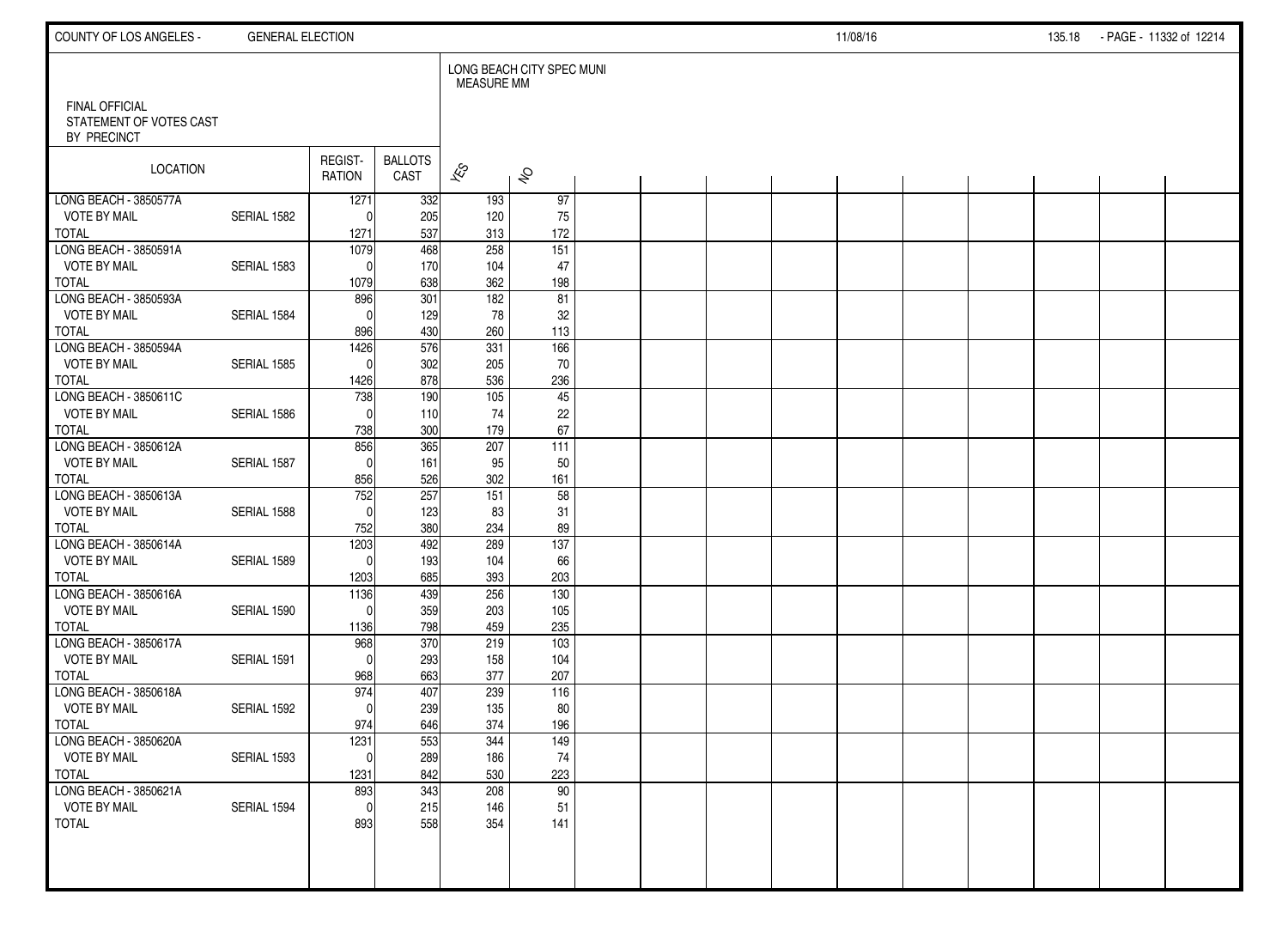FINAL OFFICIAL
STATEMENT OF VOTES CAST
BY PRECINCT

| LOCATION | | REGISTRATION | BALLOTS CAST | LONG BEACH CITY SPEC MUNI MEASURE MM | |
|---|---|---|---|---|---|
| | | | | YES | NO |
| LONG BEACH - 3850577A | | 1271 | 332 | 193 | 97 |
| VOTE BY MAIL | SERIAL 1582 | 0 | 205 | 120 | 75 |
| TOTAL | | 1271 | 537 | 313 | 172 |
| LONG BEACH - 3850591A | | 1079 | 468 | 258 | 151 |
| VOTE BY MAIL | SERIAL 1583 | 0 | 170 | 104 | 47 |
| TOTAL | | 1079 | 638 | 362 | 198 |
| LONG BEACH - 3850593A | | 896 | 301 | 182 | 81 |
| VOTE BY MAIL | SERIAL 1584 | 0 | 129 | 78 | 32 |
| TOTAL | | 896 | 430 | 260 | 113 |
| LONG BEACH - 3850594A | | 1426 | 576 | 331 | 166 |
| VOTE BY MAIL | SERIAL 1585 | 0 | 302 | 205 | 70 |
| TOTAL | | 1426 | 878 | 536 | 236 |
| LONG BEACH - 3850611C | | 738 | 190 | 105 | 45 |
| VOTE BY MAIL | SERIAL 1586 | 0 | 110 | 74 | 22 |
| TOTAL | | 738 | 300 | 179 | 67 |
| LONG BEACH - 3850612A | | 856 | 365 | 207 | 111 |
| VOTE BY MAIL | SERIAL 1587 | 0 | 161 | 95 | 50 |
| TOTAL | | 856 | 526 | 302 | 161 |
| LONG BEACH - 3850613A | | 752 | 257 | 151 | 58 |
| VOTE BY MAIL | SERIAL 1588 | 0 | 123 | 83 | 31 |
| TOTAL | | 752 | 380 | 234 | 89 |
| LONG BEACH - 3850614A | | 1203 | 492 | 289 | 137 |
| VOTE BY MAIL | SERIAL 1589 | 0 | 193 | 104 | 66 |
| TOTAL | | 1203 | 685 | 393 | 203 |
| LONG BEACH - 3850616A | | 1136 | 439 | 256 | 130 |
| VOTE BY MAIL | SERIAL 1590 | 0 | 359 | 203 | 105 |
| TOTAL | | 1136 | 798 | 459 | 235 |
| LONG BEACH - 3850617A | | 968 | 370 | 219 | 103 |
| VOTE BY MAIL | SERIAL 1591 | 0 | 293 | 158 | 104 |
| TOTAL | | 968 | 663 | 377 | 207 |
| LONG BEACH - 3850618A | | 974 | 407 | 239 | 116 |
| VOTE BY MAIL | SERIAL 1592 | 0 | 239 | 135 | 80 |
| TOTAL | | 974 | 646 | 374 | 196 |
| LONG BEACH - 3850620A | | 1231 | 553 | 344 | 149 |
| VOTE BY MAIL | SERIAL 1593 | 0 | 289 | 186 | 74 |
| TOTAL | | 1231 | 842 | 530 | 223 |
| LONG BEACH - 3850621A | | 893 | 343 | 208 | 90 |
| VOTE BY MAIL | SERIAL 1594 | 0 | 215 | 146 | 51 |
| TOTAL | | 893 | 558 | 354 | 141 |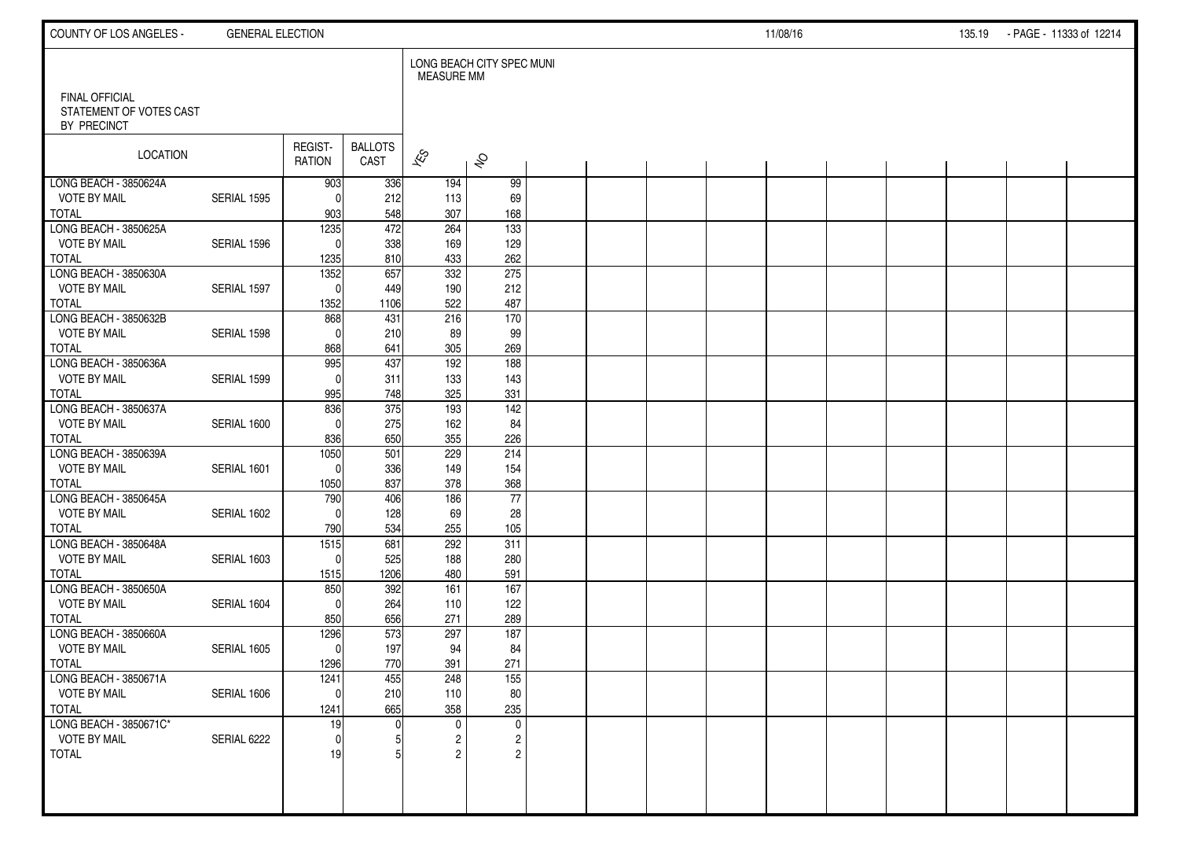FINAL OFFICIAL
STATEMENT OF VOTES CAST
BY PRECINCT

LONG BEACH CITY SPEC MUNI
MEASURE MM

| LOCATION | | REGISTRATION | BALLOTS CAST | YES | NO |
|---|---|---|---|---|---|
| LONG BEACH - 3850624A | | 903 | 336 | 194 | 99 |
| VOTE BY MAIL | SERIAL 1595 | 0 | 212 | 113 | 69 |
| TOTAL | | 903 | 548 | 307 | 168 |
| LONG BEACH - 3850625A | | 1235 | 472 | 264 | 133 |
| VOTE BY MAIL | SERIAL 1596 | 0 | 338 | 169 | 129 |
| TOTAL | | 1235 | 810 | 433 | 262 |
| LONG BEACH - 3850630A | | 1352 | 657 | 332 | 275 |
| VOTE BY MAIL | SERIAL 1597 | 0 | 449 | 190 | 212 |
| TOTAL | | 1352 | 1106 | 522 | 487 |
| LONG BEACH - 3850632B | | 868 | 431 | 216 | 170 |
| VOTE BY MAIL | SERIAL 1598 | 0 | 210 | 89 | 99 |
| TOTAL | | 868 | 641 | 305 | 269 |
| LONG BEACH - 3850636A | | 995 | 437 | 192 | 188 |
| VOTE BY MAIL | SERIAL 1599 | 0 | 311 | 133 | 143 |
| TOTAL | | 995 | 748 | 325 | 331 |
| LONG BEACH - 3850637A | | 836 | 375 | 193 | 142 |
| VOTE BY MAIL | SERIAL 1600 | 0 | 275 | 162 | 84 |
| TOTAL | | 836 | 650 | 355 | 226 |
| LONG BEACH - 3850639A | | 1050 | 501 | 229 | 214 |
| VOTE BY MAIL | SERIAL 1601 | 0 | 336 | 149 | 154 |
| TOTAL | | 1050 | 837 | 378 | 368 |
| LONG BEACH - 3850645A | | 790 | 406 | 186 | 77 |
| VOTE BY MAIL | SERIAL 1602 | 0 | 128 | 69 | 28 |
| TOTAL | | 790 | 534 | 255 | 105 |
| LONG BEACH - 3850648A | | 1515 | 681 | 292 | 311 |
| VOTE BY MAIL | SERIAL 1603 | 0 | 525 | 188 | 280 |
| TOTAL | | 1515 | 1206 | 480 | 591 |
| LONG BEACH - 3850650A | | 850 | 392 | 161 | 167 |
| VOTE BY MAIL | SERIAL 1604 | 0 | 264 | 110 | 122 |
| TOTAL | | 850 | 656 | 271 | 289 |
| LONG BEACH - 3850660A | | 1296 | 573 | 297 | 187 |
| VOTE BY MAIL | SERIAL 1605 | 0 | 197 | 94 | 84 |
| TOTAL | | 1296 | 770 | 391 | 271 |
| LONG BEACH - 3850671A | | 1241 | 455 | 248 | 155 |
| VOTE BY MAIL | SERIAL 1606 | 0 | 210 | 110 | 80 |
| TOTAL | | 1241 | 665 | 358 | 235 |
| LONG BEACH - 3850671C* | | 19 | 0 | 0 | 0 |
| VOTE BY MAIL | SERIAL 6222 | 0 | 5 | 2 | 2 |
| TOTAL | | 19 | 5 | 2 | 2 |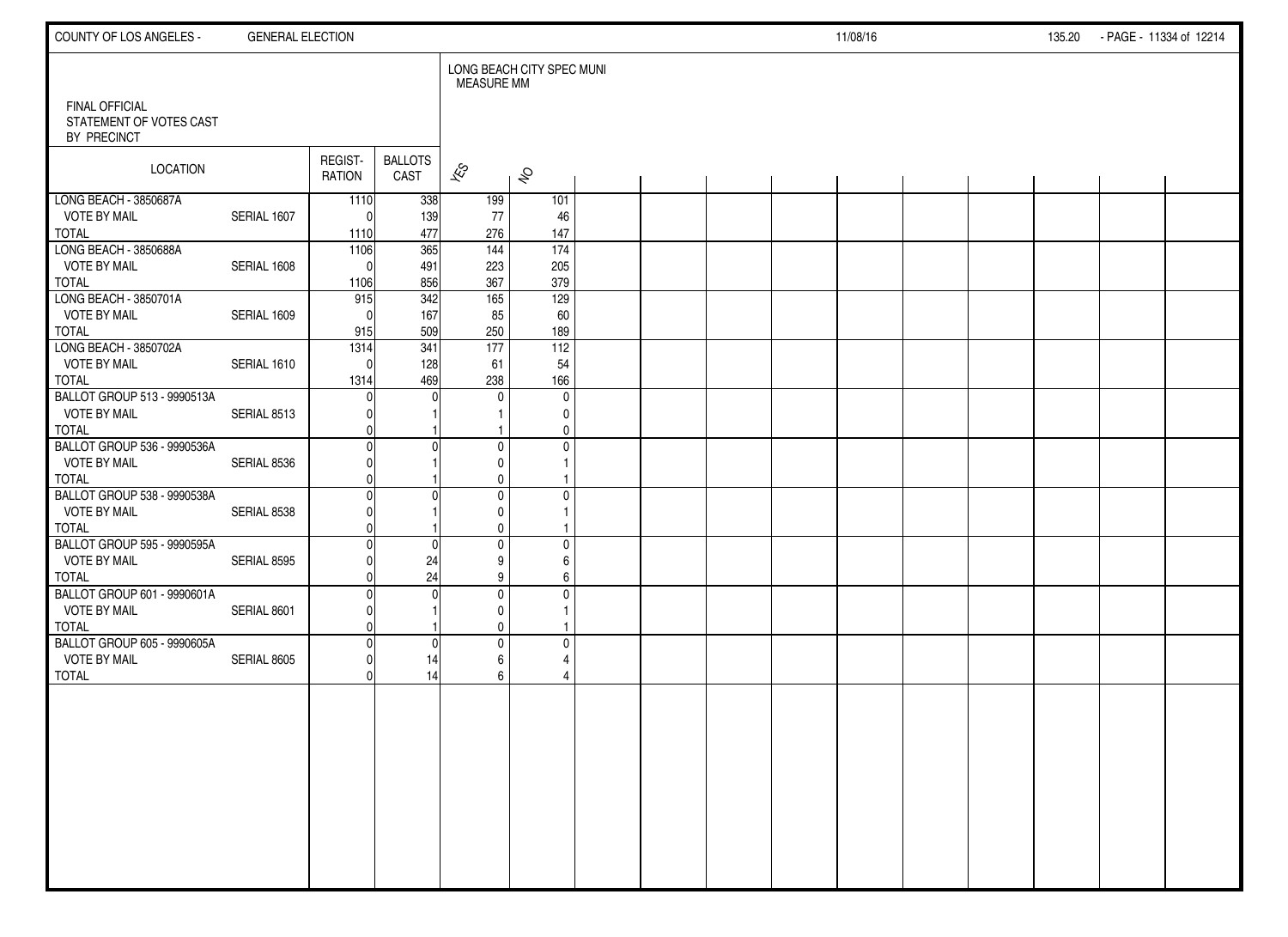FINAL OFFICIAL STATEMENT OF VOTES CAST BY PRECINCT

LONG BEACH CITY SPEC MUNI MEASURE MM

| LOCATION | | REGISTRATION | BALLOTS CAST | YES | NO |
|---|---|---|---|---|---|
| LONG BEACH - 3850687A | | 1110 | 338 | 199 | 101 |
| VOTE BY MAIL | SERIAL 1607 | 0 | 139 | 77 | 46 |
| TOTAL | | 1110 | 477 | 276 | 147 |
| LONG BEACH - 3850688A | | 1106 | 365 | 144 | 174 |
| VOTE BY MAIL | SERIAL 1608 | 0 | 491 | 223 | 205 |
| TOTAL | | 1106 | 856 | 367 | 379 |
| LONG BEACH - 3850701A | | 915 | 342 | 165 | 129 |
| VOTE BY MAIL | SERIAL 1609 | 0 | 167 | 85 | 60 |
| TOTAL | | 915 | 509 | 250 | 189 |
| LONG BEACH - 3850702A | | 1314 | 341 | 177 | 112 |
| VOTE BY MAIL | SERIAL 1610 | 0 | 128 | 61 | 54 |
| TOTAL | | 1314 | 469 | 238 | 166 |
| BALLOT GROUP 513 - 9990513A | | 0 | 0 | 0 | 0 |
| VOTE BY MAIL | SERIAL 8513 | 0 | 1 | 1 | 0 |
| TOTAL | | 0 | 1 | 1 | 0 |
| BALLOT GROUP 536 - 9990536A | | 0 | 0 | 0 | 0 |
| VOTE BY MAIL | SERIAL 8536 | 0 | 1 | 0 | 1 |
| TOTAL | | 0 | 1 | 0 | 1 |
| BALLOT GROUP 538 - 9990538A | | 0 | 0 | 0 | 0 |
| VOTE BY MAIL | SERIAL 8538 | 0 | 1 | 0 | 1 |
| TOTAL | | 0 | 1 | 0 | 1 |
| BALLOT GROUP 595 - 9990595A | | 0 | 0 | 0 | 0 |
| VOTE BY MAIL | SERIAL 8595 | 0 | 24 | 9 | 6 |
| TOTAL | | 0 | 24 | 9 | 6 |
| BALLOT GROUP 601 - 9990601A | | 0 | 0 | 0 | 0 |
| VOTE BY MAIL | SERIAL 8601 | 0 | 1 | 0 | 1 |
| TOTAL | | 0 | 1 | 0 | 1 |
| BALLOT GROUP 605 - 9990605A | | 0 | 0 | 0 | 0 |
| VOTE BY MAIL | SERIAL 8605 | 0 | 14 | 6 | 4 |
| TOTAL | | 0 | 14 | 6 | 4 |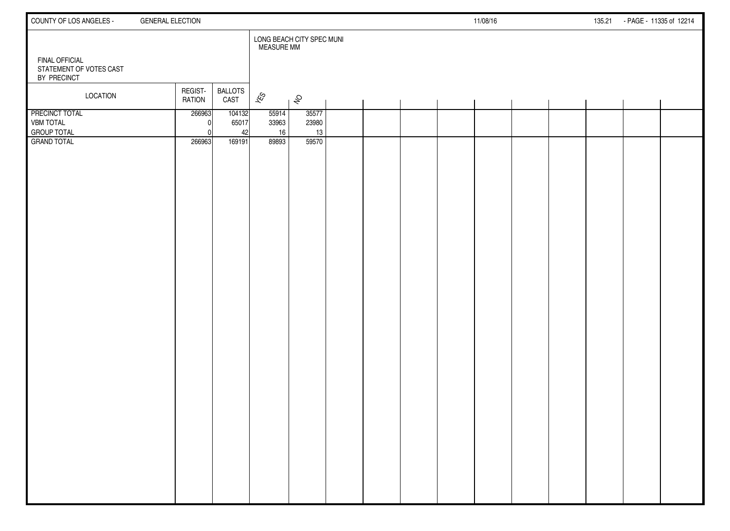FINAL OFFICIAL
STATEMENT OF VOTES CAST
BY PRECINCT

LONG BEACH CITY SPEC MUNI
MEASURE MM

| LOCATION | REGIST-RATION | BALLOTS CAST | YES | NO |
|---|---|---|---|---|
| PRECINCT TOTAL | 266963 | 104132 | 55914 | 35577 |
| VBM TOTAL | 0 | 65017 | 33963 | 23980 |
| GROUP TOTAL | 0 | 42 | 16 | 13 |
| GRAND TOTAL | 266963 | 169191 | 89893 | 59570 |